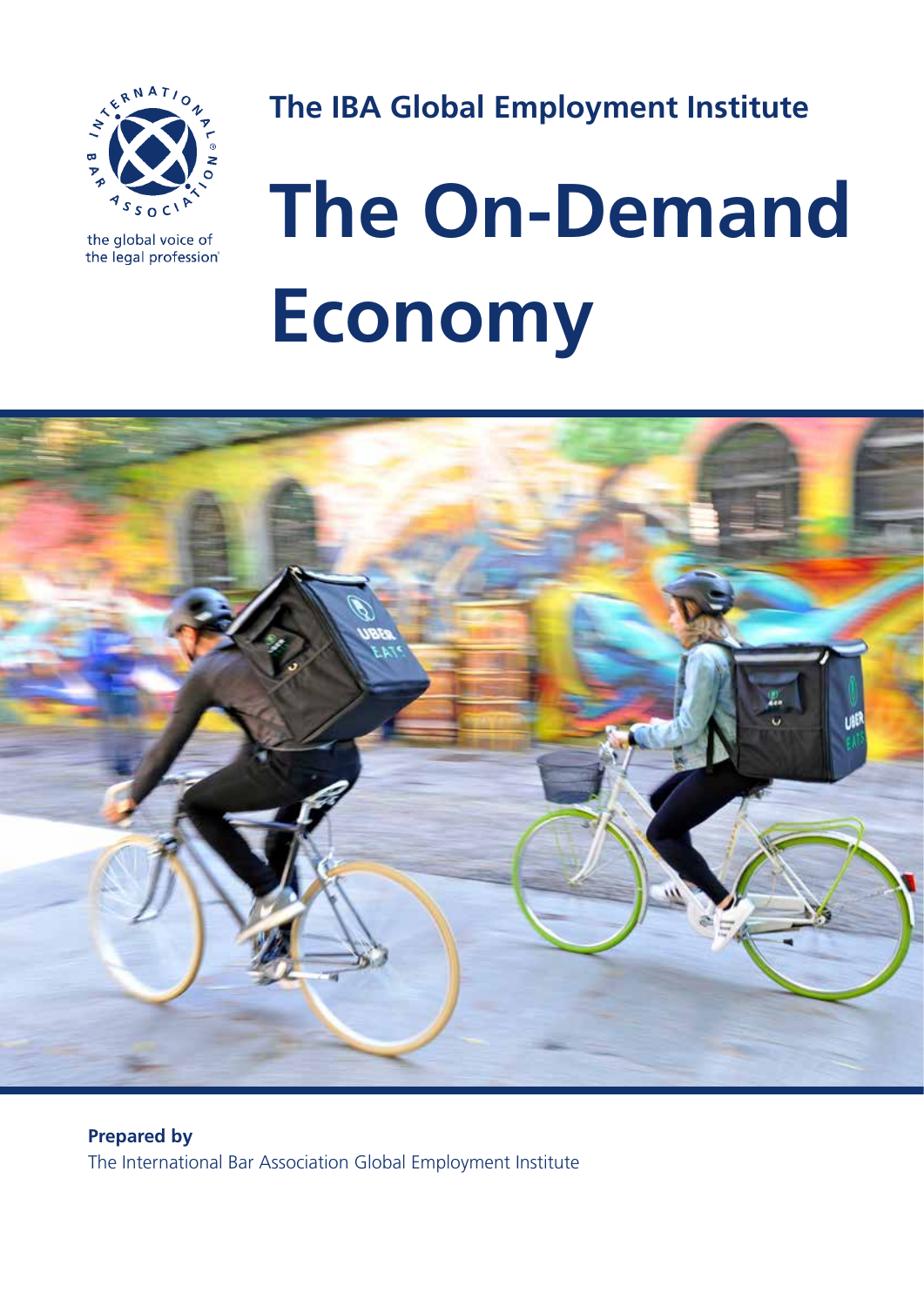the global voice of the legal profession

**The IBA Global Employment Institute**

# The On-Demand Economy

**Prepared by**

The International Bar Association Global Employment Institute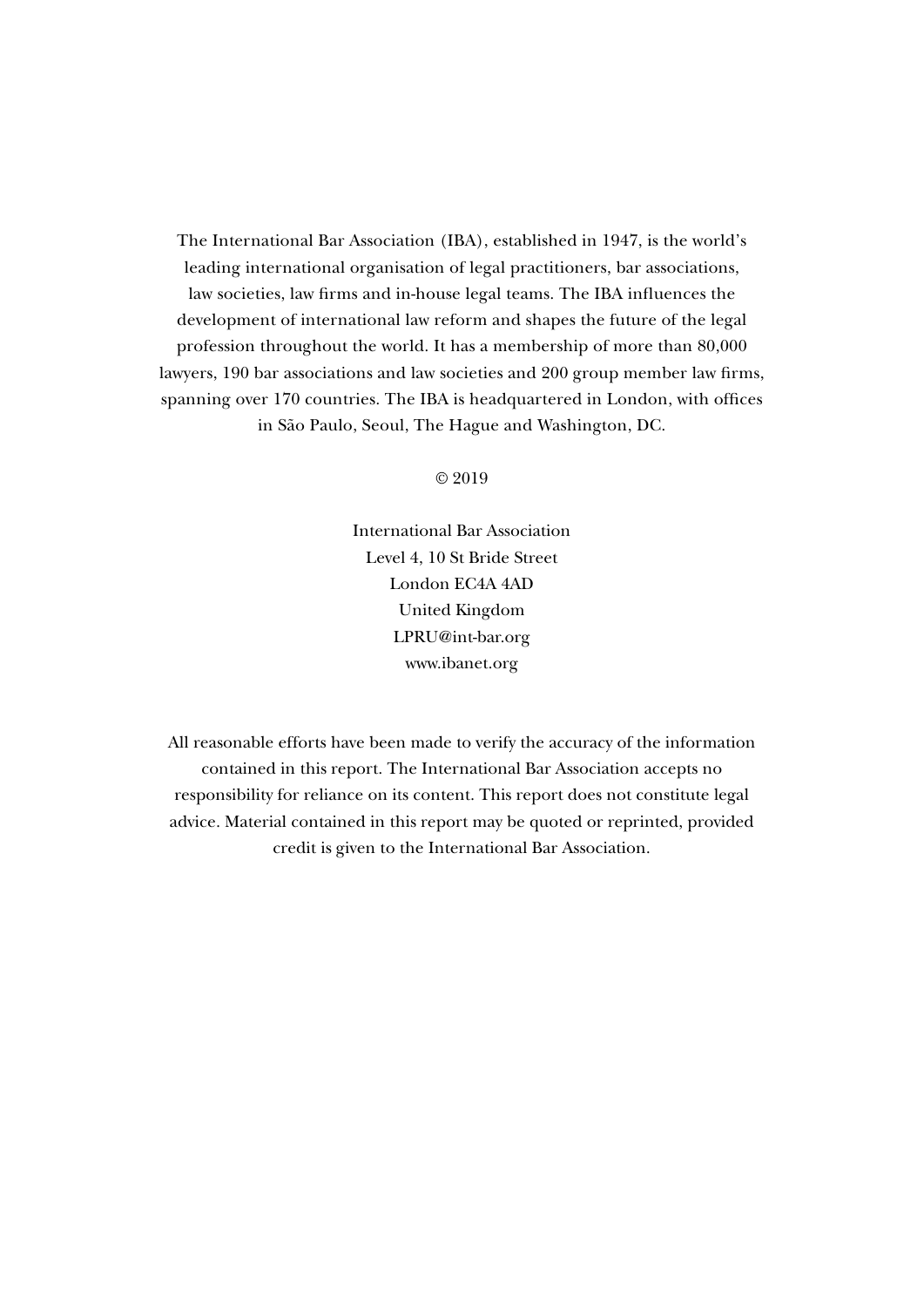The International Bar Association (IBA), established in 1947, is the world's leading international organisation of legal practitioners, bar associations, law societies, law firms and in-house legal teams. The IBA influences the development of international law reform and shapes the future of the legal profession throughout the world. It has a membership of more than 80,000 lawyers, 190 bar associations and law societies and 200 group member law firms, spanning over 170 countries. The IBA is headquartered in London, with offices in São Paulo, Seoul, The Hague and Washington, DC.

© 2019

International Bar Association
Level 4, 10 St Bride Street
London EC4A 4AD
United Kingdom
LPRU@int-bar.org
www.ibanet.org

All reasonable efforts have been made to verify the accuracy of the information contained in this report. The International Bar Association accepts no responsibility for reliance on its content. This report does not constitute legal advice. Material contained in this report may be quoted or reprinted, provided credit is given to the International Bar Association.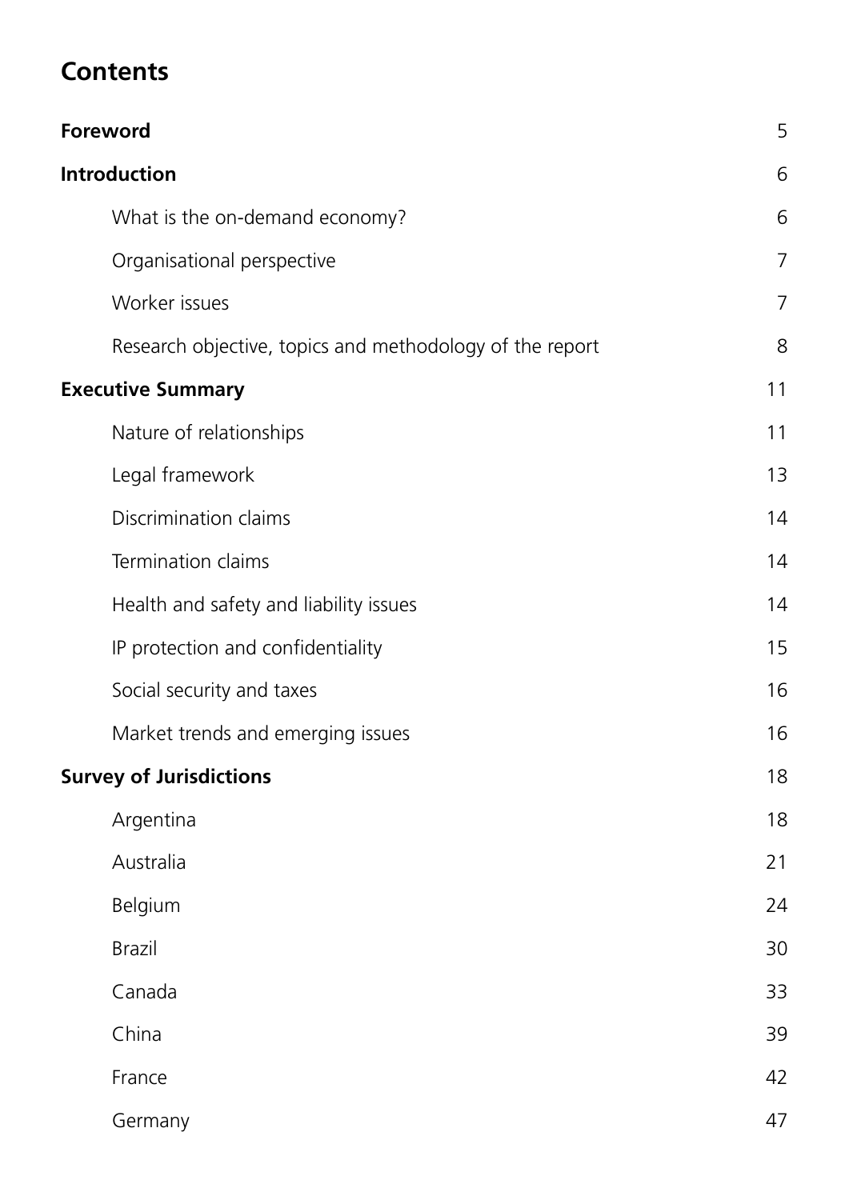# Contents

| | |
|---|---|
| **Foreword** | 5 |
| **Introduction** | 6 |
| What is the on-demand economy? | 6 |
| Organisational perspective | 7 |
| Worker issues | 7 |
| Research objective, topics and methodology of the report | 8 |
| **Executive Summary** | 11 |
| Nature of relationships | 11 |
| Legal framework | 13 |
| Discrimination claims | 14 |
| Termination claims | 14 |
| Health and safety and liability issues | 14 |
| IP protection and confidentiality | 15 |
| Social security and taxes | 16 |
| Market trends and emerging issues | 16 |
| **Survey of Jurisdictions** | 18 |
| Argentina | 18 |
| Australia | 21 |
| Belgium | 24 |
| Brazil | 30 |
| Canada | 33 |
| China | 39 |
| France | 42 |
| Germany | 47 |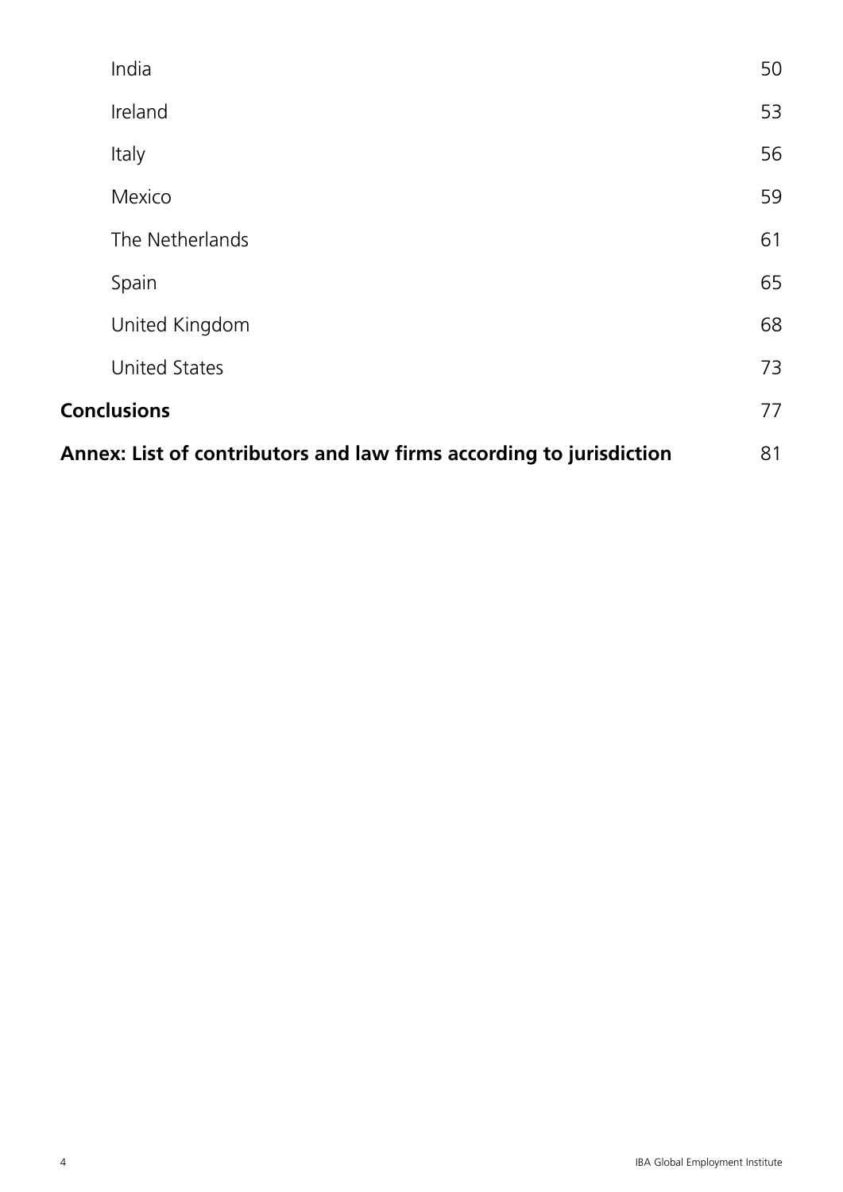| | |
|---|---|
| India | 50 |
| Ireland | 53 |
| Italy | 56 |
| Mexico | 59 |
| The Netherlands | 61 |
| Spain | 65 |
| United Kingdom | 68 |
| United States | 73 |
| **Conclusions** | 77 |
| **Annex: List of contributors and law firms according to jurisdiction** | 81 |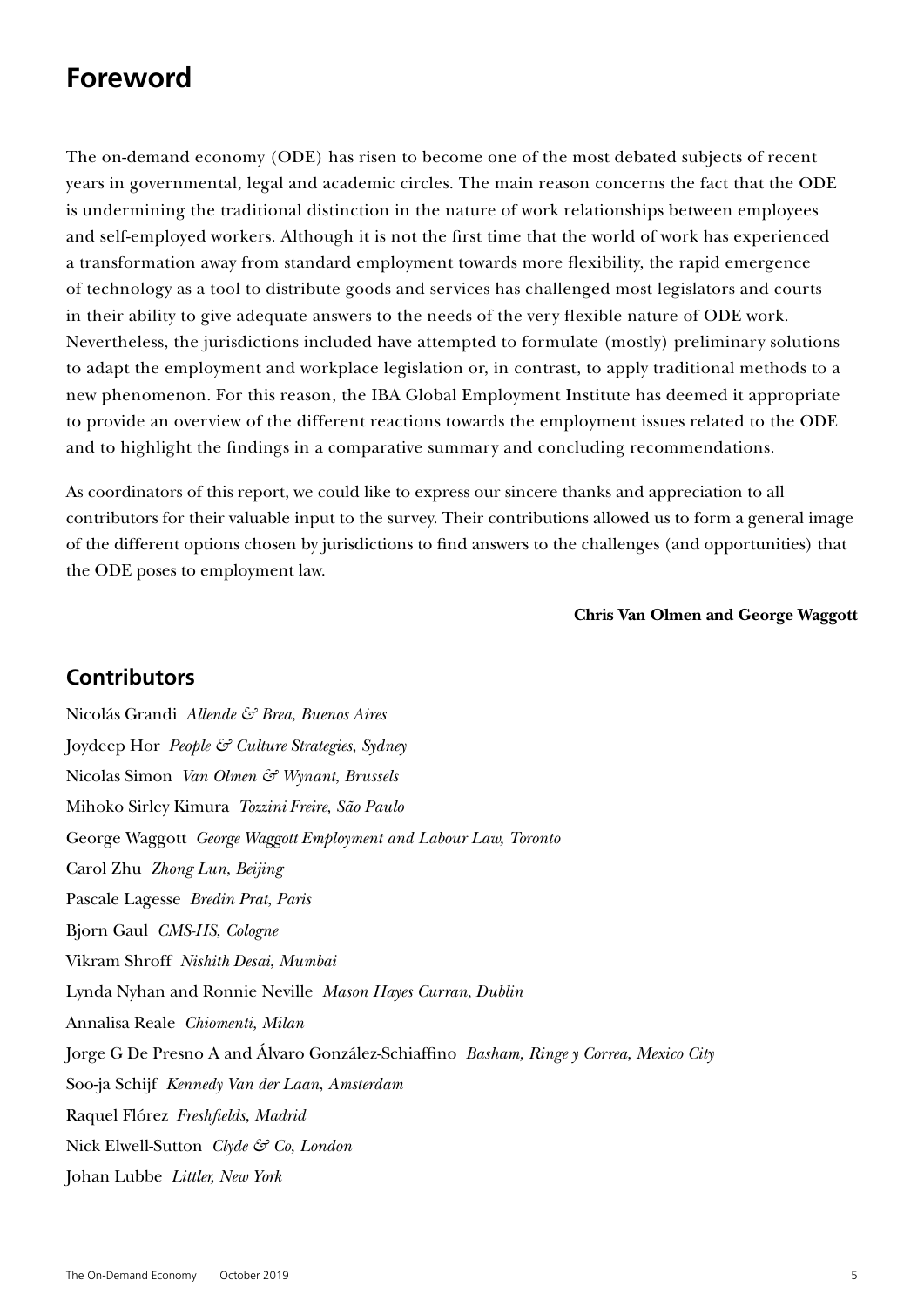# Foreword

The on-demand economy (ODE) has risen to become one of the most debated subjects of recent years in governmental, legal and academic circles. The main reason concerns the fact that the ODE is undermining the traditional distinction in the nature of work relationships between employees and self-employed workers. Although it is not the first time that the world of work has experienced a transformation away from standard employment towards more flexibility, the rapid emergence of technology as a tool to distribute goods and services has challenged most legislators and courts in their ability to give adequate answers to the needs of the very flexible nature of ODE work. Nevertheless, the jurisdictions included have attempted to formulate (mostly) preliminary solutions to adapt the employment and workplace legislation or, in contrast, to apply traditional methods to a new phenomenon. For this reason, the IBA Global Employment Institute has deemed it appropriate to provide an overview of the different reactions towards the employment issues related to the ODE and to highlight the findings in a comparative summary and concluding recommendations.

As coordinators of this report, we could like to express our sincere thanks and appreciation to all contributors for their valuable input to the survey. Their contributions allowed us to form a general image of the different options chosen by jurisdictions to find answers to the challenges (and opportunities) that the ODE poses to employment law.

**Chris Van Olmen and George Waggott**

## Contributors

Nicolás Grandi *Allende & Brea, Buenos Aires*

Joydeep Hor *People & Culture Strategies, Sydney*

Nicolas Simon *Van Olmen & Wynant, Brussels*

Mihoko Sirley Kimura *Tozzini Freire, São Paulo*

George Waggott *George Waggott Employment and Labour Law, Toronto*

Carol Zhu *Zhong Lun, Beijing*

Pascale Lagesse *Bredin Prat, Paris*

Bjorn Gaul *CMS-HS, Cologne*

Vikram Shroff *Nishith Desai, Mumbai*

Lynda Nyhan and Ronnie Neville *Mason Hayes Curran, Dublin*

Annalisa Reale *Chiomenti, Milan*

Jorge G De Presno A and Álvaro González-Schiaffino *Basham, Ringe y Correa, Mexico City*

Soo-ja Schijf *Kennedy Van der Laan, Amsterdam*

Raquel Flórez *Freshfields, Madrid*

Nick Elwell-Sutton *Clyde & Co, London*

Johan Lubbe *Littler, New York*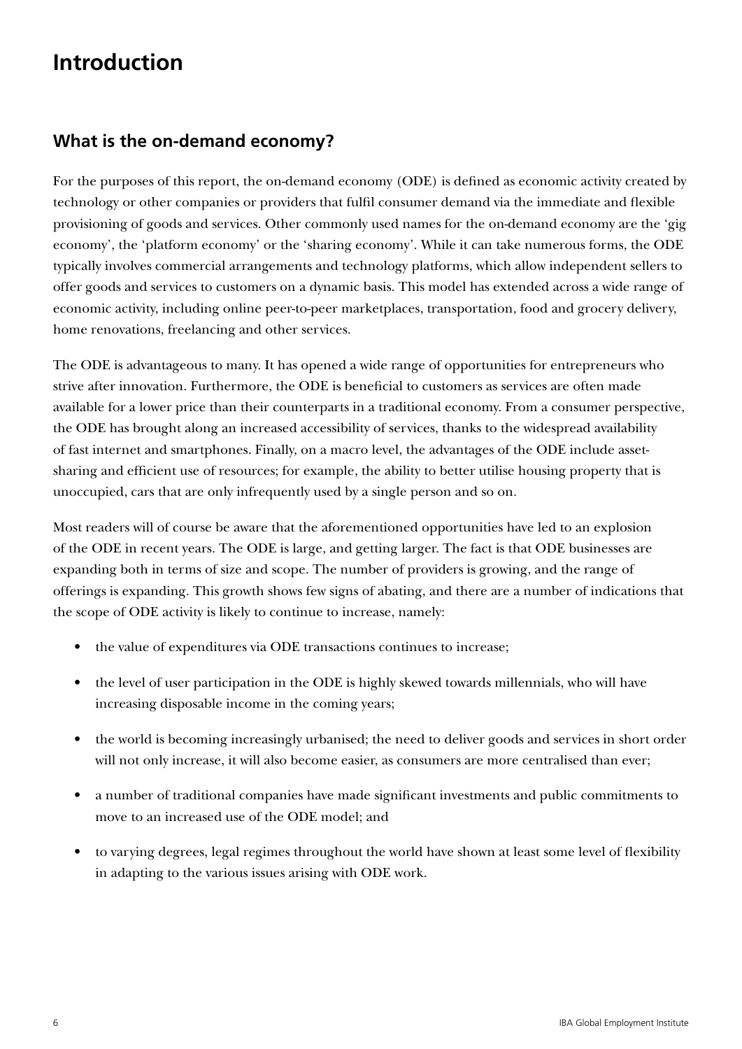# Introduction

## What is the on-demand economy?

For the purposes of this report, the on-demand economy (ODE) is defined as economic activity created by technology or other companies or providers that fulfil consumer demand via the immediate and flexible provisioning of goods and services. Other commonly used names for the on-demand economy are the 'gig economy', the 'platform economy' or the 'sharing economy'. While it can take numerous forms, the ODE typically involves commercial arrangements and technology platforms, which allow independent sellers to offer goods and services to customers on a dynamic basis. This model has extended across a wide range of economic activity, including online peer-to-peer marketplaces, transportation, food and grocery delivery, home renovations, freelancing and other services.

The ODE is advantageous to many. It has opened a wide range of opportunities for entrepreneurs who strive after innovation. Furthermore, the ODE is beneficial to customers as services are often made available for a lower price than their counterparts in a traditional economy. From a consumer perspective, the ODE has brought along an increased accessibility of services, thanks to the widespread availability of fast internet and smartphones. Finally, on a macro level, the advantages of the ODE include asset-sharing and efficient use of resources; for example, the ability to better utilise housing property that is unoccupied, cars that are only infrequently used by a single person and so on.

Most readers will of course be aware that the aforementioned opportunities have led to an explosion of the ODE in recent years. The ODE is large, and getting larger. The fact is that ODE businesses are expanding both in terms of size and scope. The number of providers is growing, and the range of offerings is expanding. This growth shows few signs of abating, and there are a number of indications that the scope of ODE activity is likely to continue to increase, namely:

- the value of expenditures via ODE transactions continues to increase;
- the level of user participation in the ODE is highly skewed towards millennials, who will have increasing disposable income in the coming years;
- the world is becoming increasingly urbanised; the need to deliver goods and services in short order will not only increase, it will also become easier, as consumers are more centralised than ever;
- a number of traditional companies have made significant investments and public commitments to move to an increased use of the ODE model; and
- to varying degrees, legal regimes throughout the world have shown at least some level of flexibility in adapting to the various issues arising with ODE work.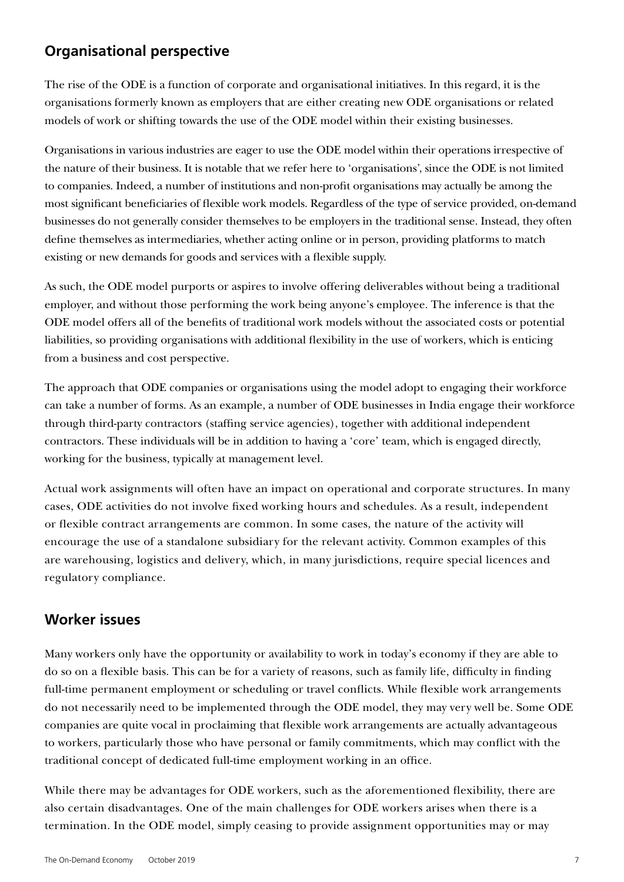## Organisational perspective

The rise of the ODE is a function of corporate and organisational initiatives. In this regard, it is the organisations formerly known as employers that are either creating new ODE organisations or related models of work or shifting towards the use of the ODE model within their existing businesses.

Organisations in various industries are eager to use the ODE model within their operations irrespective of the nature of their business. It is notable that we refer here to 'organisations', since the ODE is not limited to companies. Indeed, a number of institutions and non-profit organisations may actually be among the most significant beneficiaries of flexible work models. Regardless of the type of service provided, on-demand businesses do not generally consider themselves to be employers in the traditional sense. Instead, they often define themselves as intermediaries, whether acting online or in person, providing platforms to match existing or new demands for goods and services with a flexible supply.

As such, the ODE model purports or aspires to involve offering deliverables without being a traditional employer, and without those performing the work being anyone's employee. The inference is that the ODE model offers all of the benefits of traditional work models without the associated costs or potential liabilities, so providing organisations with additional flexibility in the use of workers, which is enticing from a business and cost perspective.

The approach that ODE companies or organisations using the model adopt to engaging their workforce can take a number of forms. As an example, a number of ODE businesses in India engage their workforce through third-party contractors (staffing service agencies), together with additional independent contractors. These individuals will be in addition to having a 'core' team, which is engaged directly, working for the business, typically at management level.

Actual work assignments will often have an impact on operational and corporate structures. In many cases, ODE activities do not involve fixed working hours and schedules. As a result, independent or flexible contract arrangements are common. In some cases, the nature of the activity will encourage the use of a standalone subsidiary for the relevant activity. Common examples of this are warehousing, logistics and delivery, which, in many jurisdictions, require special licences and regulatory compliance.

## Worker issues

Many workers only have the opportunity or availability to work in today's economy if they are able to do so on a flexible basis. This can be for a variety of reasons, such as family life, difficulty in finding full-time permanent employment or scheduling or travel conflicts. While flexible work arrangements do not necessarily need to be implemented through the ODE model, they may very well be. Some ODE companies are quite vocal in proclaiming that flexible work arrangements are actually advantageous to workers, particularly those who have personal or family commitments, which may conflict with the traditional concept of dedicated full-time employment working in an office.

While there may be advantages for ODE workers, such as the aforementioned flexibility, there are also certain disadvantages. One of the main challenges for ODE workers arises when there is a termination. In the ODE model, simply ceasing to provide assignment opportunities may or may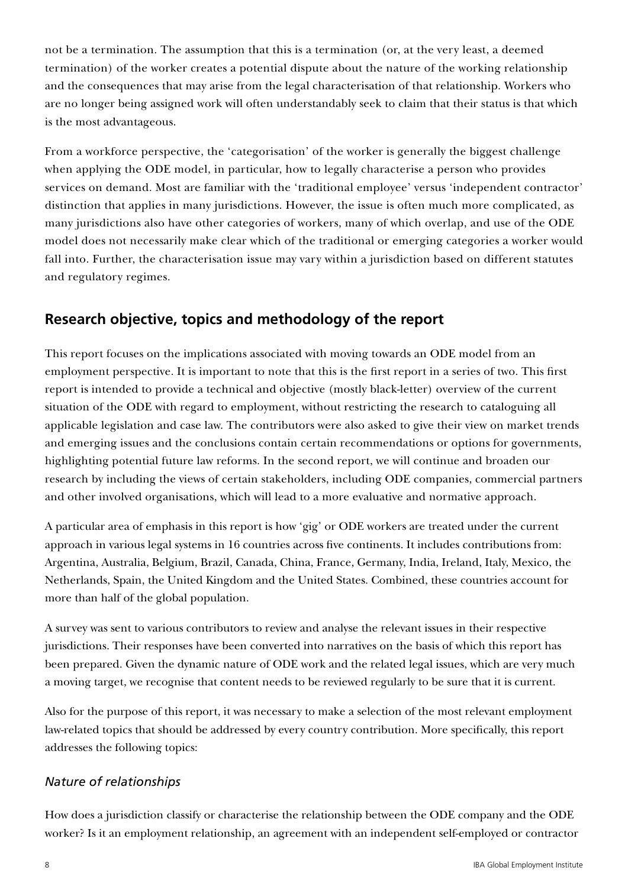not be a termination. The assumption that this is a termination (or, at the very least, a deemed termination) of the worker creates a potential dispute about the nature of the working relationship and the consequences that may arise from the legal characterisation of that relationship. Workers who are no longer being assigned work will often understandably seek to claim that their status is that which is the most advantageous.

From a workforce perspective, the 'categorisation' of the worker is generally the biggest challenge when applying the ODE model, in particular, how to legally characterise a person who provides services on demand. Most are familiar with the 'traditional employee' versus 'independent contractor' distinction that applies in many jurisdictions. However, the issue is often much more complicated, as many jurisdictions also have other categories of workers, many of which overlap, and use of the ODE model does not necessarily make clear which of the traditional or emerging categories a worker would fall into. Further, the characterisation issue may vary within a jurisdiction based on different statutes and regulatory regimes.

## Research objective, topics and methodology of the report

This report focuses on the implications associated with moving towards an ODE model from an employment perspective. It is important to note that this is the first report in a series of two. This first report is intended to provide a technical and objective (mostly black-letter) overview of the current situation of the ODE with regard to employment, without restricting the research to cataloguing all applicable legislation and case law. The contributors were also asked to give their view on market trends and emerging issues and the conclusions contain certain recommendations or options for governments, highlighting potential future law reforms. In the second report, we will continue and broaden our research by including the views of certain stakeholders, including ODE companies, commercial partners and other involved organisations, which will lead to a more evaluative and normative approach.

A particular area of emphasis in this report is how 'gig' or ODE workers are treated under the current approach in various legal systems in 16 countries across five continents. It includes contributions from: Argentina, Australia, Belgium, Brazil, Canada, China, France, Germany, India, Ireland, Italy, Mexico, the Netherlands, Spain, the United Kingdom and the United States. Combined, these countries account for more than half of the global population.

A survey was sent to various contributors to review and analyse the relevant issues in their respective jurisdictions. Their responses have been converted into narratives on the basis of which this report has been prepared. Given the dynamic nature of ODE work and the related legal issues, which are very much a moving target, we recognise that content needs to be reviewed regularly to be sure that it is current.

Also for the purpose of this report, it was necessary to make a selection of the most relevant employment law-related topics that should be addressed by every country contribution. More specifically, this report addresses the following topics:

### *Nature of relationships*

How does a jurisdiction classify or characterise the relationship between the ODE company and the ODE worker? Is it an employment relationship, an agreement with an independent self-employed or contractor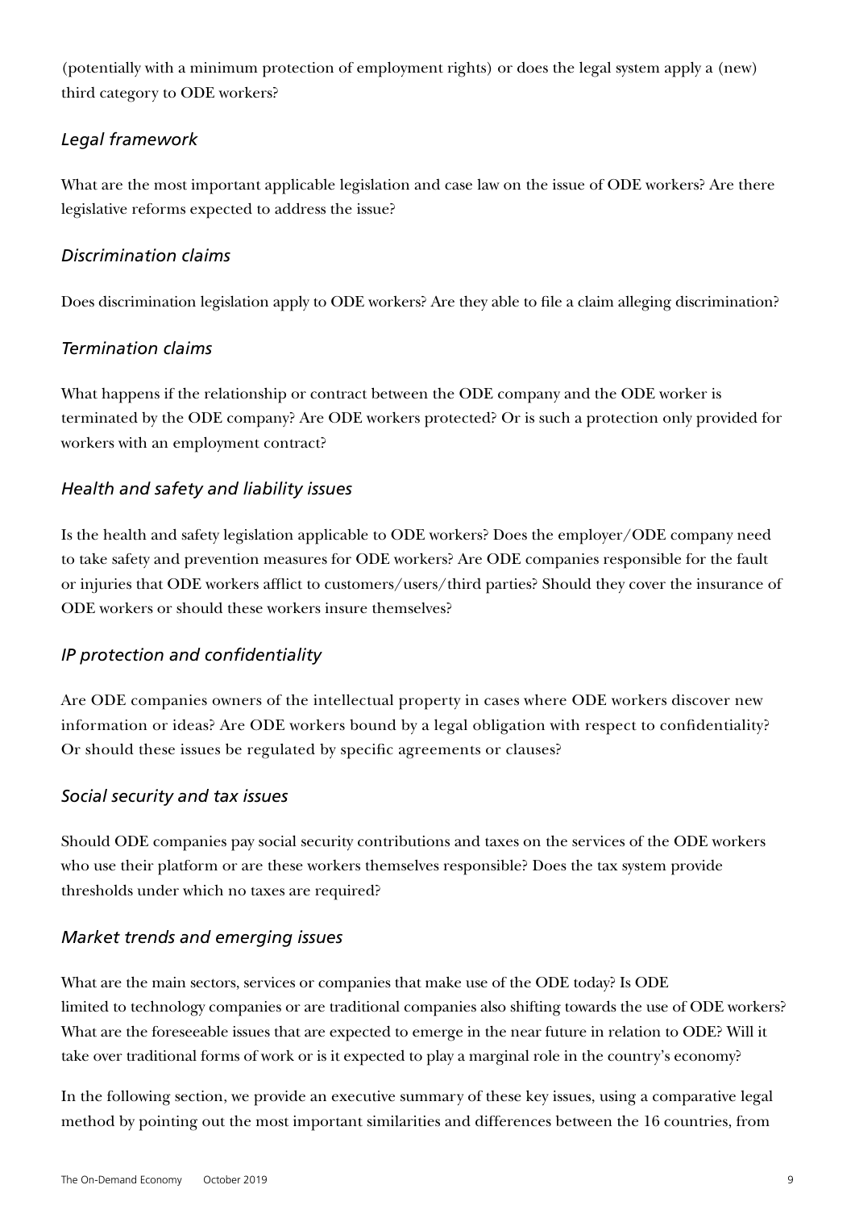(potentially with a minimum protection of employment rights) or does the legal system apply a (new) third category to ODE workers?

### *Legal framework*

What are the most important applicable legislation and case law on the issue of ODE workers? Are there legislative reforms expected to address the issue?

### *Discrimination claims*

Does discrimination legislation apply to ODE workers? Are they able to file a claim alleging discrimination?

### *Termination claims*

What happens if the relationship or contract between the ODE company and the ODE worker is terminated by the ODE company? Are ODE workers protected? Or is such a protection only provided for workers with an employment contract?

### *Health and safety and liability issues*

Is the health and safety legislation applicable to ODE workers? Does the employer/ODE company need to take safety and prevention measures for ODE workers? Are ODE companies responsible for the fault or injuries that ODE workers afflict to customers/users/third parties? Should they cover the insurance of ODE workers or should these workers insure themselves?

### *IP protection and confidentiality*

Are ODE companies owners of the intellectual property in cases where ODE workers discover new information or ideas? Are ODE workers bound by a legal obligation with respect to confidentiality? Or should these issues be regulated by specific agreements or clauses?

### *Social security and tax issues*

Should ODE companies pay social security contributions and taxes on the services of the ODE workers who use their platform or are these workers themselves responsible? Does the tax system provide thresholds under which no taxes are required?

### *Market trends and emerging issues*

What are the main sectors, services or companies that make use of the ODE today? Is ODE limited to technology companies or are traditional companies also shifting towards the use of ODE workers? What are the foreseeable issues that are expected to emerge in the near future in relation to ODE? Will it take over traditional forms of work or is it expected to play a marginal role in the country's economy?

In the following section, we provide an executive summary of these key issues, using a comparative legal method by pointing out the most important similarities and differences between the 16 countries, from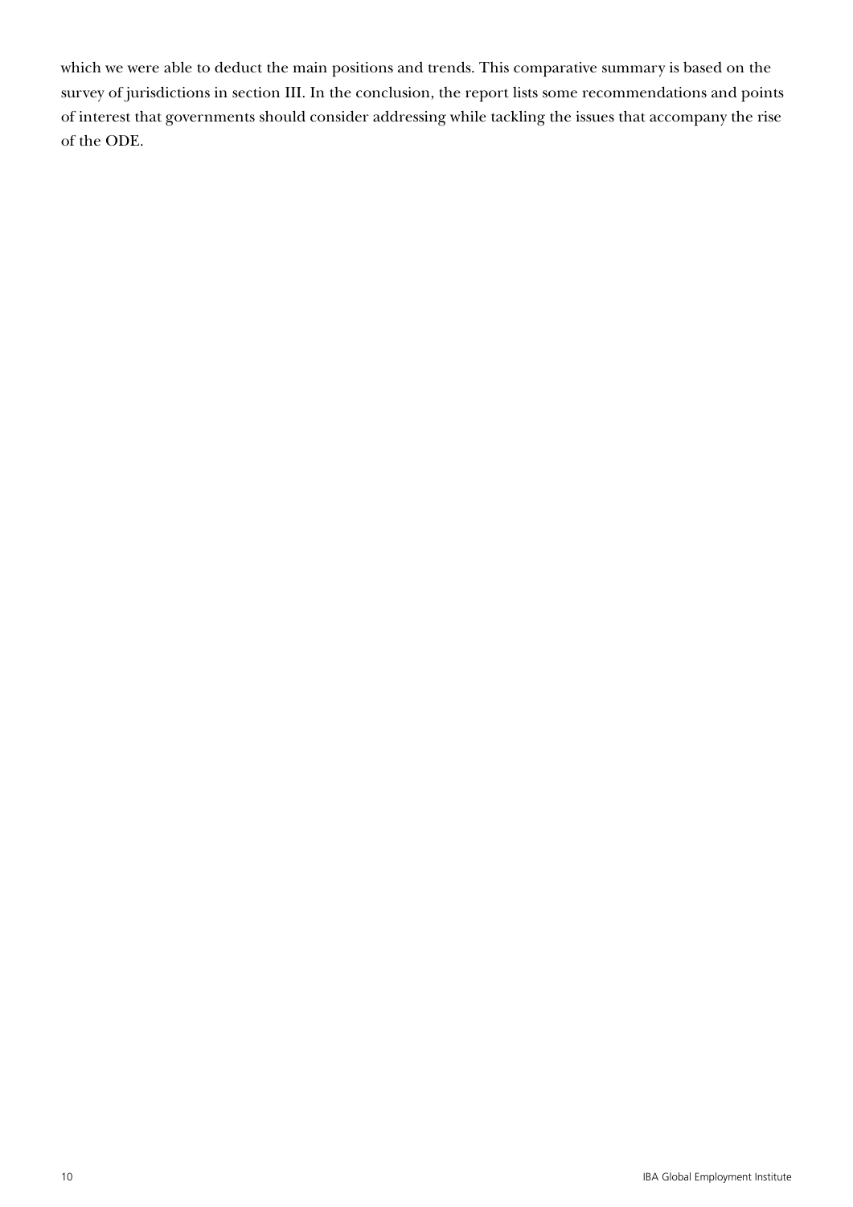which we were able to deduct the main positions and trends. This comparative summary is based on the survey of jurisdictions in section III. In the conclusion, the report lists some recommendations and points of interest that governments should consider addressing while tackling the issues that accompany the rise of the ODE.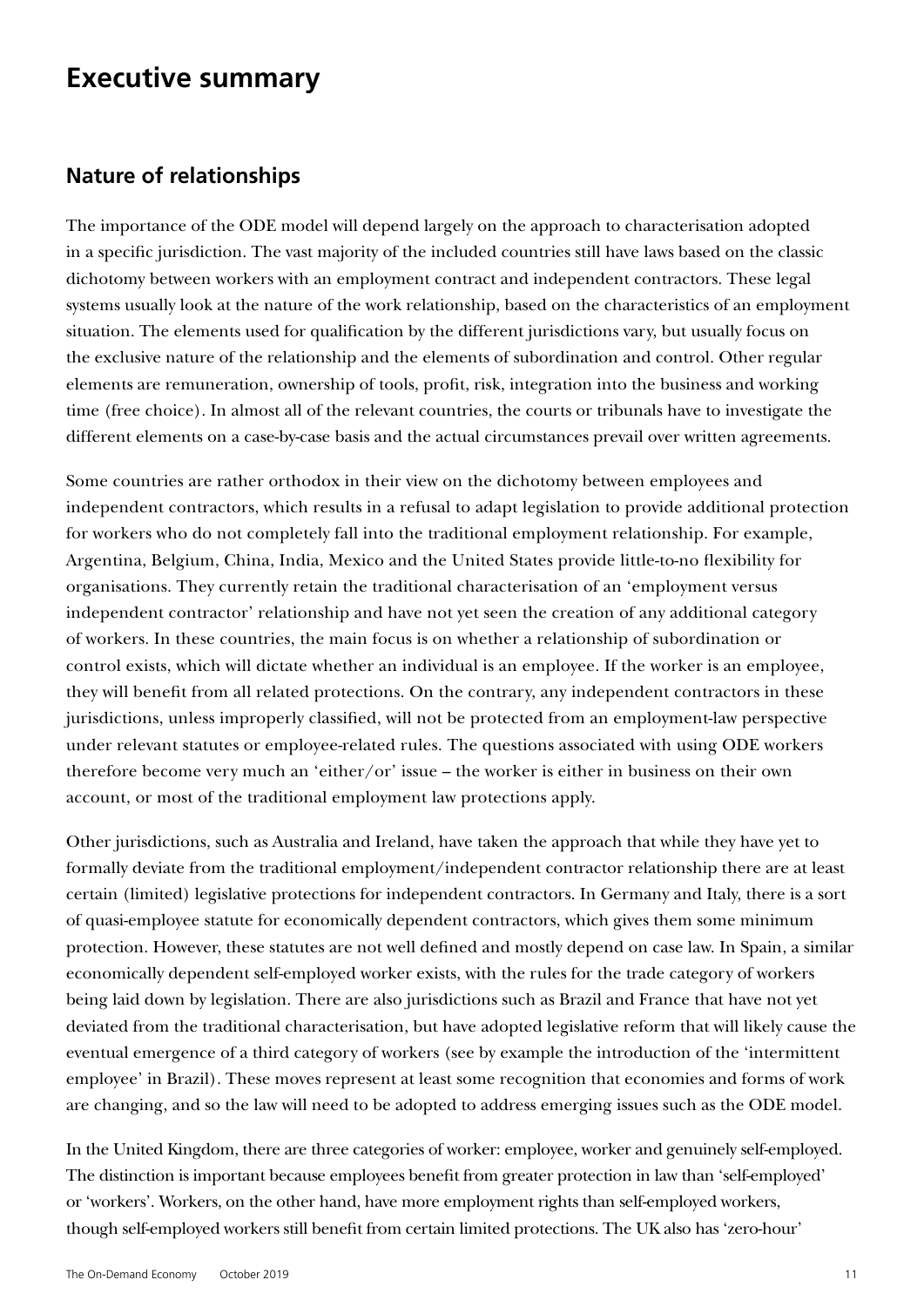# Executive summary

## Nature of relationships

The importance of the ODE model will depend largely on the approach to characterisation adopted in a specific jurisdiction. The vast majority of the included countries still have laws based on the classic dichotomy between workers with an employment contract and independent contractors. These legal systems usually look at the nature of the work relationship, based on the characteristics of an employment situation. The elements used for qualification by the different jurisdictions vary, but usually focus on the exclusive nature of the relationship and the elements of subordination and control. Other regular elements are remuneration, ownership of tools, profit, risk, integration into the business and working time (free choice). In almost all of the relevant countries, the courts or tribunals have to investigate the different elements on a case-by-case basis and the actual circumstances prevail over written agreements.

Some countries are rather orthodox in their view on the dichotomy between employees and independent contractors, which results in a refusal to adapt legislation to provide additional protection for workers who do not completely fall into the traditional employment relationship. For example, Argentina, Belgium, China, India, Mexico and the United States provide little-to-no flexibility for organisations. They currently retain the traditional characterisation of an 'employment versus independent contractor' relationship and have not yet seen the creation of any additional category of workers. In these countries, the main focus is on whether a relationship of subordination or control exists, which will dictate whether an individual is an employee. If the worker is an employee, they will benefit from all related protections. On the contrary, any independent contractors in these jurisdictions, unless improperly classified, will not be protected from an employment-law perspective under relevant statutes or employee-related rules. The questions associated with using ODE workers therefore become very much an 'either/or' issue – the worker is either in business on their own account, or most of the traditional employment law protections apply.

Other jurisdictions, such as Australia and Ireland, have taken the approach that while they have yet to formally deviate from the traditional employment/independent contractor relationship there are at least certain (limited) legislative protections for independent contractors. In Germany and Italy, there is a sort of quasi-employee statute for economically dependent contractors, which gives them some minimum protection. However, these statutes are not well defined and mostly depend on case law. In Spain, a similar economically dependent self-employed worker exists, with the rules for the trade category of workers being laid down by legislation. There are also jurisdictions such as Brazil and France that have not yet deviated from the traditional characterisation, but have adopted legislative reform that will likely cause the eventual emergence of a third category of workers (see by example the introduction of the 'intermittent employee' in Brazil). These moves represent at least some recognition that economies and forms of work are changing, and so the law will need to be adopted to address emerging issues such as the ODE model.

In the United Kingdom, there are three categories of worker: employee, worker and genuinely self-employed. The distinction is important because employees benefit from greater protection in law than 'self-employed' or 'workers'. Workers, on the other hand, have more employment rights than self-employed workers, though self-employed workers still benefit from certain limited protections. The UK also has 'zero-hour'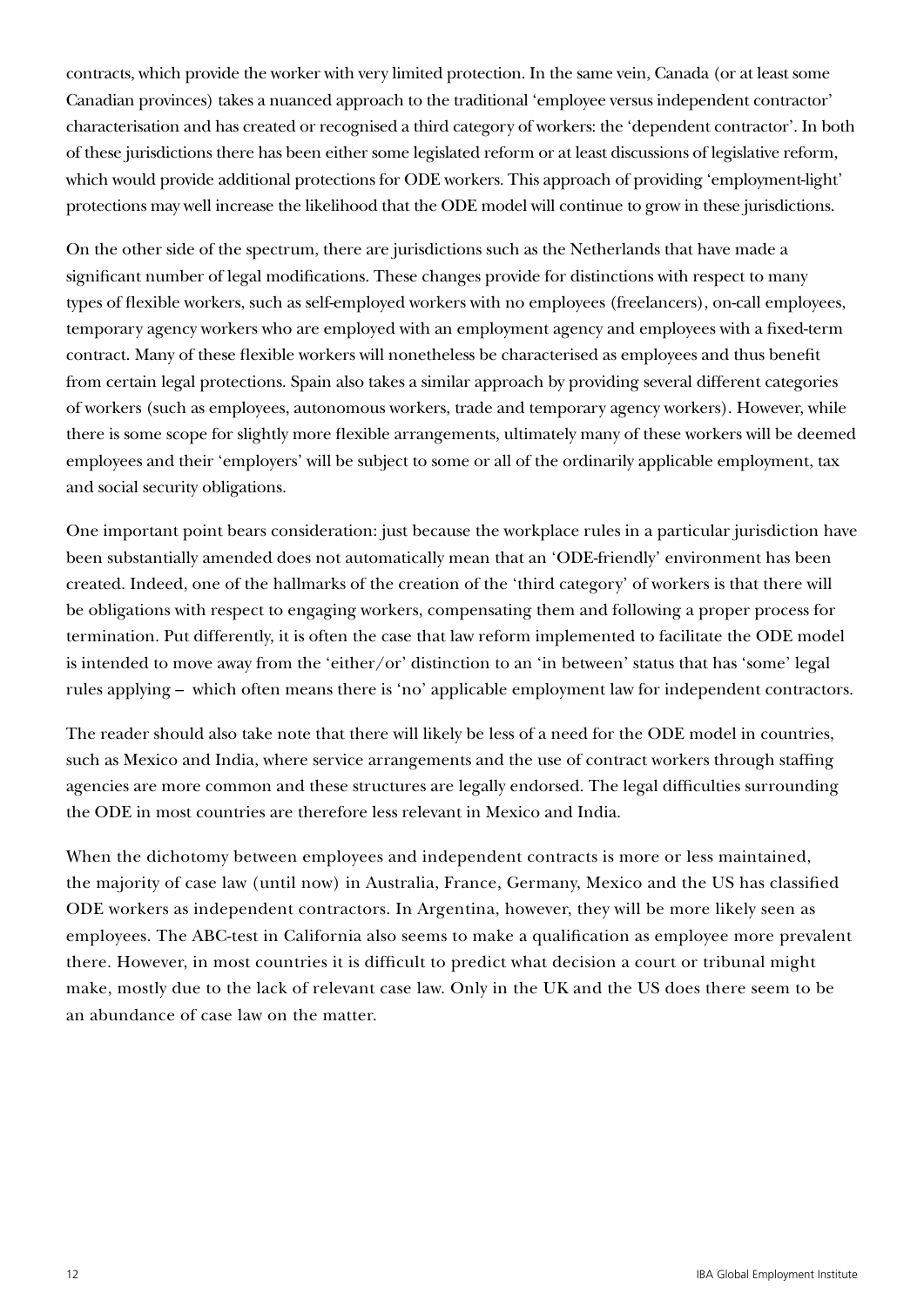contracts, which provide the worker with very limited protection. In the same vein, Canada (or at least some Canadian provinces) takes a nuanced approach to the traditional 'employee versus independent contractor' characterisation and has created or recognised a third category of workers: the 'dependent contractor'. In both of these jurisdictions there has been either some legislated reform or at least discussions of legislative reform, which would provide additional protections for ODE workers. This approach of providing 'employment-light' protections may well increase the likelihood that the ODE model will continue to grow in these jurisdictions.

On the other side of the spectrum, there are jurisdictions such as the Netherlands that have made a significant number of legal modifications. These changes provide for distinctions with respect to many types of flexible workers, such as self-employed workers with no employees (freelancers), on-call employees, temporary agency workers who are employed with an employment agency and employees with a fixed-term contract. Many of these flexible workers will nonetheless be characterised as employees and thus benefit from certain legal protections. Spain also takes a similar approach by providing several different categories of workers (such as employees, autonomous workers, trade and temporary agency workers). However, while there is some scope for slightly more flexible arrangements, ultimately many of these workers will be deemed employees and their 'employers' will be subject to some or all of the ordinarily applicable employment, tax and social security obligations.

One important point bears consideration: just because the workplace rules in a particular jurisdiction have been substantially amended does not automatically mean that an 'ODE-friendly' environment has been created. Indeed, one of the hallmarks of the creation of the 'third category' of workers is that there will be obligations with respect to engaging workers, compensating them and following a proper process for termination. Put differently, it is often the case that law reform implemented to facilitate the ODE model is intended to move away from the 'either/or' distinction to an 'in between' status that has 'some' legal rules applying – which often means there is 'no' applicable employment law for independent contractors.

The reader should also take note that there will likely be less of a need for the ODE model in countries, such as Mexico and India, where service arrangements and the use of contract workers through staffing agencies are more common and these structures are legally endorsed. The legal difficulties surrounding the ODE in most countries are therefore less relevant in Mexico and India.

When the dichotomy between employees and independent contracts is more or less maintained, the majority of case law (until now) in Australia, France, Germany, Mexico and the US has classified ODE workers as independent contractors. In Argentina, however, they will be more likely seen as employees. The ABC-test in California also seems to make a qualification as employee more prevalent there. However, in most countries it is difficult to predict what decision a court or tribunal might make, mostly due to the lack of relevant case law. Only in the UK and the US does there seem to be an abundance of case law on the matter.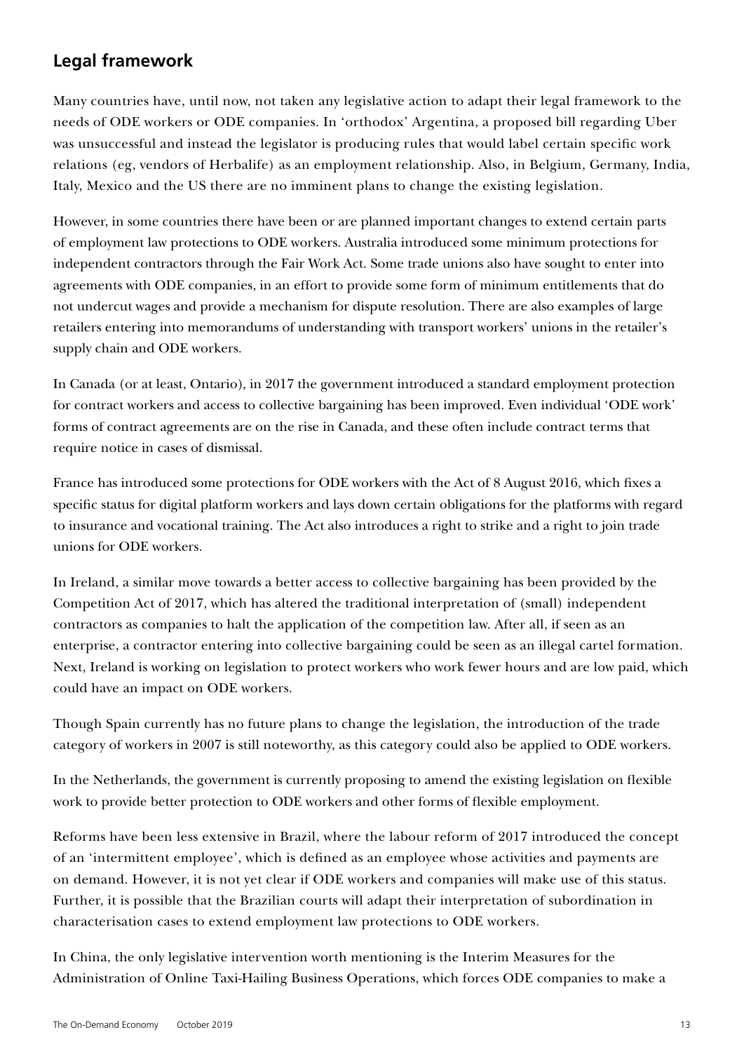## Legal framework

Many countries have, until now, not taken any legislative action to adapt their legal framework to the needs of ODE workers or ODE companies. In 'orthodox' Argentina, a proposed bill regarding Uber was unsuccessful and instead the legislator is producing rules that would label certain specific work relations (eg, vendors of Herbalife) as an employment relationship. Also, in Belgium, Germany, India, Italy, Mexico and the US there are no imminent plans to change the existing legislation.

However, in some countries there have been or are planned important changes to extend certain parts of employment law protections to ODE workers. Australia introduced some minimum protections for independent contractors through the Fair Work Act. Some trade unions also have sought to enter into agreements with ODE companies, in an effort to provide some form of minimum entitlements that do not undercut wages and provide a mechanism for dispute resolution. There are also examples of large retailers entering into memorandums of understanding with transport workers' unions in the retailer's supply chain and ODE workers.

In Canada (or at least, Ontario), in 2017 the government introduced a standard employment protection for contract workers and access to collective bargaining has been improved. Even individual 'ODE work' forms of contract agreements are on the rise in Canada, and these often include contract terms that require notice in cases of dismissal.

France has introduced some protections for ODE workers with the Act of 8 August 2016, which fixes a specific status for digital platform workers and lays down certain obligations for the platforms with regard to insurance and vocational training. The Act also introduces a right to strike and a right to join trade unions for ODE workers.

In Ireland, a similar move towards a better access to collective bargaining has been provided by the Competition Act of 2017, which has altered the traditional interpretation of (small) independent contractors as companies to halt the application of the competition law. After all, if seen as an enterprise, a contractor entering into collective bargaining could be seen as an illegal cartel formation. Next, Ireland is working on legislation to protect workers who work fewer hours and are low paid, which could have an impact on ODE workers.

Though Spain currently has no future plans to change the legislation, the introduction of the trade category of workers in 2007 is still noteworthy, as this category could also be applied to ODE workers.

In the Netherlands, the government is currently proposing to amend the existing legislation on flexible work to provide better protection to ODE workers and other forms of flexible employment.

Reforms have been less extensive in Brazil, where the labour reform of 2017 introduced the concept of an 'intermittent employee', which is defined as an employee whose activities and payments are on demand. However, it is not yet clear if ODE workers and companies will make use of this status. Further, it is possible that the Brazilian courts will adapt their interpretation of subordination in characterisation cases to extend employment law protections to ODE workers.

In China, the only legislative intervention worth mentioning is the Interim Measures for the Administration of Online Taxi-Hailing Business Operations, which forces ODE companies to make a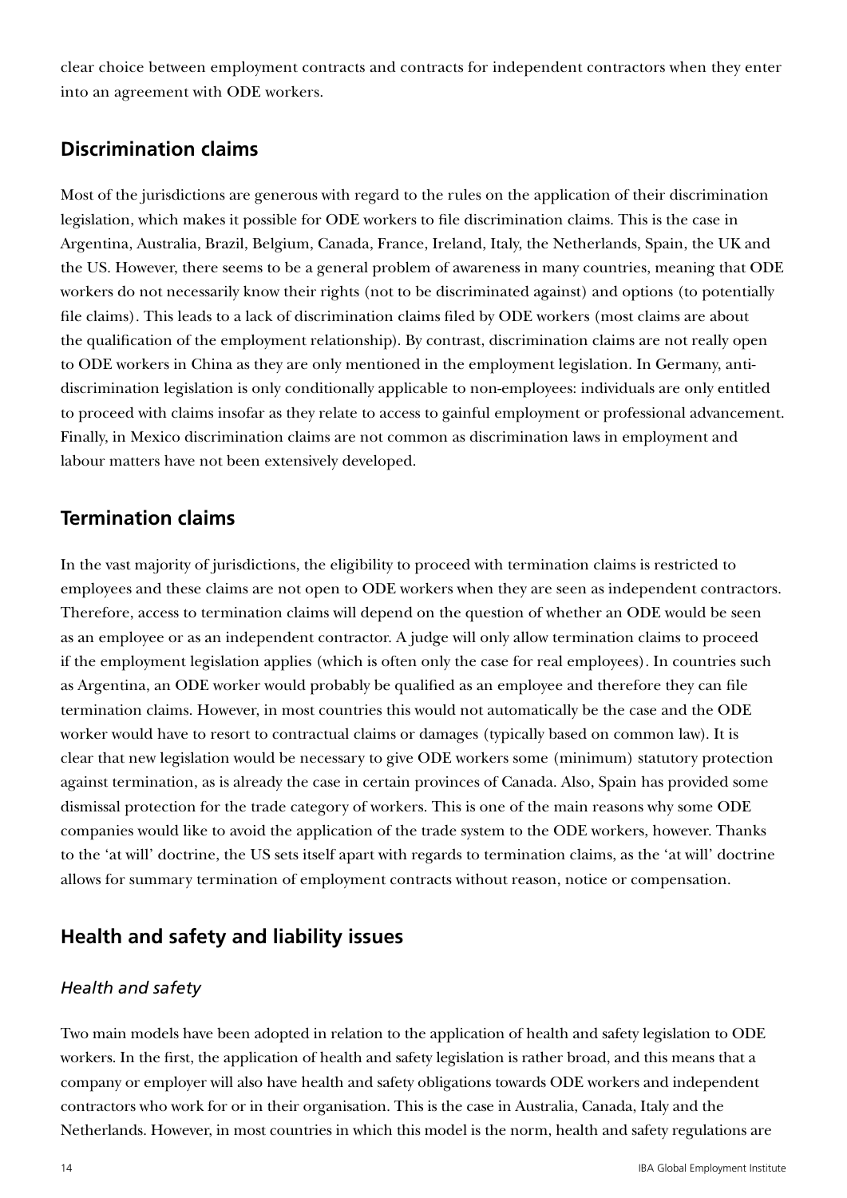clear choice between employment contracts and contracts for independent contractors when they enter into an agreement with ODE workers.

## Discrimination claims

Most of the jurisdictions are generous with regard to the rules on the application of their discrimination legislation, which makes it possible for ODE workers to file discrimination claims. This is the case in Argentina, Australia, Brazil, Belgium, Canada, France, Ireland, Italy, the Netherlands, Spain, the UK and the US. However, there seems to be a general problem of awareness in many countries, meaning that ODE workers do not necessarily know their rights (not to be discriminated against) and options (to potentially file claims). This leads to a lack of discrimination claims filed by ODE workers (most claims are about the qualification of the employment relationship). By contrast, discrimination claims are not really open to ODE workers in China as they are only mentioned in the employment legislation. In Germany, anti-discrimination legislation is only conditionally applicable to non-employees: individuals are only entitled to proceed with claims insofar as they relate to access to gainful employment or professional advancement. Finally, in Mexico discrimination claims are not common as discrimination laws in employment and labour matters have not been extensively developed.

## Termination claims

In the vast majority of jurisdictions, the eligibility to proceed with termination claims is restricted to employees and these claims are not open to ODE workers when they are seen as independent contractors. Therefore, access to termination claims will depend on the question of whether an ODE would be seen as an employee or as an independent contractor. A judge will only allow termination claims to proceed if the employment legislation applies (which is often only the case for real employees). In countries such as Argentina, an ODE worker would probably be qualified as an employee and therefore they can file termination claims. However, in most countries this would not automatically be the case and the ODE worker would have to resort to contractual claims or damages (typically based on common law). It is clear that new legislation would be necessary to give ODE workers some (minimum) statutory protection against termination, as is already the case in certain provinces of Canada. Also, Spain has provided some dismissal protection for the trade category of workers. This is one of the main reasons why some ODE companies would like to avoid the application of the trade system to the ODE workers, however. Thanks to the 'at will' doctrine, the US sets itself apart with regards to termination claims, as the 'at will' doctrine allows for summary termination of employment contracts without reason, notice or compensation.

## Health and safety and liability issues

### *Health and safety*

Two main models have been adopted in relation to the application of health and safety legislation to ODE workers. In the first, the application of health and safety legislation is rather broad, and this means that a company or employer will also have health and safety obligations towards ODE workers and independent contractors who work for or in their organisation. This is the case in Australia, Canada, Italy and the Netherlands. However, in most countries in which this model is the norm, health and safety regulations are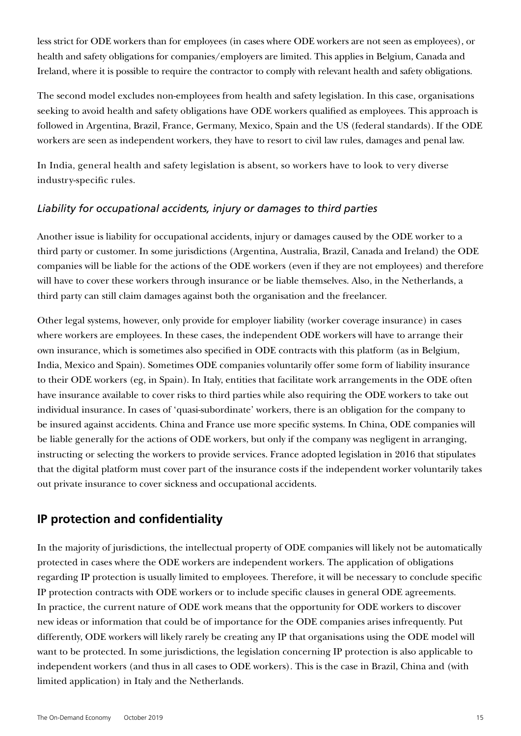less strict for ODE workers than for employees (in cases where ODE workers are not seen as employees), or health and safety obligations for companies/employers are limited. This applies in Belgium, Canada and Ireland, where it is possible to require the contractor to comply with relevant health and safety obligations.

The second model excludes non-employees from health and safety legislation. In this case, organisations seeking to avoid health and safety obligations have ODE workers qualified as employees. This approach is followed in Argentina, Brazil, France, Germany, Mexico, Spain and the US (federal standards). If the ODE workers are seen as independent workers, they have to resort to civil law rules, damages and penal law.

In India, general health and safety legislation is absent, so workers have to look to very diverse industry-specific rules.

### *Liability for occupational accidents, injury or damages to third parties*

Another issue is liability for occupational accidents, injury or damages caused by the ODE worker to a third party or customer. In some jurisdictions (Argentina, Australia, Brazil, Canada and Ireland) the ODE companies will be liable for the actions of the ODE workers (even if they are not employees) and therefore will have to cover these workers through insurance or be liable themselves. Also, in the Netherlands, a third party can still claim damages against both the organisation and the freelancer.

Other legal systems, however, only provide for employer liability (worker coverage insurance) in cases where workers are employees. In these cases, the independent ODE workers will have to arrange their own insurance, which is sometimes also specified in ODE contracts with this platform (as in Belgium, India, Mexico and Spain). Sometimes ODE companies voluntarily offer some form of liability insurance to their ODE workers (eg, in Spain). In Italy, entities that facilitate work arrangements in the ODE often have insurance available to cover risks to third parties while also requiring the ODE workers to take out individual insurance. In cases of 'quasi-subordinate' workers, there is an obligation for the company to be insured against accidents. China and France use more specific systems. In China, ODE companies will be liable generally for the actions of ODE workers, but only if the company was negligent in arranging, instructing or selecting the workers to provide services. France adopted legislation in 2016 that stipulates that the digital platform must cover part of the insurance costs if the independent worker voluntarily takes out private insurance to cover sickness and occupational accidents.

## IP protection and confidentiality

In the majority of jurisdictions, the intellectual property of ODE companies will likely not be automatically protected in cases where the ODE workers are independent workers. The application of obligations regarding IP protection is usually limited to employees. Therefore, it will be necessary to conclude specific IP protection contracts with ODE workers or to include specific clauses in general ODE agreements. In practice, the current nature of ODE work means that the opportunity for ODE workers to discover new ideas or information that could be of importance for the ODE companies arises infrequently. Put differently, ODE workers will likely rarely be creating any IP that organisations using the ODE model will want to be protected. In some jurisdictions, the legislation concerning IP protection is also applicable to independent workers (and thus in all cases to ODE workers). This is the case in Brazil, China and (with limited application) in Italy and the Netherlands.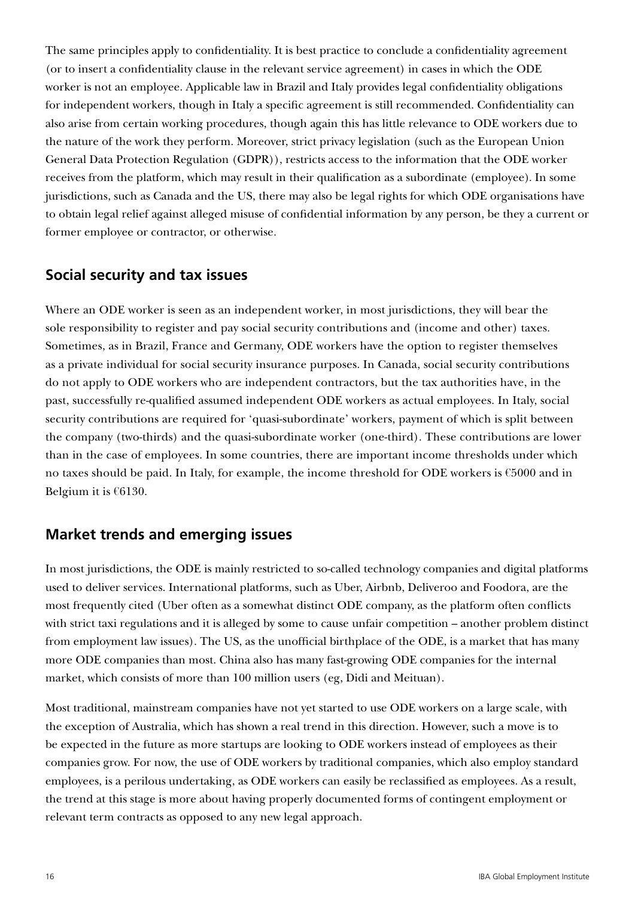The same principles apply to confidentiality. It is best practice to conclude a confidentiality agreement (or to insert a confidentiality clause in the relevant service agreement) in cases in which the ODE worker is not an employee. Applicable law in Brazil and Italy provides legal confidentiality obligations for independent workers, though in Italy a specific agreement is still recommended. Confidentiality can also arise from certain working procedures, though again this has little relevance to ODE workers due to the nature of the work they perform. Moreover, strict privacy legislation (such as the European Union General Data Protection Regulation (GDPR)), restricts access to the information that the ODE worker receives from the platform, which may result in their qualification as a subordinate (employee). In some jurisdictions, such as Canada and the US, there may also be legal rights for which ODE organisations have to obtain legal relief against alleged misuse of confidential information by any person, be they a current or former employee or contractor, or otherwise.

## Social security and tax issues

Where an ODE worker is seen as an independent worker, in most jurisdictions, they will bear the sole responsibility to register and pay social security contributions and (income and other) taxes. Sometimes, as in Brazil, France and Germany, ODE workers have the option to register themselves as a private individual for social security insurance purposes. In Canada, social security contributions do not apply to ODE workers who are independent contractors, but the tax authorities have, in the past, successfully re-qualified assumed independent ODE workers as actual employees. In Italy, social security contributions are required for 'quasi-subordinate' workers, payment of which is split between the company (two-thirds) and the quasi-subordinate worker (one-third). These contributions are lower than in the case of employees. In some countries, there are important income thresholds under which no taxes should be paid. In Italy, for example, the income threshold for ODE workers is €5000 and in Belgium it is €6130.

## Market trends and emerging issues

In most jurisdictions, the ODE is mainly restricted to so-called technology companies and digital platforms used to deliver services. International platforms, such as Uber, Airbnb, Deliveroo and Foodora, are the most frequently cited (Uber often as a somewhat distinct ODE company, as the platform often conflicts with strict taxi regulations and it is alleged by some to cause unfair competition – another problem distinct from employment law issues). The US, as the unofficial birthplace of the ODE, is a market that has many more ODE companies than most. China also has many fast-growing ODE companies for the internal market, which consists of more than 100 million users (eg, Didi and Meituan).

Most traditional, mainstream companies have not yet started to use ODE workers on a large scale, with the exception of Australia, which has shown a real trend in this direction. However, such a move is to be expected in the future as more startups are looking to ODE workers instead of employees as their companies grow. For now, the use of ODE workers by traditional companies, which also employ standard employees, is a perilous undertaking, as ODE workers can easily be reclassified as employees. As a result, the trend at this stage is more about having properly documented forms of contingent employment or relevant term contracts as opposed to any new legal approach.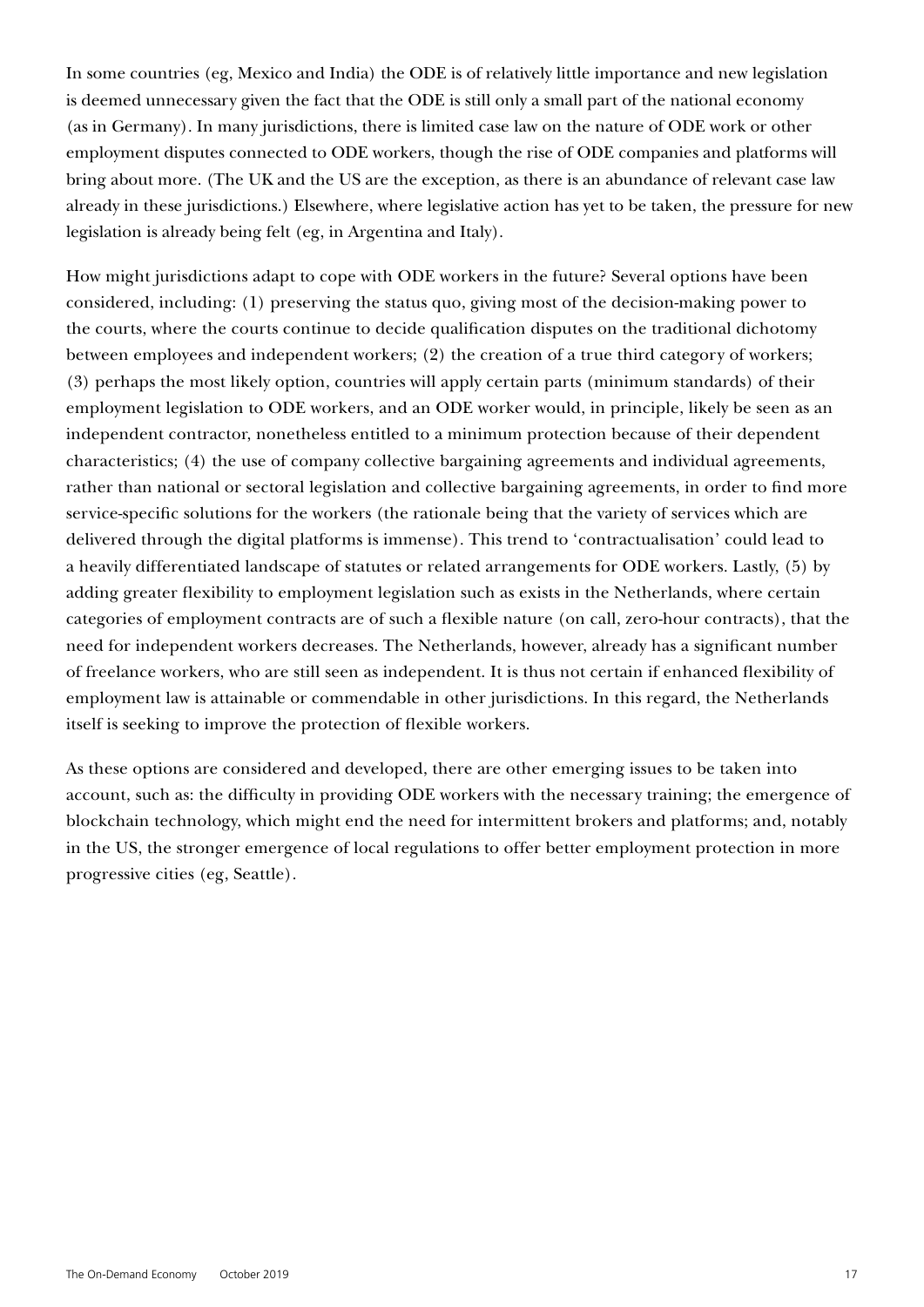In some countries (eg, Mexico and India) the ODE is of relatively little importance and new legislation is deemed unnecessary given the fact that the ODE is still only a small part of the national economy (as in Germany). In many jurisdictions, there is limited case law on the nature of ODE work or other employment disputes connected to ODE workers, though the rise of ODE companies and platforms will bring about more. (The UK and the US are the exception, as there is an abundance of relevant case law already in these jurisdictions.) Elsewhere, where legislative action has yet to be taken, the pressure for new legislation is already being felt (eg, in Argentina and Italy).

How might jurisdictions adapt to cope with ODE workers in the future? Several options have been considered, including: (1) preserving the status quo, giving most of the decision-making power to the courts, where the courts continue to decide qualification disputes on the traditional dichotomy between employees and independent workers; (2) the creation of a true third category of workers; (3) perhaps the most likely option, countries will apply certain parts (minimum standards) of their employment legislation to ODE workers, and an ODE worker would, in principle, likely be seen as an independent contractor, nonetheless entitled to a minimum protection because of their dependent characteristics; (4) the use of company collective bargaining agreements and individual agreements, rather than national or sectoral legislation and collective bargaining agreements, in order to find more service-specific solutions for the workers (the rationale being that the variety of services which are delivered through the digital platforms is immense). This trend to 'contractualisation' could lead to a heavily differentiated landscape of statutes or related arrangements for ODE workers. Lastly, (5) by adding greater flexibility to employment legislation such as exists in the Netherlands, where certain categories of employment contracts are of such a flexible nature (on call, zero-hour contracts), that the need for independent workers decreases. The Netherlands, however, already has a significant number of freelance workers, who are still seen as independent. It is thus not certain if enhanced flexibility of employment law is attainable or commendable in other jurisdictions. In this regard, the Netherlands itself is seeking to improve the protection of flexible workers.

As these options are considered and developed, there are other emerging issues to be taken into account, such as: the difficulty in providing ODE workers with the necessary training; the emergence of blockchain technology, which might end the need for intermittent brokers and platforms; and, notably in the US, the stronger emergence of local regulations to offer better employment protection in more progressive cities (eg, Seattle).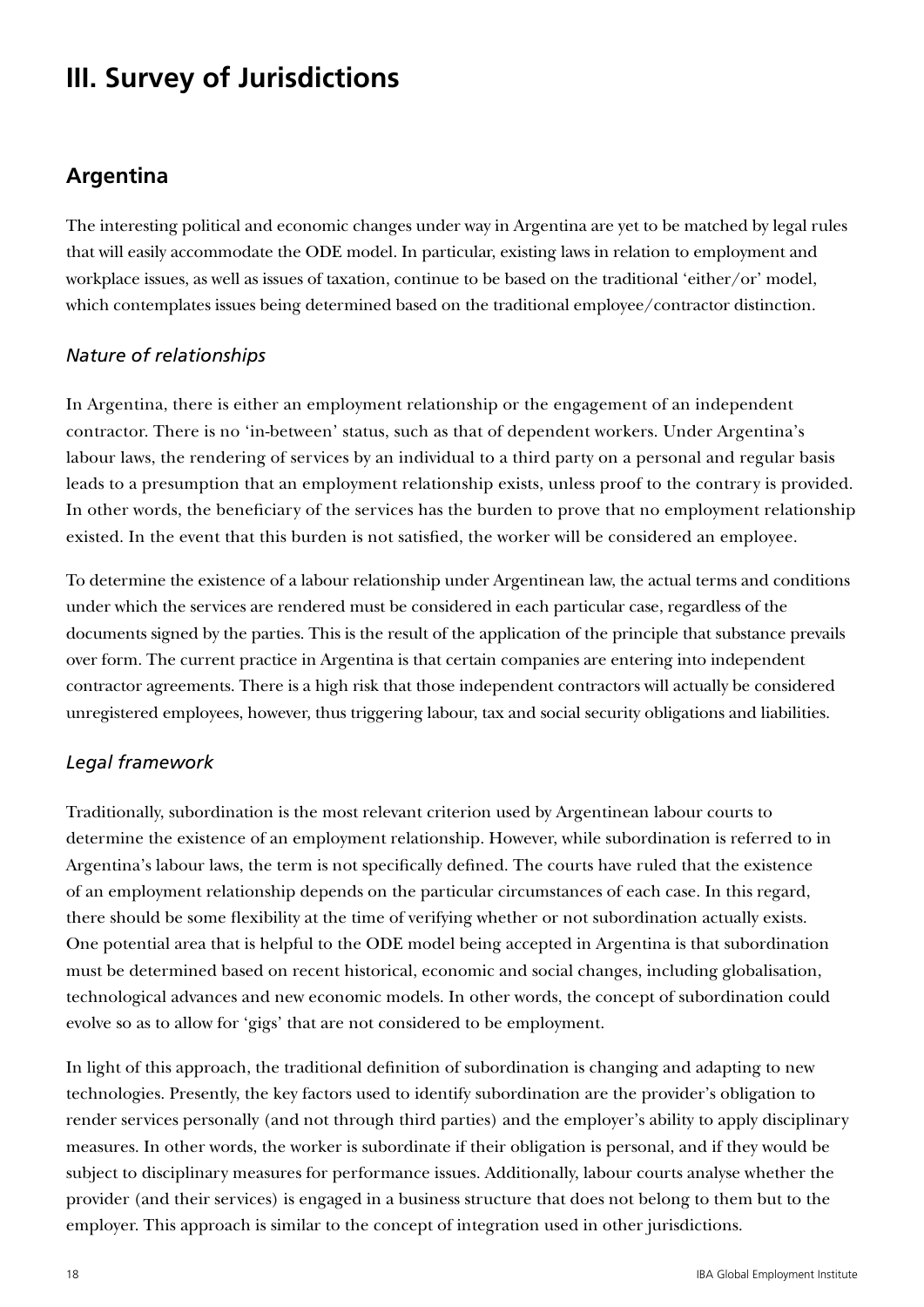# III. Survey of Jurisdictions

## Argentina

The interesting political and economic changes under way in Argentina are yet to be matched by legal rules that will easily accommodate the ODE model. In particular, existing laws in relation to employment and workplace issues, as well as issues of taxation, continue to be based on the traditional 'either/or' model, which contemplates issues being determined based on the traditional employee/contractor distinction.

### *Nature of relationships*

In Argentina, there is either an employment relationship or the engagement of an independent contractor. There is no 'in-between' status, such as that of dependent workers. Under Argentina's labour laws, the rendering of services by an individual to a third party on a personal and regular basis leads to a presumption that an employment relationship exists, unless proof to the contrary is provided. In other words, the beneficiary of the services has the burden to prove that no employment relationship existed. In the event that this burden is not satisfied, the worker will be considered an employee.

To determine the existence of a labour relationship under Argentinean law, the actual terms and conditions under which the services are rendered must be considered in each particular case, regardless of the documents signed by the parties. This is the result of the application of the principle that substance prevails over form. The current practice in Argentina is that certain companies are entering into independent contractor agreements. There is a high risk that those independent contractors will actually be considered unregistered employees, however, thus triggering labour, tax and social security obligations and liabilities.

### *Legal framework*

Traditionally, subordination is the most relevant criterion used by Argentinean labour courts to determine the existence of an employment relationship. However, while subordination is referred to in Argentina's labour laws, the term is not specifically defined. The courts have ruled that the existence of an employment relationship depends on the particular circumstances of each case. In this regard, there should be some flexibility at the time of verifying whether or not subordination actually exists. One potential area that is helpful to the ODE model being accepted in Argentina is that subordination must be determined based on recent historical, economic and social changes, including globalisation, technological advances and new economic models. In other words, the concept of subordination could evolve so as to allow for 'gigs' that are not considered to be employment.

In light of this approach, the traditional definition of subordination is changing and adapting to new technologies. Presently, the key factors used to identify subordination are the provider's obligation to render services personally (and not through third parties) and the employer's ability to apply disciplinary measures. In other words, the worker is subordinate if their obligation is personal, and if they would be subject to disciplinary measures for performance issues. Additionally, labour courts analyse whether the provider (and their services) is engaged in a business structure that does not belong to them but to the employer. This approach is similar to the concept of integration used in other jurisdictions.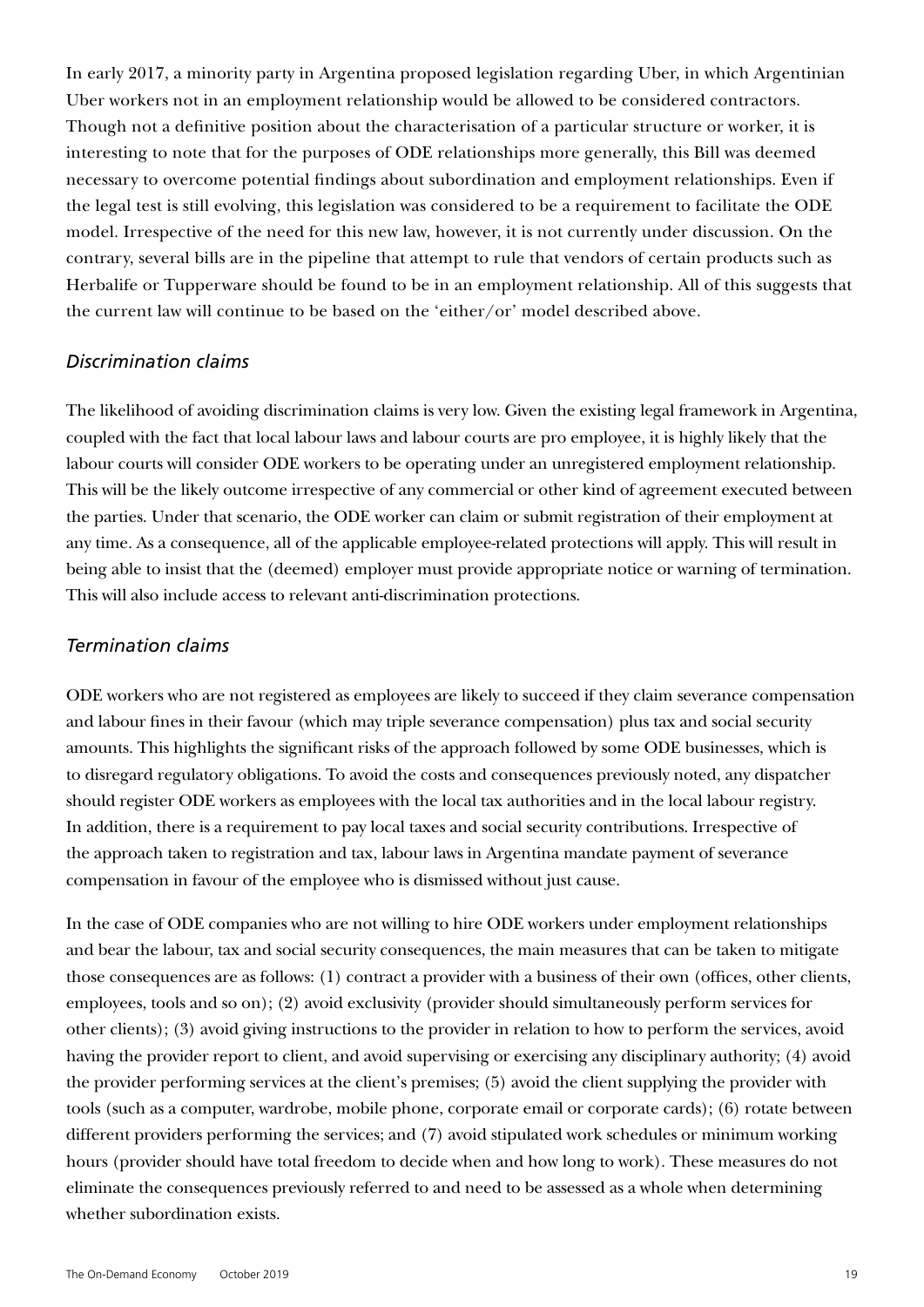In early 2017, a minority party in Argentina proposed legislation regarding Uber, in which Argentinian Uber workers not in an employment relationship would be allowed to be considered contractors. Though not a definitive position about the characterisation of a particular structure or worker, it is interesting to note that for the purposes of ODE relationships more generally, this Bill was deemed necessary to overcome potential findings about subordination and employment relationships. Even if the legal test is still evolving, this legislation was considered to be a requirement to facilitate the ODE model. Irrespective of the need for this new law, however, it is not currently under discussion. On the contrary, several bills are in the pipeline that attempt to rule that vendors of certain products such as Herbalife or Tupperware should be found to be in an employment relationship. All of this suggests that the current law will continue to be based on the 'either/or' model described above.

### *Discrimination claims*

The likelihood of avoiding discrimination claims is very low. Given the existing legal framework in Argentina, coupled with the fact that local labour laws and labour courts are pro employee, it is highly likely that the labour courts will consider ODE workers to be operating under an unregistered employment relationship. This will be the likely outcome irrespective of any commercial or other kind of agreement executed between the parties. Under that scenario, the ODE worker can claim or submit registration of their employment at any time. As a consequence, all of the applicable employee-related protections will apply. This will result in being able to insist that the (deemed) employer must provide appropriate notice or warning of termination. This will also include access to relevant anti-discrimination protections.

### *Termination claims*

ODE workers who are not registered as employees are likely to succeed if they claim severance compensation and labour fines in their favour (which may triple severance compensation) plus tax and social security amounts. This highlights the significant risks of the approach followed by some ODE businesses, which is to disregard regulatory obligations. To avoid the costs and consequences previously noted, any dispatcher should register ODE workers as employees with the local tax authorities and in the local labour registry. In addition, there is a requirement to pay local taxes and social security contributions. Irrespective of the approach taken to registration and tax, labour laws in Argentina mandate payment of severance compensation in favour of the employee who is dismissed without just cause.

In the case of ODE companies who are not willing to hire ODE workers under employment relationships and bear the labour, tax and social security consequences, the main measures that can be taken to mitigate those consequences are as follows: (1) contract a provider with a business of their own (offices, other clients, employees, tools and so on); (2) avoid exclusivity (provider should simultaneously perform services for other clients); (3) avoid giving instructions to the provider in relation to how to perform the services, avoid having the provider report to client, and avoid supervising or exercising any disciplinary authority; (4) avoid the provider performing services at the client's premises; (5) avoid the client supplying the provider with tools (such as a computer, wardrobe, mobile phone, corporate email or corporate cards); (6) rotate between different providers performing the services; and (7) avoid stipulated work schedules or minimum working hours (provider should have total freedom to decide when and how long to work). These measures do not eliminate the consequences previously referred to and need to be assessed as a whole when determining whether subordination exists.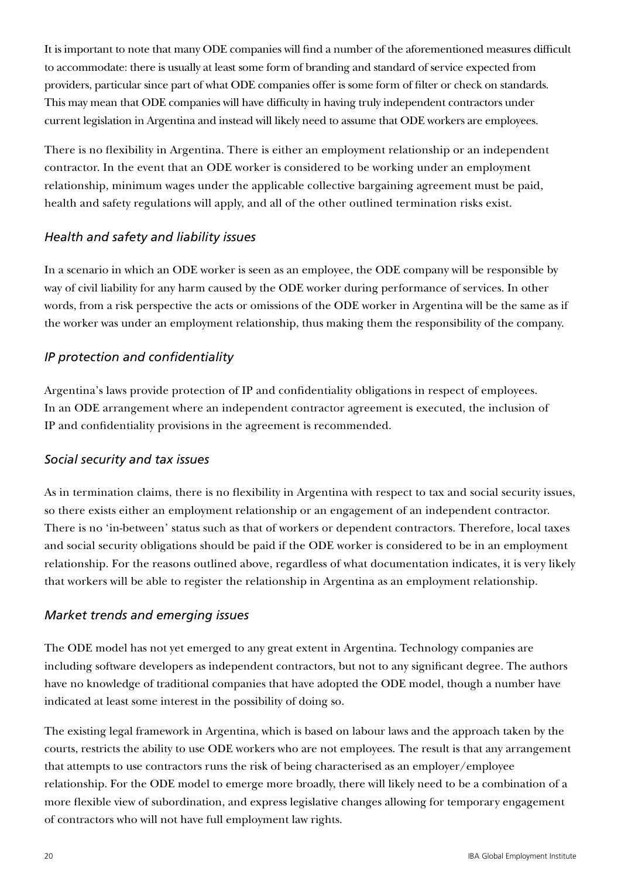It is important to note that many ODE companies will find a number of the aforementioned measures difficult to accommodate: there is usually at least some form of branding and standard of service expected from providers, particular since part of what ODE companies offer is some form of filter or check on standards. This may mean that ODE companies will have difficulty in having truly independent contractors under current legislation in Argentina and instead will likely need to assume that ODE workers are employees.

There is no flexibility in Argentina. There is either an employment relationship or an independent contractor. In the event that an ODE worker is considered to be working under an employment relationship, minimum wages under the applicable collective bargaining agreement must be paid, health and safety regulations will apply, and all of the other outlined termination risks exist.

### *Health and safety and liability issues*

In a scenario in which an ODE worker is seen as an employee, the ODE company will be responsible by way of civil liability for any harm caused by the ODE worker during performance of services. In other words, from a risk perspective the acts or omissions of the ODE worker in Argentina will be the same as if the worker was under an employment relationship, thus making them the responsibility of the company.

### *IP protection and confidentiality*

Argentina's laws provide protection of IP and confidentiality obligations in respect of employees. In an ODE arrangement where an independent contractor agreement is executed, the inclusion of IP and confidentiality provisions in the agreement is recommended.

### *Social security and tax issues*

As in termination claims, there is no flexibility in Argentina with respect to tax and social security issues, so there exists either an employment relationship or an engagement of an independent contractor. There is no 'in-between' status such as that of workers or dependent contractors. Therefore, local taxes and social security obligations should be paid if the ODE worker is considered to be in an employment relationship. For the reasons outlined above, regardless of what documentation indicates, it is very likely that workers will be able to register the relationship in Argentina as an employment relationship.

### *Market trends and emerging issues*

The ODE model has not yet emerged to any great extent in Argentina. Technology companies are including software developers as independent contractors, but not to any significant degree. The authors have no knowledge of traditional companies that have adopted the ODE model, though a number have indicated at least some interest in the possibility of doing so.

The existing legal framework in Argentina, which is based on labour laws and the approach taken by the courts, restricts the ability to use ODE workers who are not employees. The result is that any arrangement that attempts to use contractors runs the risk of being characterised as an employer/employee relationship. For the ODE model to emerge more broadly, there will likely need to be a combination of a more flexible view of subordination, and express legislative changes allowing for temporary engagement of contractors who will not have full employment law rights.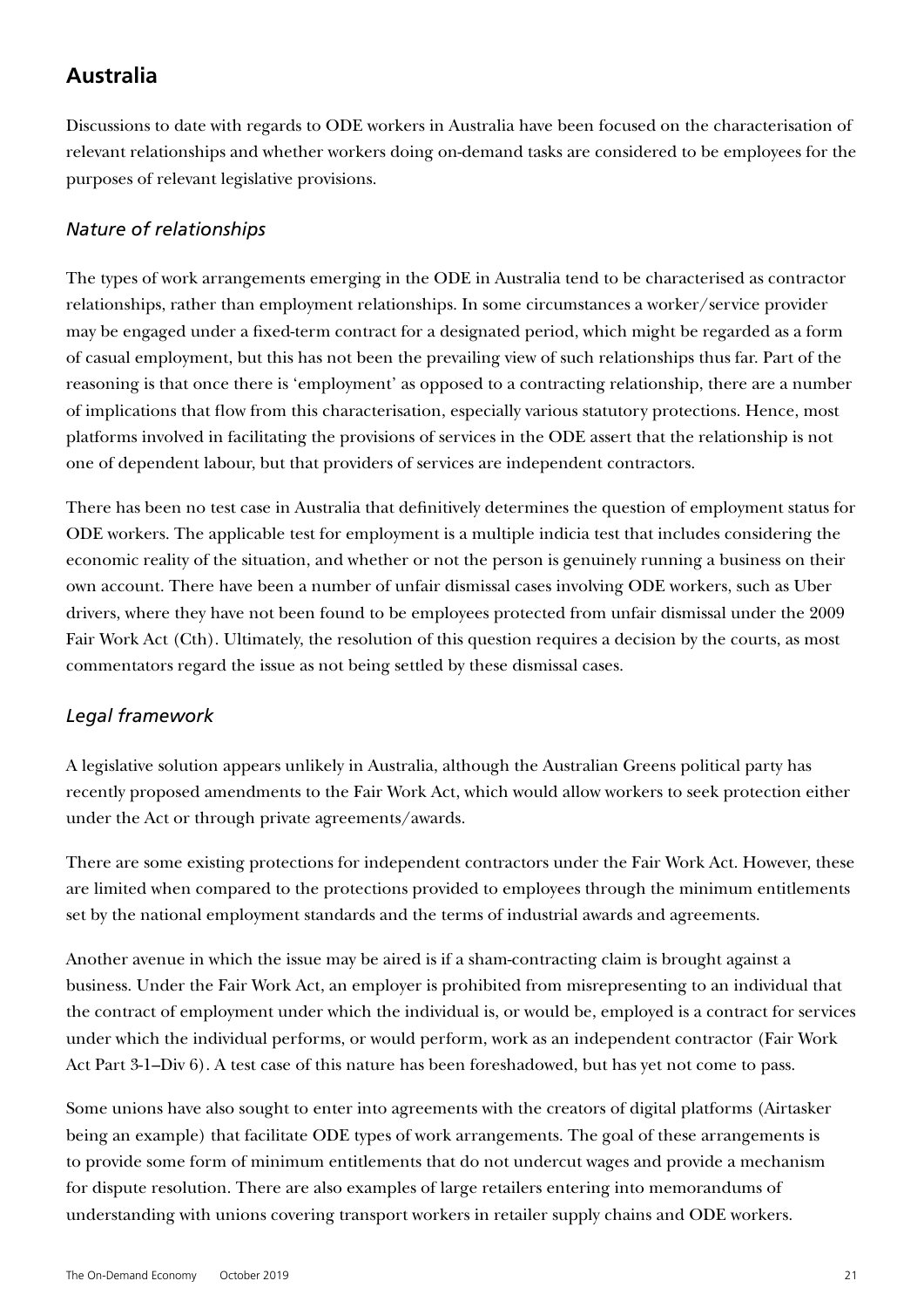## Australia

Discussions to date with regards to ODE workers in Australia have been focused on the characterisation of relevant relationships and whether workers doing on-demand tasks are considered to be employees for the purposes of relevant legislative provisions.

### *Nature of relationships*

The types of work arrangements emerging in the ODE in Australia tend to be characterised as contractor relationships, rather than employment relationships. In some circumstances a worker/service provider may be engaged under a fixed-term contract for a designated period, which might be regarded as a form of casual employment, but this has not been the prevailing view of such relationships thus far. Part of the reasoning is that once there is 'employment' as opposed to a contracting relationship, there are a number of implications that flow from this characterisation, especially various statutory protections. Hence, most platforms involved in facilitating the provisions of services in the ODE assert that the relationship is not one of dependent labour, but that providers of services are independent contractors.

There has been no test case in Australia that definitively determines the question of employment status for ODE workers. The applicable test for employment is a multiple indicia test that includes considering the economic reality of the situation, and whether or not the person is genuinely running a business on their own account. There have been a number of unfair dismissal cases involving ODE workers, such as Uber drivers, where they have not been found to be employees protected from unfair dismissal under the 2009 Fair Work Act (Cth). Ultimately, the resolution of this question requires a decision by the courts, as most commentators regard the issue as not being settled by these dismissal cases.

### *Legal framework*

A legislative solution appears unlikely in Australia, although the Australian Greens political party has recently proposed amendments to the Fair Work Act, which would allow workers to seek protection either under the Act or through private agreements/awards.

There are some existing protections for independent contractors under the Fair Work Act. However, these are limited when compared to the protections provided to employees through the minimum entitlements set by the national employment standards and the terms of industrial awards and agreements.

Another avenue in which the issue may be aired is if a sham-contracting claim is brought against a business. Under the Fair Work Act, an employer is prohibited from misrepresenting to an individual that the contract of employment under which the individual is, or would be, employed is a contract for services under which the individual performs, or would perform, work as an independent contractor (Fair Work Act Part 3-1–Div 6). A test case of this nature has been foreshadowed, but has yet not come to pass.

Some unions have also sought to enter into agreements with the creators of digital platforms (Airtasker being an example) that facilitate ODE types of work arrangements. The goal of these arrangements is to provide some form of minimum entitlements that do not undercut wages and provide a mechanism for dispute resolution. There are also examples of large retailers entering into memorandums of understanding with unions covering transport workers in retailer supply chains and ODE workers.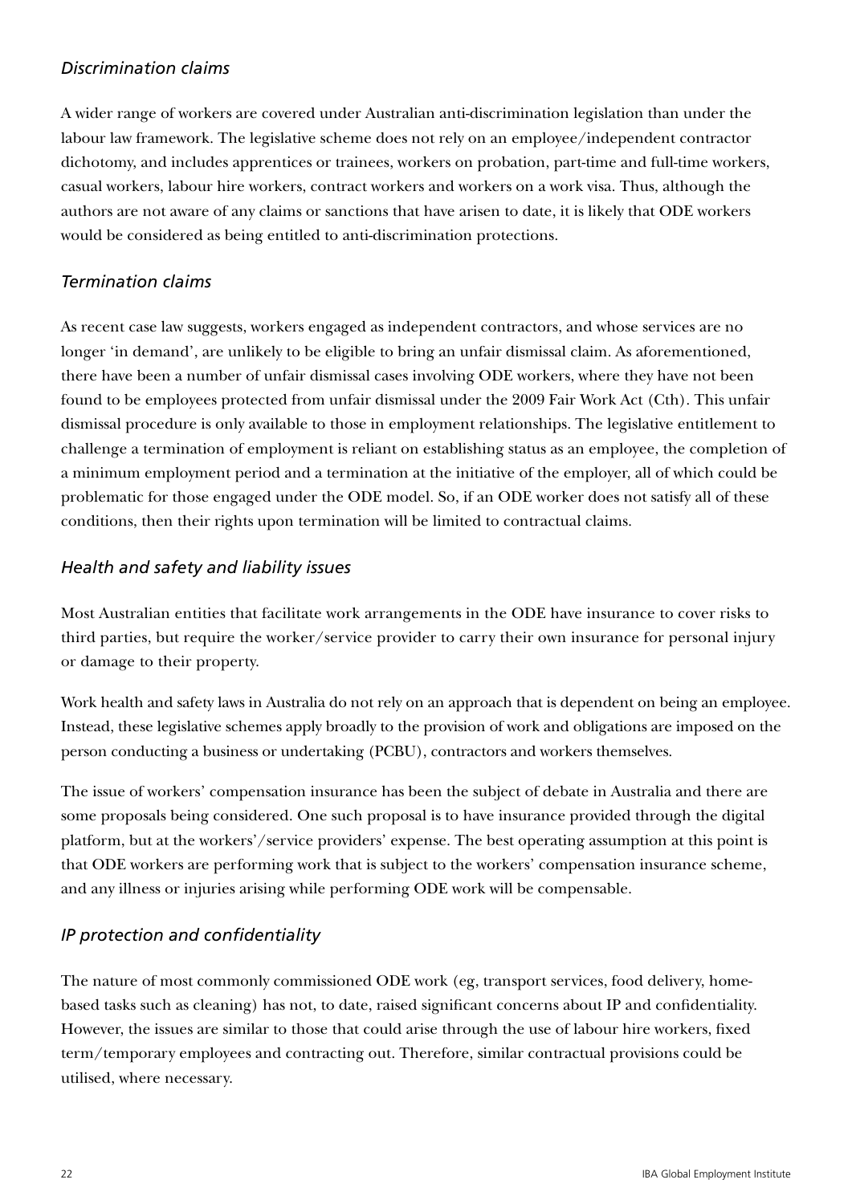### *Discrimination claims*

A wider range of workers are covered under Australian anti-discrimination legislation than under the labour law framework. The legislative scheme does not rely on an employee/independent contractor dichotomy, and includes apprentices or trainees, workers on probation, part-time and full-time workers, casual workers, labour hire workers, contract workers and workers on a work visa. Thus, although the authors are not aware of any claims or sanctions that have arisen to date, it is likely that ODE workers would be considered as being entitled to anti-discrimination protections.

### *Termination claims*

As recent case law suggests, workers engaged as independent contractors, and whose services are no longer 'in demand', are unlikely to be eligible to bring an unfair dismissal claim. As aforementioned, there have been a number of unfair dismissal cases involving ODE workers, where they have not been found to be employees protected from unfair dismissal under the 2009 Fair Work Act (Cth). This unfair dismissal procedure is only available to those in employment relationships. The legislative entitlement to challenge a termination of employment is reliant on establishing status as an employee, the completion of a minimum employment period and a termination at the initiative of the employer, all of which could be problematic for those engaged under the ODE model. So, if an ODE worker does not satisfy all of these conditions, then their rights upon termination will be limited to contractual claims.

### *Health and safety and liability issues*

Most Australian entities that facilitate work arrangements in the ODE have insurance to cover risks to third parties, but require the worker/service provider to carry their own insurance for personal injury or damage to their property.

Work health and safety laws in Australia do not rely on an approach that is dependent on being an employee. Instead, these legislative schemes apply broadly to the provision of work and obligations are imposed on the person conducting a business or undertaking (PCBU), contractors and workers themselves.

The issue of workers' compensation insurance has been the subject of debate in Australia and there are some proposals being considered. One such proposal is to have insurance provided through the digital platform, but at the workers'/service providers' expense. The best operating assumption at this point is that ODE workers are performing work that is subject to the workers' compensation insurance scheme, and any illness or injuries arising while performing ODE work will be compensable.

### *IP protection and confidentiality*

The nature of most commonly commissioned ODE work (eg, transport services, food delivery, home-based tasks such as cleaning) has not, to date, raised significant concerns about IP and confidentiality. However, the issues are similar to those that could arise through the use of labour hire workers, fixed term/temporary employees and contracting out. Therefore, similar contractual provisions could be utilised, where necessary.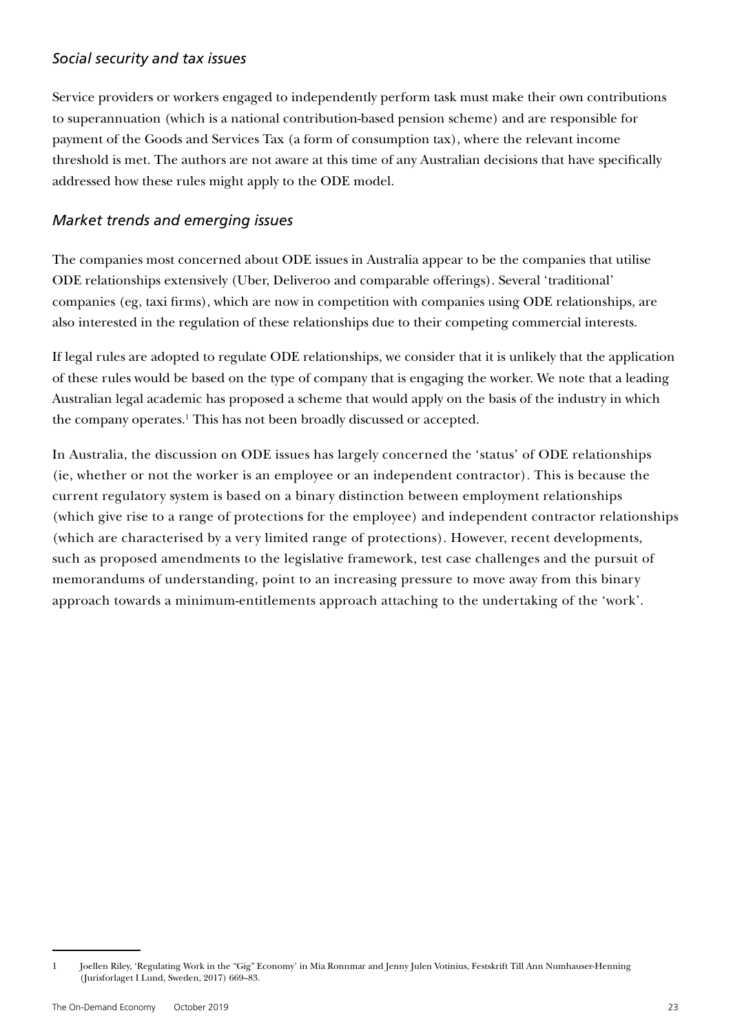### *Social security and tax issues*

Service providers or workers engaged to independently perform task must make their own contributions to superannuation (which is a national contribution-based pension scheme) and are responsible for payment of the Goods and Services Tax (a form of consumption tax), where the relevant income threshold is met. The authors are not aware at this time of any Australian decisions that have specifically addressed how these rules might apply to the ODE model.

### *Market trends and emerging issues*

The companies most concerned about ODE issues in Australia appear to be the companies that utilise ODE relationships extensively (Uber, Deliveroo and comparable offerings). Several 'traditional' companies (eg, taxi firms), which are now in competition with companies using ODE relationships, are also interested in the regulation of these relationships due to their competing commercial interests.

If legal rules are adopted to regulate ODE relationships, we consider that it is unlikely that the application of these rules would be based on the type of company that is engaging the worker. We note that a leading Australian legal academic has proposed a scheme that would apply on the basis of the industry in which the company operates.[1] This has not been broadly discussed or accepted.

In Australia, the discussion on ODE issues has largely concerned the 'status' of ODE relationships (ie, whether or not the worker is an employee or an independent contractor). This is because the current regulatory system is based on a binary distinction between employment relationships (which give rise to a range of protections for the employee) and independent contractor relationships (which are characterised by a very limited range of protections). However, recent developments, such as proposed amendments to the legislative framework, test case challenges and the pursuit of memorandums of understanding, point to an increasing pressure to move away from this binary approach towards a minimum-entitlements approach attaching to the undertaking of the 'work'.

---

1 Joellen Riley, 'Regulating Work in the "Gig" Economy' in Mia Ronnmar and Jenny Julen Votinius, Festskrift Till Ann Numhauser-Henning (Jurisforlaget I Lund, Sweden, 2017) 669–83.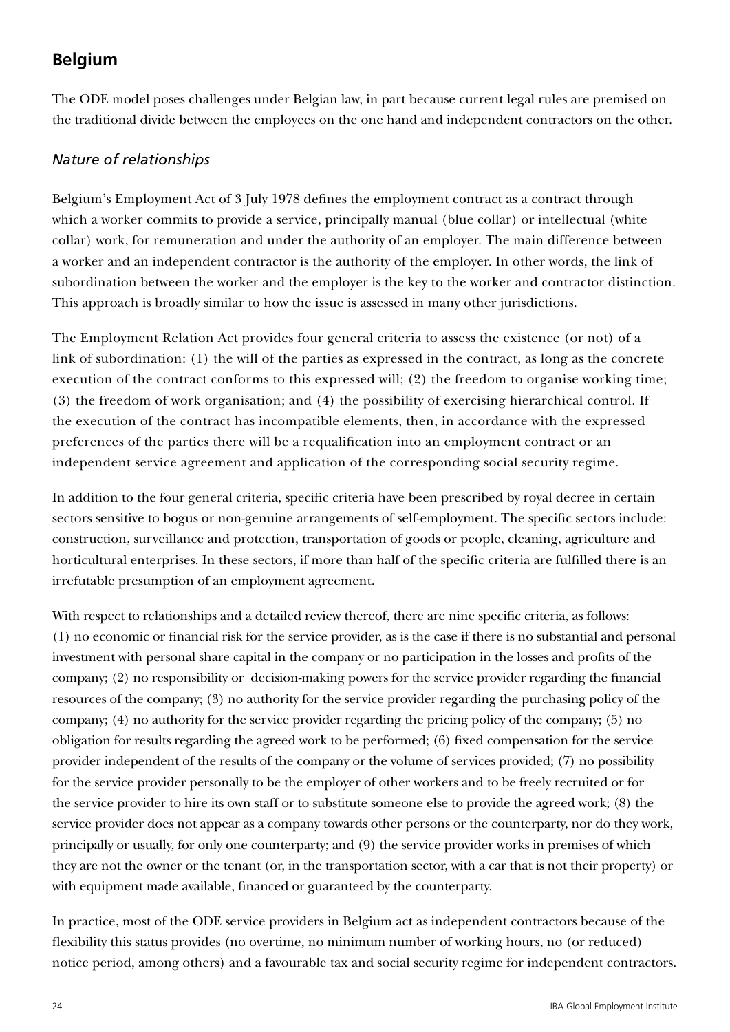## Belgium

The ODE model poses challenges under Belgian law, in part because current legal rules are premised on the traditional divide between the employees on the one hand and independent contractors on the other.

### *Nature of relationships*

Belgium's Employment Act of 3 July 1978 defines the employment contract as a contract through which a worker commits to provide a service, principally manual (blue collar) or intellectual (white collar) work, for remuneration and under the authority of an employer. The main difference between a worker and an independent contractor is the authority of the employer. In other words, the link of subordination between the worker and the employer is the key to the worker and contractor distinction. This approach is broadly similar to how the issue is assessed in many other jurisdictions.

The Employment Relation Act provides four general criteria to assess the existence (or not) of a link of subordination: (1) the will of the parties as expressed in the contract, as long as the concrete execution of the contract conforms to this expressed will; (2) the freedom to organise working time; (3) the freedom of work organisation; and (4) the possibility of exercising hierarchical control. If the execution of the contract has incompatible elements, then, in accordance with the expressed preferences of the parties there will be a requalification into an employment contract or an independent service agreement and application of the corresponding social security regime.

In addition to the four general criteria, specific criteria have been prescribed by royal decree in certain sectors sensitive to bogus or non-genuine arrangements of self-employment. The specific sectors include: construction, surveillance and protection, transportation of goods or people, cleaning, agriculture and horticultural enterprises. In these sectors, if more than half of the specific criteria are fulfilled there is an irrefutable presumption of an employment agreement.

With respect to relationships and a detailed review thereof, there are nine specific criteria, as follows: (1) no economic or financial risk for the service provider, as is the case if there is no substantial and personal investment with personal share capital in the company or no participation in the losses and profits of the company; (2) no responsibility or decision-making powers for the service provider regarding the financial resources of the company; (3) no authority for the service provider regarding the purchasing policy of the company; (4) no authority for the service provider regarding the pricing policy of the company; (5) no obligation for results regarding the agreed work to be performed; (6) fixed compensation for the service provider independent of the results of the company or the volume of services provided; (7) no possibility for the service provider personally to be the employer of other workers and to be freely recruited or for the service provider to hire its own staff or to substitute someone else to provide the agreed work; (8) the service provider does not appear as a company towards other persons or the counterparty, nor do they work, principally or usually, for only one counterparty; and (9) the service provider works in premises of which they are not the owner or the tenant (or, in the transportation sector, with a car that is not their property) or with equipment made available, financed or guaranteed by the counterparty.

In practice, most of the ODE service providers in Belgium act as independent contractors because of the flexibility this status provides (no overtime, no minimum number of working hours, no (or reduced) notice period, among others) and a favourable tax and social security regime for independent contractors.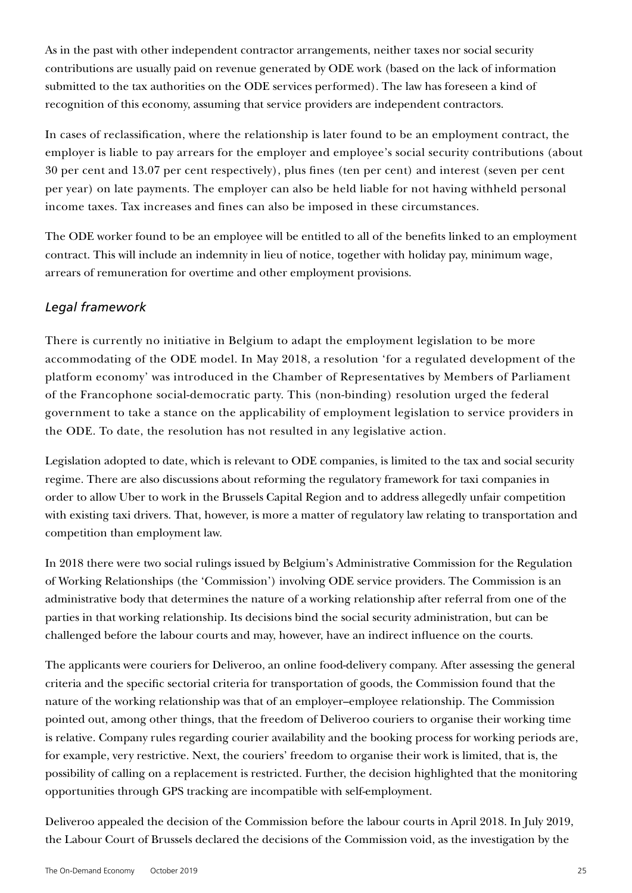As in the past with other independent contractor arrangements, neither taxes nor social security contributions are usually paid on revenue generated by ODE work (based on the lack of information submitted to the tax authorities on the ODE services performed). The law has foreseen a kind of recognition of this economy, assuming that service providers are independent contractors.

In cases of reclassification, where the relationship is later found to be an employment contract, the employer is liable to pay arrears for the employer and employee's social security contributions (about 30 per cent and 13.07 per cent respectively), plus fines (ten per cent) and interest (seven per cent per year) on late payments. The employer can also be held liable for not having withheld personal income taxes. Tax increases and fines can also be imposed in these circumstances.

The ODE worker found to be an employee will be entitled to all of the benefits linked to an employment contract. This will include an indemnity in lieu of notice, together with holiday pay, minimum wage, arrears of remuneration for overtime and other employment provisions.

### *Legal framework*

There is currently no initiative in Belgium to adapt the employment legislation to be more accommodating of the ODE model. In May 2018, a resolution 'for a regulated development of the platform economy' was introduced in the Chamber of Representatives by Members of Parliament of the Francophone social-democratic party. This (non-binding) resolution urged the federal government to take a stance on the applicability of employment legislation to service providers in the ODE. To date, the resolution has not resulted in any legislative action.

Legislation adopted to date, which is relevant to ODE companies, is limited to the tax and social security regime. There are also discussions about reforming the regulatory framework for taxi companies in order to allow Uber to work in the Brussels Capital Region and to address allegedly unfair competition with existing taxi drivers. That, however, is more a matter of regulatory law relating to transportation and competition than employment law.

In 2018 there were two social rulings issued by Belgium's Administrative Commission for the Regulation of Working Relationships (the 'Commission') involving ODE service providers. The Commission is an administrative body that determines the nature of a working relationship after referral from one of the parties in that working relationship. Its decisions bind the social security administration, but can be challenged before the labour courts and may, however, have an indirect influence on the courts.

The applicants were couriers for Deliveroo, an online food-delivery company. After assessing the general criteria and the specific sectorial criteria for transportation of goods, the Commission found that the nature of the working relationship was that of an employer–employee relationship. The Commission pointed out, among other things, that the freedom of Deliveroo couriers to organise their working time is relative. Company rules regarding courier availability and the booking process for working periods are, for example, very restrictive. Next, the couriers' freedom to organise their work is limited, that is, the possibility of calling on a replacement is restricted. Further, the decision highlighted that the monitoring opportunities through GPS tracking are incompatible with self-employment.

Deliveroo appealed the decision of the Commission before the labour courts in April 2018. In July 2019, the Labour Court of Brussels declared the decisions of the Commission void, as the investigation by the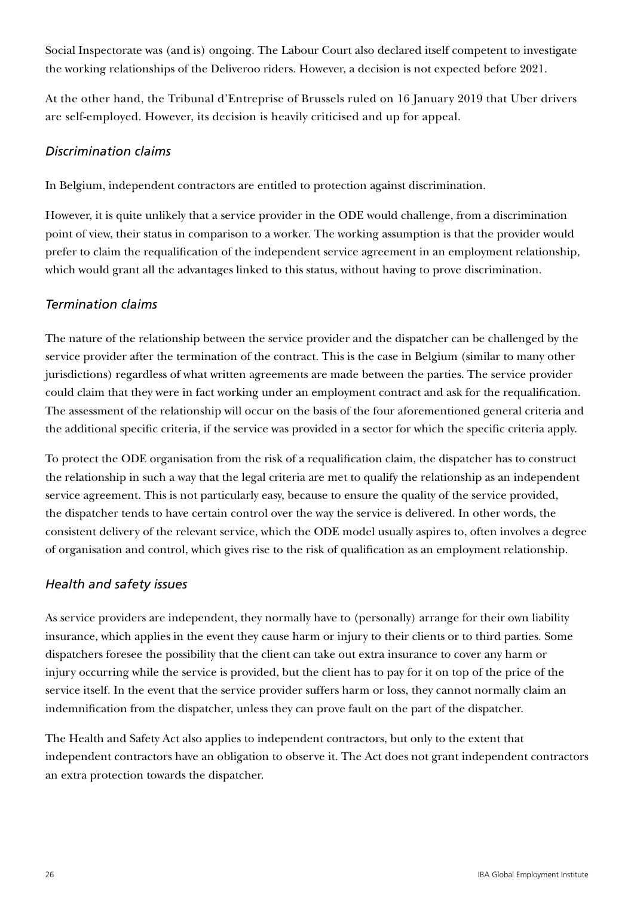Social Inspectorate was (and is) ongoing. The Labour Court also declared itself competent to investigate the working relationships of the Deliveroo riders. However, a decision is not expected before 2021.

At the other hand, the Tribunal d'Entreprise of Brussels ruled on 16 January 2019 that Uber drivers are self-employed. However, its decision is heavily criticised and up for appeal.

### *Discrimination claims*

In Belgium, independent contractors are entitled to protection against discrimination.

However, it is quite unlikely that a service provider in the ODE would challenge, from a discrimination point of view, their status in comparison to a worker. The working assumption is that the provider would prefer to claim the requalification of the independent service agreement in an employment relationship, which would grant all the advantages linked to this status, without having to prove discrimination.

### *Termination claims*

The nature of the relationship between the service provider and the dispatcher can be challenged by the service provider after the termination of the contract. This is the case in Belgium (similar to many other jurisdictions) regardless of what written agreements are made between the parties. The service provider could claim that they were in fact working under an employment contract and ask for the requalification. The assessment of the relationship will occur on the basis of the four aforementioned general criteria and the additional specific criteria, if the service was provided in a sector for which the specific criteria apply.

To protect the ODE organisation from the risk of a requalification claim, the dispatcher has to construct the relationship in such a way that the legal criteria are met to qualify the relationship as an independent service agreement. This is not particularly easy, because to ensure the quality of the service provided, the dispatcher tends to have certain control over the way the service is delivered. In other words, the consistent delivery of the relevant service, which the ODE model usually aspires to, often involves a degree of organisation and control, which gives rise to the risk of qualification as an employment relationship.

### *Health and safety issues*

As service providers are independent, they normally have to (personally) arrange for their own liability insurance, which applies in the event they cause harm or injury to their clients or to third parties. Some dispatchers foresee the possibility that the client can take out extra insurance to cover any harm or injury occurring while the service is provided, but the client has to pay for it on top of the price of the service itself. In the event that the service provider suffers harm or loss, they cannot normally claim an indemnification from the dispatcher, unless they can prove fault on the part of the dispatcher.

The Health and Safety Act also applies to independent contractors, but only to the extent that independent contractors have an obligation to observe it. The Act does not grant independent contractors an extra protection towards the dispatcher.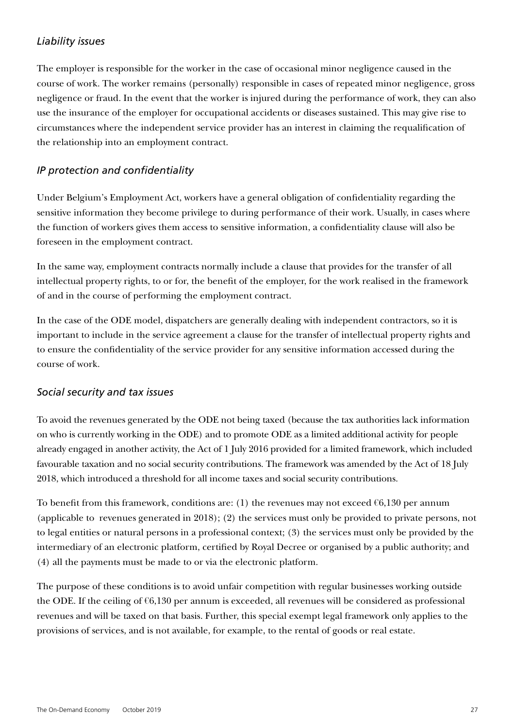### *Liability issues*

The employer is responsible for the worker in the case of occasional minor negligence caused in the course of work. The worker remains (personally) responsible in cases of repeated minor negligence, gross negligence or fraud. In the event that the worker is injured during the performance of work, they can also use the insurance of the employer for occupational accidents or diseases sustained. This may give rise to circumstances where the independent service provider has an interest in claiming the requalification of the relationship into an employment contract.

### *IP protection and confidentiality*

Under Belgium's Employment Act, workers have a general obligation of confidentiality regarding the sensitive information they become privilege to during performance of their work. Usually, in cases where the function of workers gives them access to sensitive information, a confidentiality clause will also be foreseen in the employment contract.

In the same way, employment contracts normally include a clause that provides for the transfer of all intellectual property rights, to or for, the benefit of the employer, for the work realised in the framework of and in the course of performing the employment contract.

In the case of the ODE model, dispatchers are generally dealing with independent contractors, so it is important to include in the service agreement a clause for the transfer of intellectual property rights and to ensure the confidentiality of the service provider for any sensitive information accessed during the course of work.

### *Social security and tax issues*

To avoid the revenues generated by the ODE not being taxed (because the tax authorities lack information on who is currently working in the ODE) and to promote ODE as a limited additional activity for people already engaged in another activity, the Act of 1 July 2016 provided for a limited framework, which included favourable taxation and no social security contributions. The framework was amended by the Act of 18 July 2018, which introduced a threshold for all income taxes and social security contributions.

To benefit from this framework, conditions are: (1) the revenues may not exceed €6,130 per annum (applicable to revenues generated in 2018); (2) the services must only be provided to private persons, not to legal entities or natural persons in a professional context; (3) the services must only be provided by the intermediary of an electronic platform, certified by Royal Decree or organised by a public authority; and (4) all the payments must be made to or via the electronic platform.

The purpose of these conditions is to avoid unfair competition with regular businesses working outside the ODE. If the ceiling of €6,130 per annum is exceeded, all revenues will be considered as professional revenues and will be taxed on that basis. Further, this special exempt legal framework only applies to the provisions of services, and is not available, for example, to the rental of goods or real estate.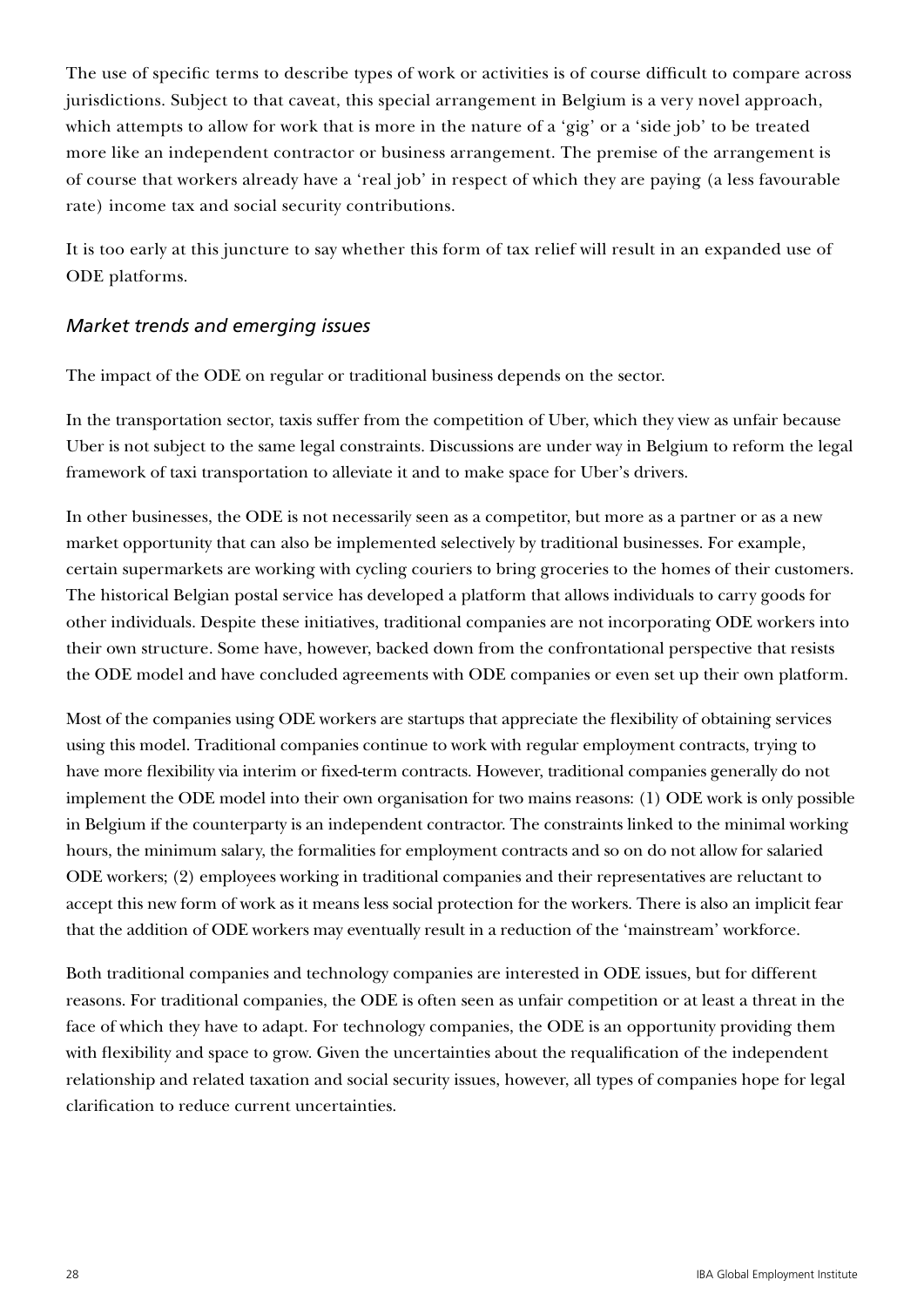The use of specific terms to describe types of work or activities is of course difficult to compare across jurisdictions. Subject to that caveat, this special arrangement in Belgium is a very novel approach, which attempts to allow for work that is more in the nature of a 'gig' or a 'side job' to be treated more like an independent contractor or business arrangement. The premise of the arrangement is of course that workers already have a 'real job' in respect of which they are paying (a less favourable rate) income tax and social security contributions.

It is too early at this juncture to say whether this form of tax relief will result in an expanded use of ODE platforms.

### *Market trends and emerging issues*

The impact of the ODE on regular or traditional business depends on the sector.

In the transportation sector, taxis suffer from the competition of Uber, which they view as unfair because Uber is not subject to the same legal constraints. Discussions are under way in Belgium to reform the legal framework of taxi transportation to alleviate it and to make space for Uber's drivers.

In other businesses, the ODE is not necessarily seen as a competitor, but more as a partner or as a new market opportunity that can also be implemented selectively by traditional businesses. For example, certain supermarkets are working with cycling couriers to bring groceries to the homes of their customers. The historical Belgian postal service has developed a platform that allows individuals to carry goods for other individuals. Despite these initiatives, traditional companies are not incorporating ODE workers into their own structure. Some have, however, backed down from the confrontational perspective that resists the ODE model and have concluded agreements with ODE companies or even set up their own platform.

Most of the companies using ODE workers are startups that appreciate the flexibility of obtaining services using this model. Traditional companies continue to work with regular employment contracts, trying to have more flexibility via interim or fixed-term contracts. However, traditional companies generally do not implement the ODE model into their own organisation for two mains reasons: (1) ODE work is only possible in Belgium if the counterparty is an independent contractor. The constraints linked to the minimal working hours, the minimum salary, the formalities for employment contracts and so on do not allow for salaried ODE workers; (2) employees working in traditional companies and their representatives are reluctant to accept this new form of work as it means less social protection for the workers. There is also an implicit fear that the addition of ODE workers may eventually result in a reduction of the 'mainstream' workforce.

Both traditional companies and technology companies are interested in ODE issues, but for different reasons. For traditional companies, the ODE is often seen as unfair competition or at least a threat in the face of which they have to adapt. For technology companies, the ODE is an opportunity providing them with flexibility and space to grow. Given the uncertainties about the requalification of the independent relationship and related taxation and social security issues, however, all types of companies hope for legal clarification to reduce current uncertainties.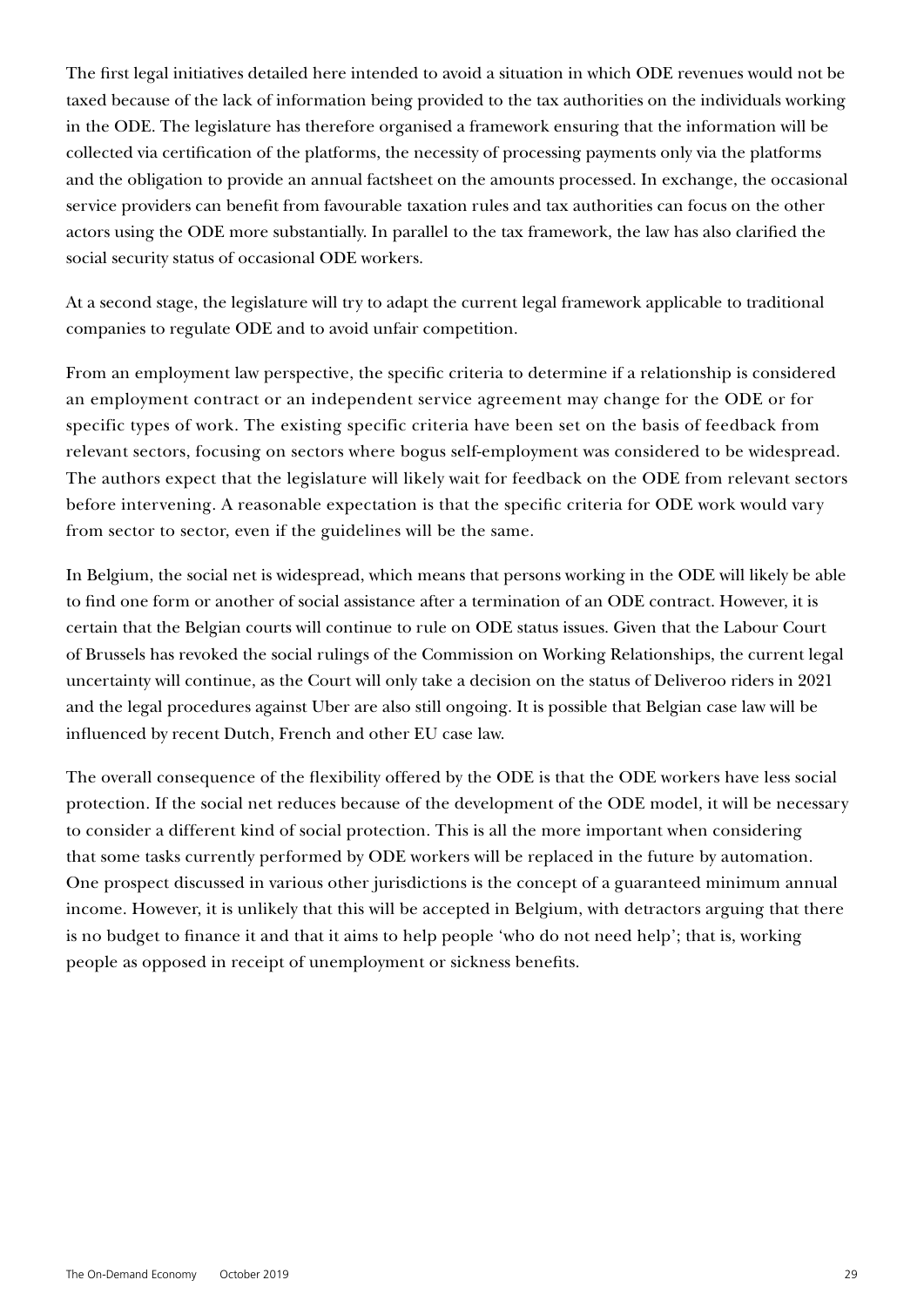The first legal initiatives detailed here intended to avoid a situation in which ODE revenues would not be taxed because of the lack of information being provided to the tax authorities on the individuals working in the ODE. The legislature has therefore organised a framework ensuring that the information will be collected via certification of the platforms, the necessity of processing payments only via the platforms and the obligation to provide an annual factsheet on the amounts processed. In exchange, the occasional service providers can benefit from favourable taxation rules and tax authorities can focus on the other actors using the ODE more substantially. In parallel to the tax framework, the law has also clarified the social security status of occasional ODE workers.

At a second stage, the legislature will try to adapt the current legal framework applicable to traditional companies to regulate ODE and to avoid unfair competition.

From an employment law perspective, the specific criteria to determine if a relationship is considered an employment contract or an independent service agreement may change for the ODE or for specific types of work. The existing specific criteria have been set on the basis of feedback from relevant sectors, focusing on sectors where bogus self-employment was considered to be widespread. The authors expect that the legislature will likely wait for feedback on the ODE from relevant sectors before intervening. A reasonable expectation is that the specific criteria for ODE work would vary from sector to sector, even if the guidelines will be the same.

In Belgium, the social net is widespread, which means that persons working in the ODE will likely be able to find one form or another of social assistance after a termination of an ODE contract. However, it is certain that the Belgian courts will continue to rule on ODE status issues. Given that the Labour Court of Brussels has revoked the social rulings of the Commission on Working Relationships, the current legal uncertainty will continue, as the Court will only take a decision on the status of Deliveroo riders in 2021 and the legal procedures against Uber are also still ongoing. It is possible that Belgian case law will be influenced by recent Dutch, French and other EU case law.

The overall consequence of the flexibility offered by the ODE is that the ODE workers have less social protection. If the social net reduces because of the development of the ODE model, it will be necessary to consider a different kind of social protection. This is all the more important when considering that some tasks currently performed by ODE workers will be replaced in the future by automation. One prospect discussed in various other jurisdictions is the concept of a guaranteed minimum annual income. However, it is unlikely that this will be accepted in Belgium, with detractors arguing that there is no budget to finance it and that it aims to help people 'who do not need help'; that is, working people as opposed in receipt of unemployment or sickness benefits.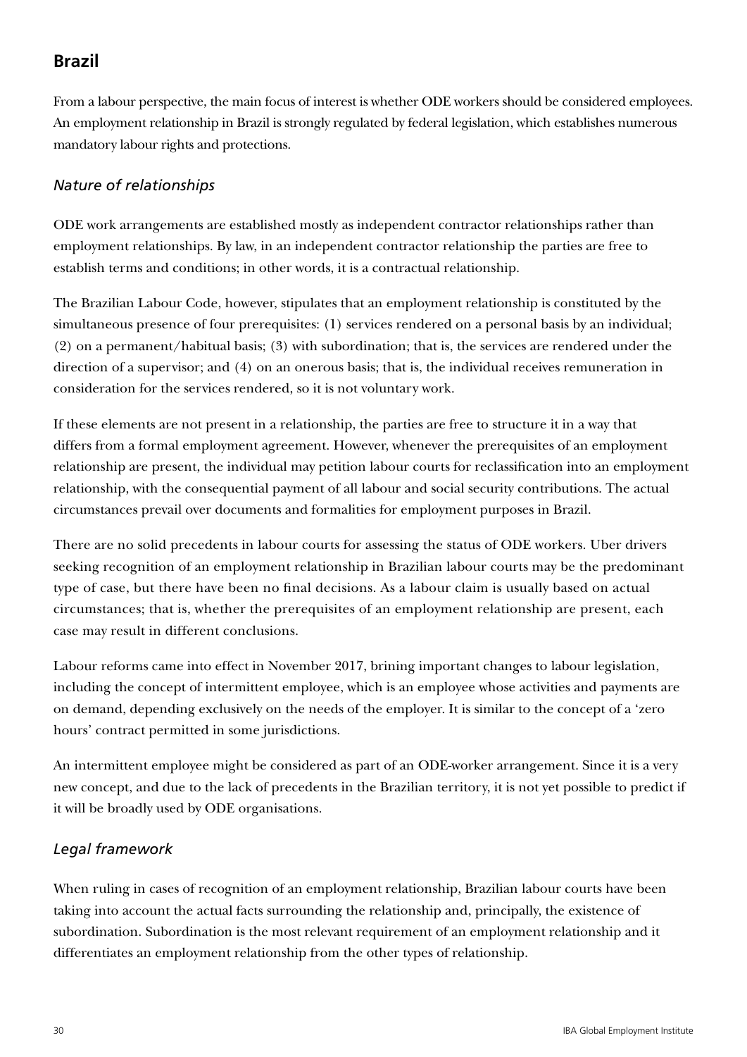## Brazil

From a labour perspective, the main focus of interest is whether ODE workers should be considered employees. An employment relationship in Brazil is strongly regulated by federal legislation, which establishes numerous mandatory labour rights and protections.

### *Nature of relationships*

ODE work arrangements are established mostly as independent contractor relationships rather than employment relationships. By law, in an independent contractor relationship the parties are free to establish terms and conditions; in other words, it is a contractual relationship.

The Brazilian Labour Code, however, stipulates that an employment relationship is constituted by the simultaneous presence of four prerequisites: (1) services rendered on a personal basis by an individual; (2) on a permanent/habitual basis; (3) with subordination; that is, the services are rendered under the direction of a supervisor; and (4) on an onerous basis; that is, the individual receives remuneration in consideration for the services rendered, so it is not voluntary work.

If these elements are not present in a relationship, the parties are free to structure it in a way that differs from a formal employment agreement. However, whenever the prerequisites of an employment relationship are present, the individual may petition labour courts for reclassification into an employment relationship, with the consequential payment of all labour and social security contributions. The actual circumstances prevail over documents and formalities for employment purposes in Brazil.

There are no solid precedents in labour courts for assessing the status of ODE workers. Uber drivers seeking recognition of an employment relationship in Brazilian labour courts may be the predominant type of case, but there have been no final decisions. As a labour claim is usually based on actual circumstances; that is, whether the prerequisites of an employment relationship are present, each case may result in different conclusions.

Labour reforms came into effect in November 2017, brining important changes to labour legislation, including the concept of intermittent employee, which is an employee whose activities and payments are on demand, depending exclusively on the needs of the employer. It is similar to the concept of a 'zero hours' contract permitted in some jurisdictions.

An intermittent employee might be considered as part of an ODE-worker arrangement. Since it is a very new concept, and due to the lack of precedents in the Brazilian territory, it is not yet possible to predict if it will be broadly used by ODE organisations.

### *Legal framework*

When ruling in cases of recognition of an employment relationship, Brazilian labour courts have been taking into account the actual facts surrounding the relationship and, principally, the existence of subordination. Subordination is the most relevant requirement of an employment relationship and it differentiates an employment relationship from the other types of relationship.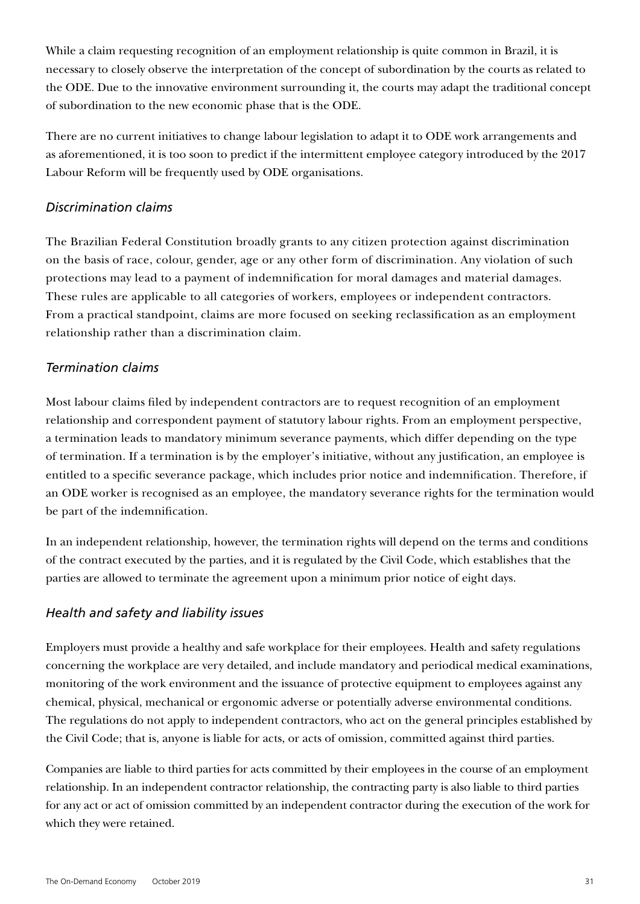While a claim requesting recognition of an employment relationship is quite common in Brazil, it is necessary to closely observe the interpretation of the concept of subordination by the courts as related to the ODE. Due to the innovative environment surrounding it, the courts may adapt the traditional concept of subordination to the new economic phase that is the ODE.

There are no current initiatives to change labour legislation to adapt it to ODE work arrangements and as aforementioned, it is too soon to predict if the intermittent employee category introduced by the 2017 Labour Reform will be frequently used by ODE organisations.

### *Discrimination claims*

The Brazilian Federal Constitution broadly grants to any citizen protection against discrimination on the basis of race, colour, gender, age or any other form of discrimination. Any violation of such protections may lead to a payment of indemnification for moral damages and material damages. These rules are applicable to all categories of workers, employees or independent contractors. From a practical standpoint, claims are more focused on seeking reclassification as an employment relationship rather than a discrimination claim.

### *Termination claims*

Most labour claims filed by independent contractors are to request recognition of an employment relationship and correspondent payment of statutory labour rights. From an employment perspective, a termination leads to mandatory minimum severance payments, which differ depending on the type of termination. If a termination is by the employer's initiative, without any justification, an employee is entitled to a specific severance package, which includes prior notice and indemnification. Therefore, if an ODE worker is recognised as an employee, the mandatory severance rights for the termination would be part of the indemnification.

In an independent relationship, however, the termination rights will depend on the terms and conditions of the contract executed by the parties, and it is regulated by the Civil Code, which establishes that the parties are allowed to terminate the agreement upon a minimum prior notice of eight days.

### *Health and safety and liability issues*

Employers must provide a healthy and safe workplace for their employees. Health and safety regulations concerning the workplace are very detailed, and include mandatory and periodical medical examinations, monitoring of the work environment and the issuance of protective equipment to employees against any chemical, physical, mechanical or ergonomic adverse or potentially adverse environmental conditions. The regulations do not apply to independent contractors, who act on the general principles established by the Civil Code; that is, anyone is liable for acts, or acts of omission, committed against third parties.

Companies are liable to third parties for acts committed by their employees in the course of an employment relationship. In an independent contractor relationship, the contracting party is also liable to third parties for any act or act of omission committed by an independent contractor during the execution of the work for which they were retained.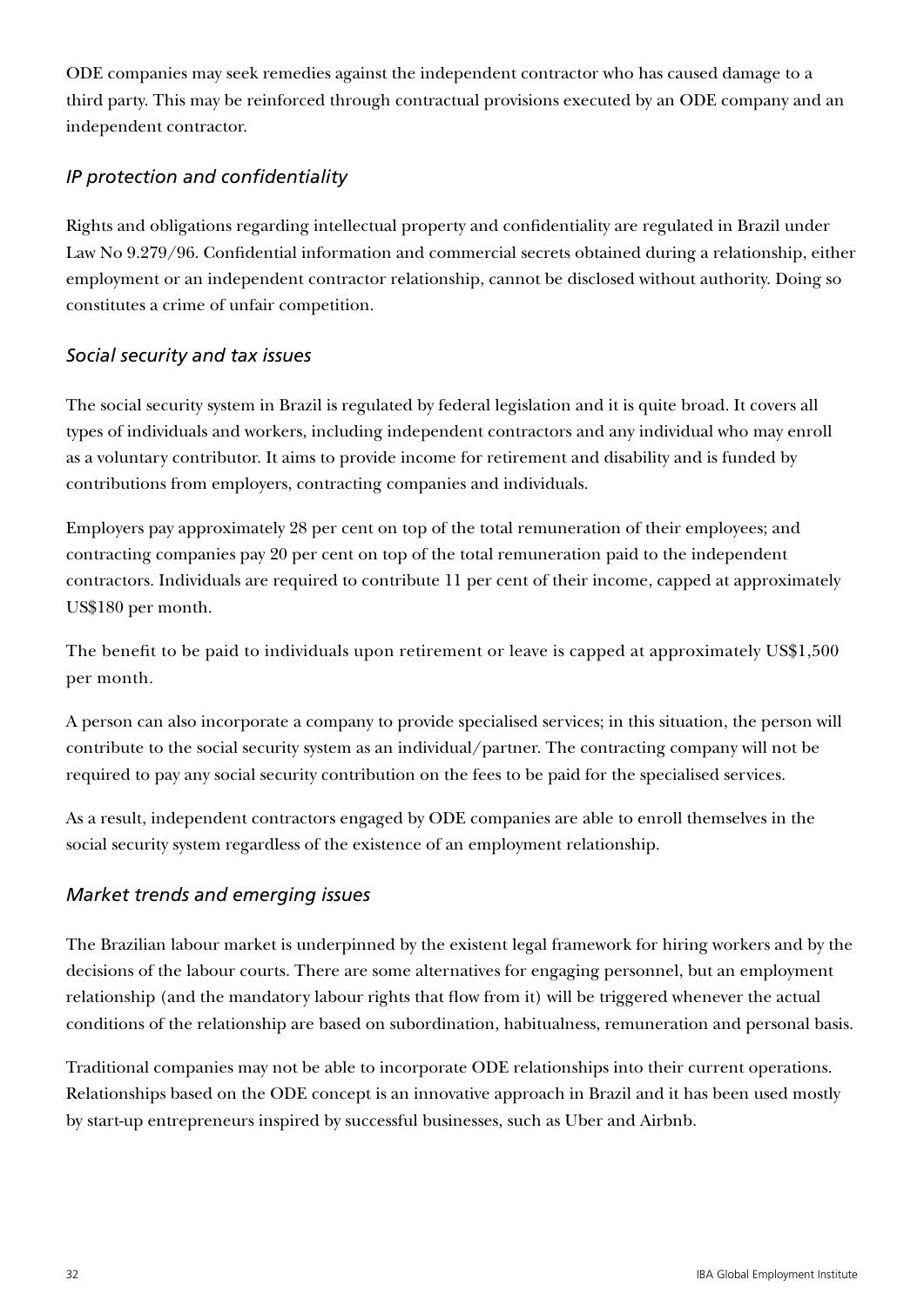ODE companies may seek remedies against the independent contractor who has caused damage to a third party. This may be reinforced through contractual provisions executed by an ODE company and an independent contractor.

### *IP protection and confidentiality*

Rights and obligations regarding intellectual property and confidentiality are regulated in Brazil under Law No 9.279/96. Confidential information and commercial secrets obtained during a relationship, either employment or an independent contractor relationship, cannot be disclosed without authority. Doing so constitutes a crime of unfair competition.

### *Social security and tax issues*

The social security system in Brazil is regulated by federal legislation and it is quite broad. It covers all types of individuals and workers, including independent contractors and any individual who may enroll as a voluntary contributor. It aims to provide income for retirement and disability and is funded by contributions from employers, contracting companies and individuals.

Employers pay approximately 28 per cent on top of the total remuneration of their employees; and contracting companies pay 20 per cent on top of the total remuneration paid to the independent contractors. Individuals are required to contribute 11 per cent of their income, capped at approximately US$180 per month.

The benefit to be paid to individuals upon retirement or leave is capped at approximately US$1,500 per month.

A person can also incorporate a company to provide specialised services; in this situation, the person will contribute to the social security system as an individual/partner. The contracting company will not be required to pay any social security contribution on the fees to be paid for the specialised services.

As a result, independent contractors engaged by ODE companies are able to enroll themselves in the social security system regardless of the existence of an employment relationship.

### *Market trends and emerging issues*

The Brazilian labour market is underpinned by the existent legal framework for hiring workers and by the decisions of the labour courts. There are some alternatives for engaging personnel, but an employment relationship (and the mandatory labour rights that flow from it) will be triggered whenever the actual conditions of the relationship are based on subordination, habitualness, remuneration and personal basis.

Traditional companies may not be able to incorporate ODE relationships into their current operations. Relationships based on the ODE concept is an innovative approach in Brazil and it has been used mostly by start-up entrepreneurs inspired by successful businesses, such as Uber and Airbnb.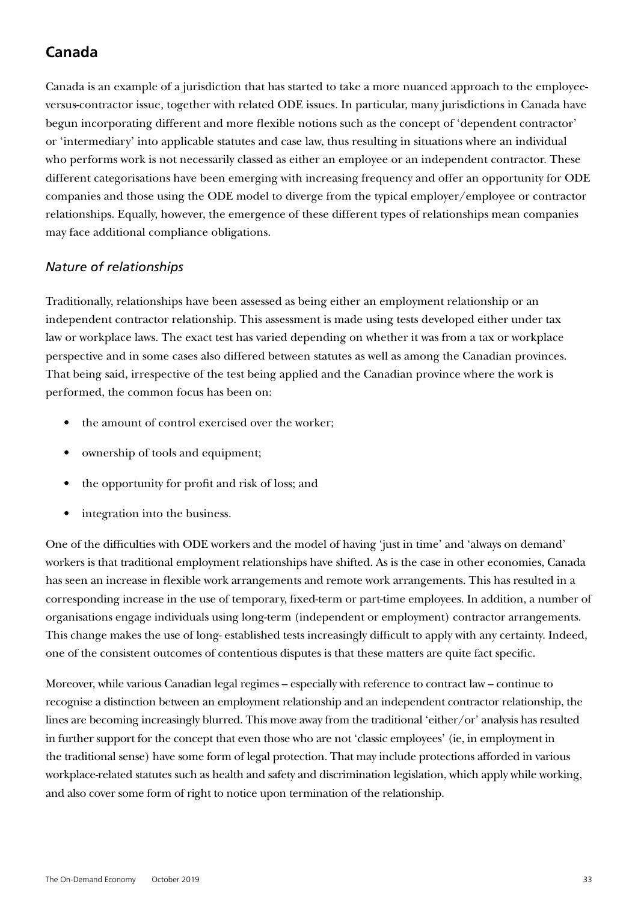## Canada

Canada is an example of a jurisdiction that has started to take a more nuanced approach to the employee-versus-contractor issue, together with related ODE issues. In particular, many jurisdictions in Canada have begun incorporating different and more flexible notions such as the concept of 'dependent contractor' or 'intermediary' into applicable statutes and case law, thus resulting in situations where an individual who performs work is not necessarily classed as either an employee or an independent contractor. These different categorisations have been emerging with increasing frequency and offer an opportunity for ODE companies and those using the ODE model to diverge from the typical employer/employee or contractor relationships. Equally, however, the emergence of these different types of relationships mean companies may face additional compliance obligations.

### *Nature of relationships*

Traditionally, relationships have been assessed as being either an employment relationship or an independent contractor relationship. This assessment is made using tests developed either under tax law or workplace laws. The exact test has varied depending on whether it was from a tax or workplace perspective and in some cases also differed between statutes as well as among the Canadian provinces. That being said, irrespective of the test being applied and the Canadian province where the work is performed, the common focus has been on:

- the amount of control exercised over the worker;
- ownership of tools and equipment;
- the opportunity for profit and risk of loss; and
- integration into the business.

One of the difficulties with ODE workers and the model of having 'just in time' and 'always on demand' workers is that traditional employment relationships have shifted. As is the case in other economies, Canada has seen an increase in flexible work arrangements and remote work arrangements. This has resulted in a corresponding increase in the use of temporary, fixed-term or part-time employees. In addition, a number of organisations engage individuals using long-term (independent or employment) contractor arrangements. This change makes the use of long- established tests increasingly difficult to apply with any certainty. Indeed, one of the consistent outcomes of contentious disputes is that these matters are quite fact specific.

Moreover, while various Canadian legal regimes – especially with reference to contract law – continue to recognise a distinction between an employment relationship and an independent contractor relationship, the lines are becoming increasingly blurred. This move away from the traditional 'either/or' analysis has resulted in further support for the concept that even those who are not 'classic employees' (ie, in employment in the traditional sense) have some form of legal protection. That may include protections afforded in various workplace-related statutes such as health and safety and discrimination legislation, which apply while working, and also cover some form of right to notice upon termination of the relationship.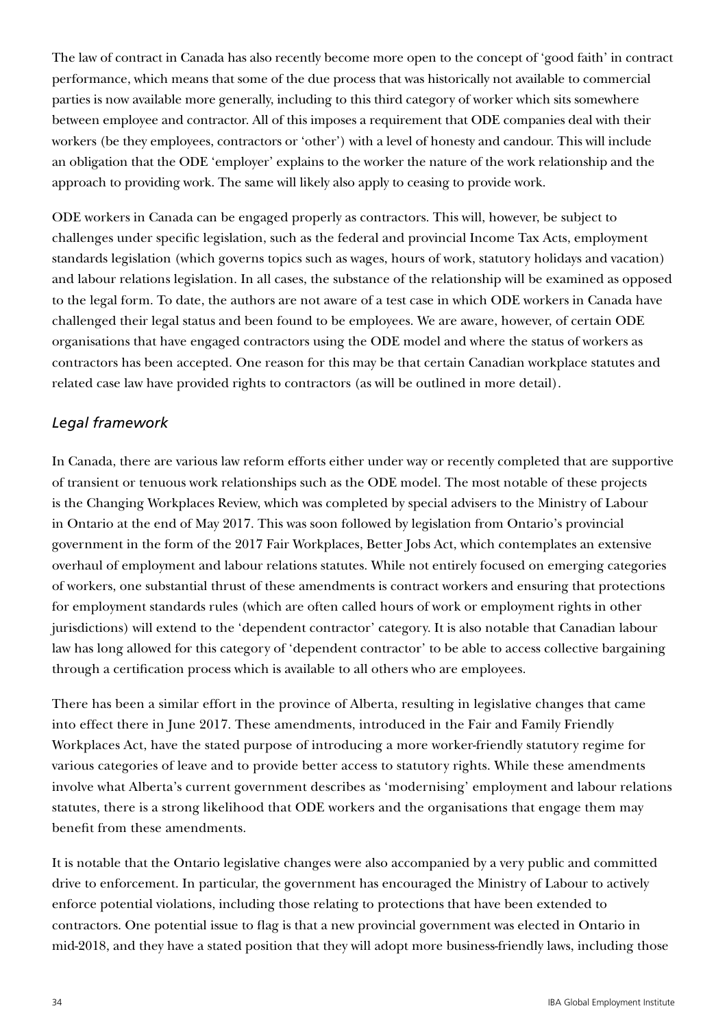The law of contract in Canada has also recently become more open to the concept of 'good faith' in contract performance, which means that some of the due process that was historically not available to commercial parties is now available more generally, including to this third category of worker which sits somewhere between employee and contractor. All of this imposes a requirement that ODE companies deal with their workers (be they employees, contractors or 'other') with a level of honesty and candour. This will include an obligation that the ODE 'employer' explains to the worker the nature of the work relationship and the approach to providing work. The same will likely also apply to ceasing to provide work.

ODE workers in Canada can be engaged properly as contractors. This will, however, be subject to challenges under specific legislation, such as the federal and provincial Income Tax Acts, employment standards legislation (which governs topics such as wages, hours of work, statutory holidays and vacation) and labour relations legislation. In all cases, the substance of the relationship will be examined as opposed to the legal form. To date, the authors are not aware of a test case in which ODE workers in Canada have challenged their legal status and been found to be employees. We are aware, however, of certain ODE organisations that have engaged contractors using the ODE model and where the status of workers as contractors has been accepted. One reason for this may be that certain Canadian workplace statutes and related case law have provided rights to contractors (as will be outlined in more detail).

### *Legal framework*

In Canada, there are various law reform efforts either under way or recently completed that are supportive of transient or tenuous work relationships such as the ODE model. The most notable of these projects is the Changing Workplaces Review, which was completed by special advisers to the Ministry of Labour in Ontario at the end of May 2017. This was soon followed by legislation from Ontario's provincial government in the form of the 2017 Fair Workplaces, Better Jobs Act, which contemplates an extensive overhaul of employment and labour relations statutes. While not entirely focused on emerging categories of workers, one substantial thrust of these amendments is contract workers and ensuring that protections for employment standards rules (which are often called hours of work or employment rights in other jurisdictions) will extend to the 'dependent contractor' category. It is also notable that Canadian labour law has long allowed for this category of 'dependent contractor' to be able to access collective bargaining through a certification process which is available to all others who are employees.

There has been a similar effort in the province of Alberta, resulting in legislative changes that came into effect there in June 2017. These amendments, introduced in the Fair and Family Friendly Workplaces Act, have the stated purpose of introducing a more worker-friendly statutory regime for various categories of leave and to provide better access to statutory rights. While these amendments involve what Alberta's current government describes as 'modernising' employment and labour relations statutes, there is a strong likelihood that ODE workers and the organisations that engage them may benefit from these amendments.

It is notable that the Ontario legislative changes were also accompanied by a very public and committed drive to enforcement. In particular, the government has encouraged the Ministry of Labour to actively enforce potential violations, including those relating to protections that have been extended to contractors. One potential issue to flag is that a new provincial government was elected in Ontario in mid-2018, and they have a stated position that they will adopt more business-friendly laws, including those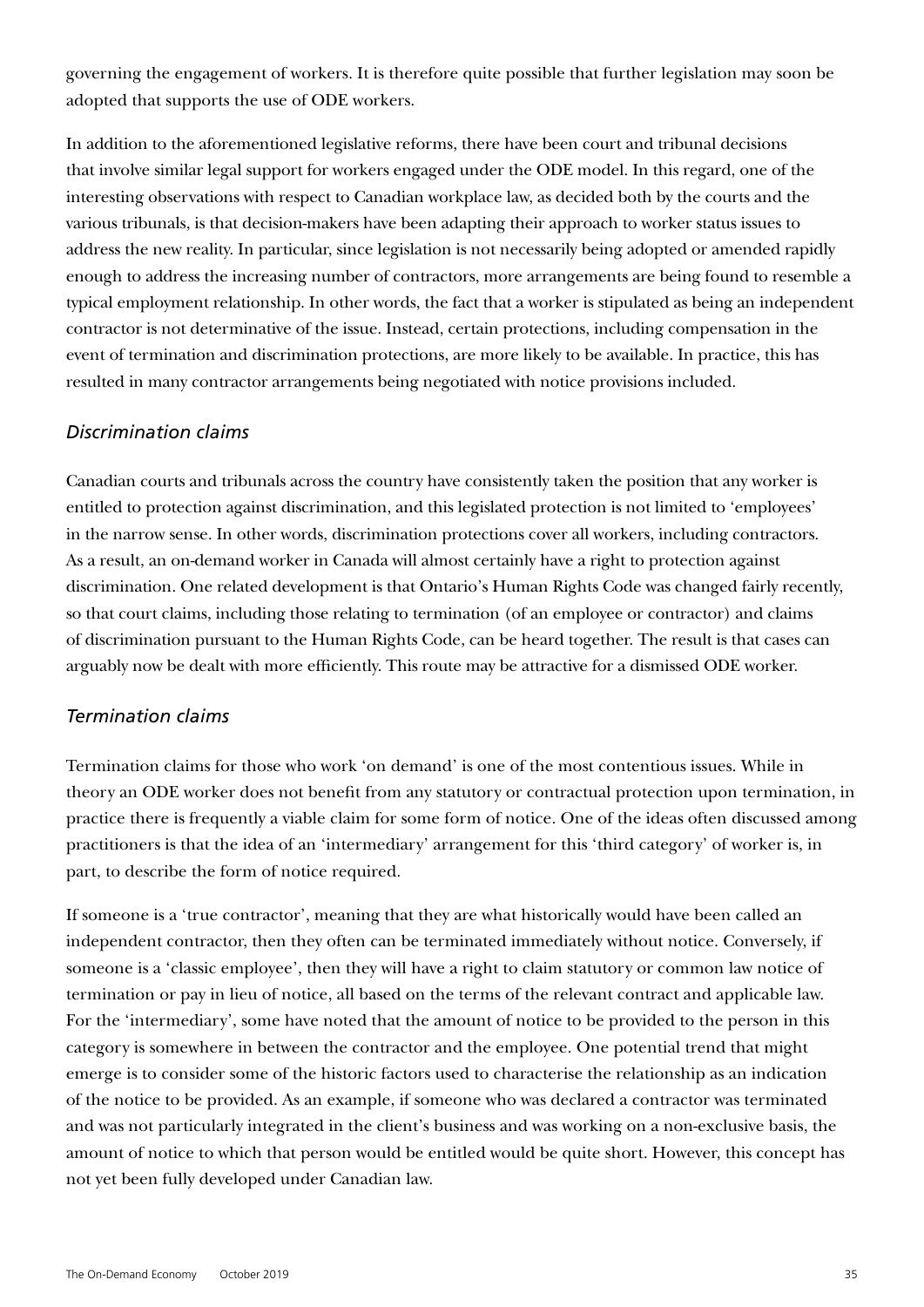governing the engagement of workers. It is therefore quite possible that further legislation may soon be adopted that supports the use of ODE workers.

In addition to the aforementioned legislative reforms, there have been court and tribunal decisions that involve similar legal support for workers engaged under the ODE model. In this regard, one of the interesting observations with respect to Canadian workplace law, as decided both by the courts and the various tribunals, is that decision-makers have been adapting their approach to worker status issues to address the new reality. In particular, since legislation is not necessarily being adopted or amended rapidly enough to address the increasing number of contractors, more arrangements are being found to resemble a typical employment relationship. In other words, the fact that a worker is stipulated as being an independent contractor is not determinative of the issue. Instead, certain protections, including compensation in the event of termination and discrimination protections, are more likely to be available. In practice, this has resulted in many contractor arrangements being negotiated with notice provisions included.

### *Discrimination claims*

Canadian courts and tribunals across the country have consistently taken the position that any worker is entitled to protection against discrimination, and this legislated protection is not limited to 'employees' in the narrow sense. In other words, discrimination protections cover all workers, including contractors. As a result, an on-demand worker in Canada will almost certainly have a right to protection against discrimination. One related development is that Ontario's Human Rights Code was changed fairly recently, so that court claims, including those relating to termination (of an employee or contractor) and claims of discrimination pursuant to the Human Rights Code, can be heard together. The result is that cases can arguably now be dealt with more efficiently. This route may be attractive for a dismissed ODE worker.

### *Termination claims*

Termination claims for those who work 'on demand' is one of the most contentious issues. While in theory an ODE worker does not benefit from any statutory or contractual protection upon termination, in practice there is frequently a viable claim for some form of notice. One of the ideas often discussed among practitioners is that the idea of an 'intermediary' arrangement for this 'third category' of worker is, in part, to describe the form of notice required.

If someone is a 'true contractor', meaning that they are what historically would have been called an independent contractor, then they often can be terminated immediately without notice. Conversely, if someone is a 'classic employee', then they will have a right to claim statutory or common law notice of termination or pay in lieu of notice, all based on the terms of the relevant contract and applicable law. For the 'intermediary', some have noted that the amount of notice to be provided to the person in this category is somewhere in between the contractor and the employee. One potential trend that might emerge is to consider some of the historic factors used to characterise the relationship as an indication of the notice to be provided. As an example, if someone who was declared a contractor was terminated and was not particularly integrated in the client's business and was working on a non-exclusive basis, the amount of notice to which that person would be entitled would be quite short. However, this concept has not yet been fully developed under Canadian law.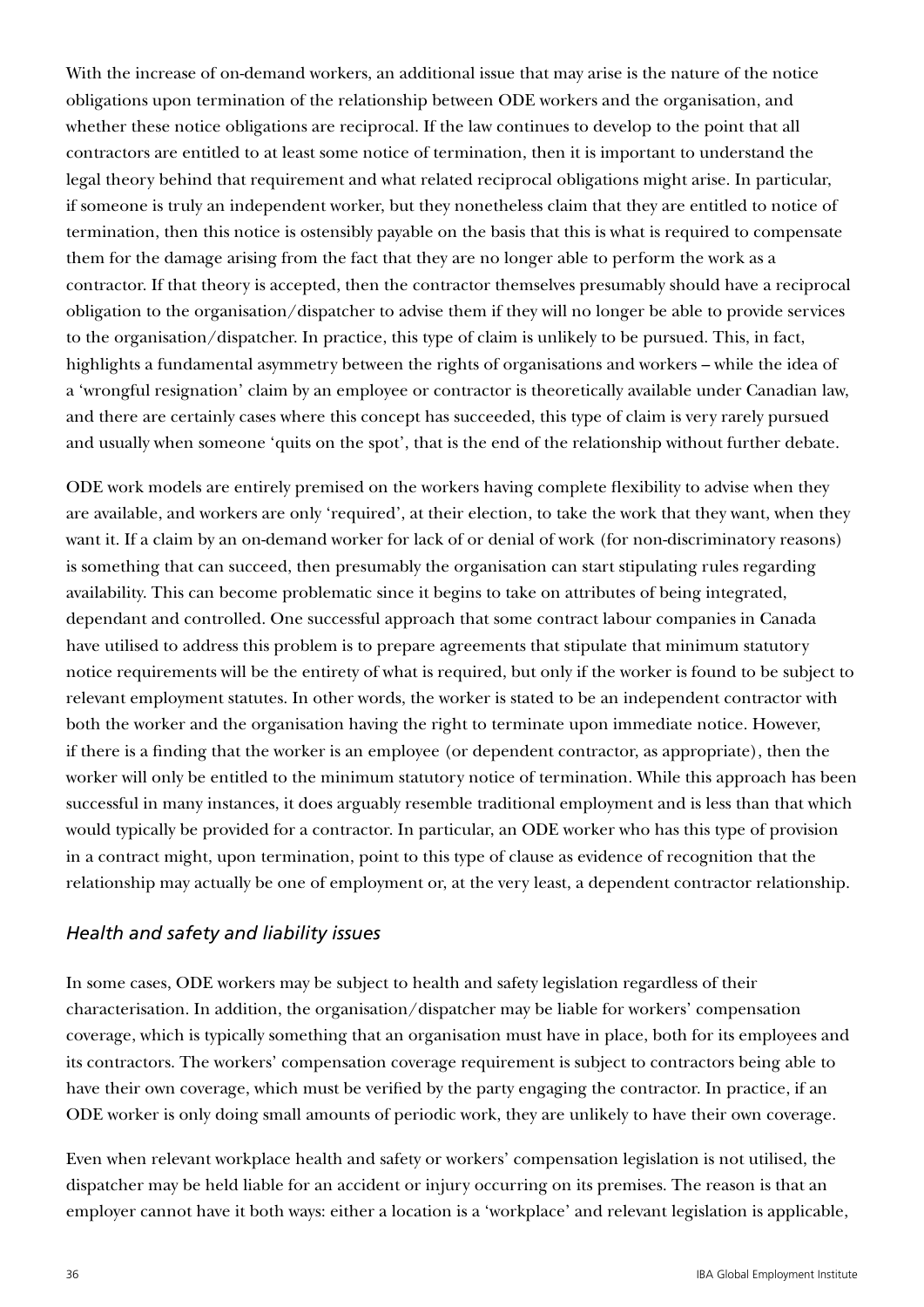With the increase of on-demand workers, an additional issue that may arise is the nature of the notice obligations upon termination of the relationship between ODE workers and the organisation, and whether these notice obligations are reciprocal. If the law continues to develop to the point that all contractors are entitled to at least some notice of termination, then it is important to understand the legal theory behind that requirement and what related reciprocal obligations might arise. In particular, if someone is truly an independent worker, but they nonetheless claim that they are entitled to notice of termination, then this notice is ostensibly payable on the basis that this is what is required to compensate them for the damage arising from the fact that they are no longer able to perform the work as a contractor. If that theory is accepted, then the contractor themselves presumably should have a reciprocal obligation to the organisation/dispatcher to advise them if they will no longer be able to provide services to the organisation/dispatcher. In practice, this type of claim is unlikely to be pursued. This, in fact, highlights a fundamental asymmetry between the rights of organisations and workers – while the idea of a 'wrongful resignation' claim by an employee or contractor is theoretically available under Canadian law, and there are certainly cases where this concept has succeeded, this type of claim is very rarely pursued and usually when someone 'quits on the spot', that is the end of the relationship without further debate.

ODE work models are entirely premised on the workers having complete flexibility to advise when they are available, and workers are only 'required', at their election, to take the work that they want, when they want it. If a claim by an on-demand worker for lack of or denial of work (for non-discriminatory reasons) is something that can succeed, then presumably the organisation can start stipulating rules regarding availability. This can become problematic since it begins to take on attributes of being integrated, dependant and controlled. One successful approach that some contract labour companies in Canada have utilised to address this problem is to prepare agreements that stipulate that minimum statutory notice requirements will be the entirety of what is required, but only if the worker is found to be subject to relevant employment statutes. In other words, the worker is stated to be an independent contractor with both the worker and the organisation having the right to terminate upon immediate notice. However, if there is a finding that the worker is an employee (or dependent contractor, as appropriate), then the worker will only be entitled to the minimum statutory notice of termination. While this approach has been successful in many instances, it does arguably resemble traditional employment and is less than that which would typically be provided for a contractor. In particular, an ODE worker who has this type of provision in a contract might, upon termination, point to this type of clause as evidence of recognition that the relationship may actually be one of employment or, at the very least, a dependent contractor relationship.

### *Health and safety and liability issues*

In some cases, ODE workers may be subject to health and safety legislation regardless of their characterisation. In addition, the organisation/dispatcher may be liable for workers' compensation coverage, which is typically something that an organisation must have in place, both for its employees and its contractors. The workers' compensation coverage requirement is subject to contractors being able to have their own coverage, which must be verified by the party engaging the contractor. In practice, if an ODE worker is only doing small amounts of periodic work, they are unlikely to have their own coverage.

Even when relevant workplace health and safety or workers' compensation legislation is not utilised, the dispatcher may be held liable for an accident or injury occurring on its premises. The reason is that an employer cannot have it both ways: either a location is a 'workplace' and relevant legislation is applicable,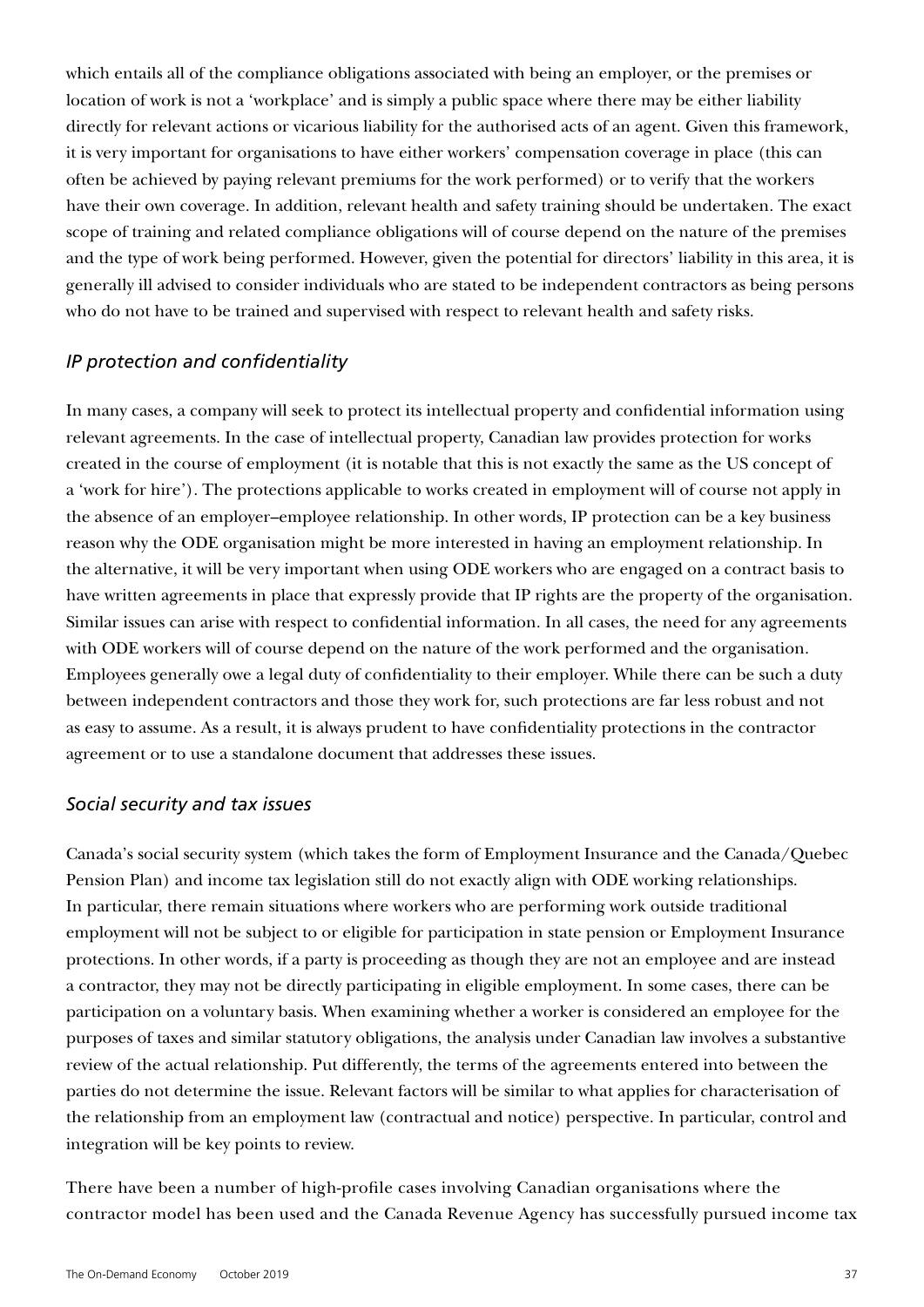which entails all of the compliance obligations associated with being an employer, or the premises or location of work is not a 'workplace' and is simply a public space where there may be either liability directly for relevant actions or vicarious liability for the authorised acts of an agent. Given this framework, it is very important for organisations to have either workers' compensation coverage in place (this can often be achieved by paying relevant premiums for the work performed) or to verify that the workers have their own coverage. In addition, relevant health and safety training should be undertaken. The exact scope of training and related compliance obligations will of course depend on the nature of the premises and the type of work being performed. However, given the potential for directors' liability in this area, it is generally ill advised to consider individuals who are stated to be independent contractors as being persons who do not have to be trained and supervised with respect to relevant health and safety risks.

### *IP protection and confidentiality*

In many cases, a company will seek to protect its intellectual property and confidential information using relevant agreements. In the case of intellectual property, Canadian law provides protection for works created in the course of employment (it is notable that this is not exactly the same as the US concept of a 'work for hire'). The protections applicable to works created in employment will of course not apply in the absence of an employer–employee relationship. In other words, IP protection can be a key business reason why the ODE organisation might be more interested in having an employment relationship. In the alternative, it will be very important when using ODE workers who are engaged on a contract basis to have written agreements in place that expressly provide that IP rights are the property of the organisation. Similar issues can arise with respect to confidential information. In all cases, the need for any agreements with ODE workers will of course depend on the nature of the work performed and the organisation. Employees generally owe a legal duty of confidentiality to their employer. While there can be such a duty between independent contractors and those they work for, such protections are far less robust and not as easy to assume. As a result, it is always prudent to have confidentiality protections in the contractor agreement or to use a standalone document that addresses these issues.

### *Social security and tax issues*

Canada's social security system (which takes the form of Employment Insurance and the Canada/Quebec Pension Plan) and income tax legislation still do not exactly align with ODE working relationships. In particular, there remain situations where workers who are performing work outside traditional employment will not be subject to or eligible for participation in state pension or Employment Insurance protections. In other words, if a party is proceeding as though they are not an employee and are instead a contractor, they may not be directly participating in eligible employment. In some cases, there can be participation on a voluntary basis. When examining whether a worker is considered an employee for the purposes of taxes and similar statutory obligations, the analysis under Canadian law involves a substantive review of the actual relationship. Put differently, the terms of the agreements entered into between the parties do not determine the issue. Relevant factors will be similar to what applies for characterisation of the relationship from an employment law (contractual and notice) perspective. In particular, control and integration will be key points to review.

There have been a number of high-profile cases involving Canadian organisations where the contractor model has been used and the Canada Revenue Agency has successfully pursued income tax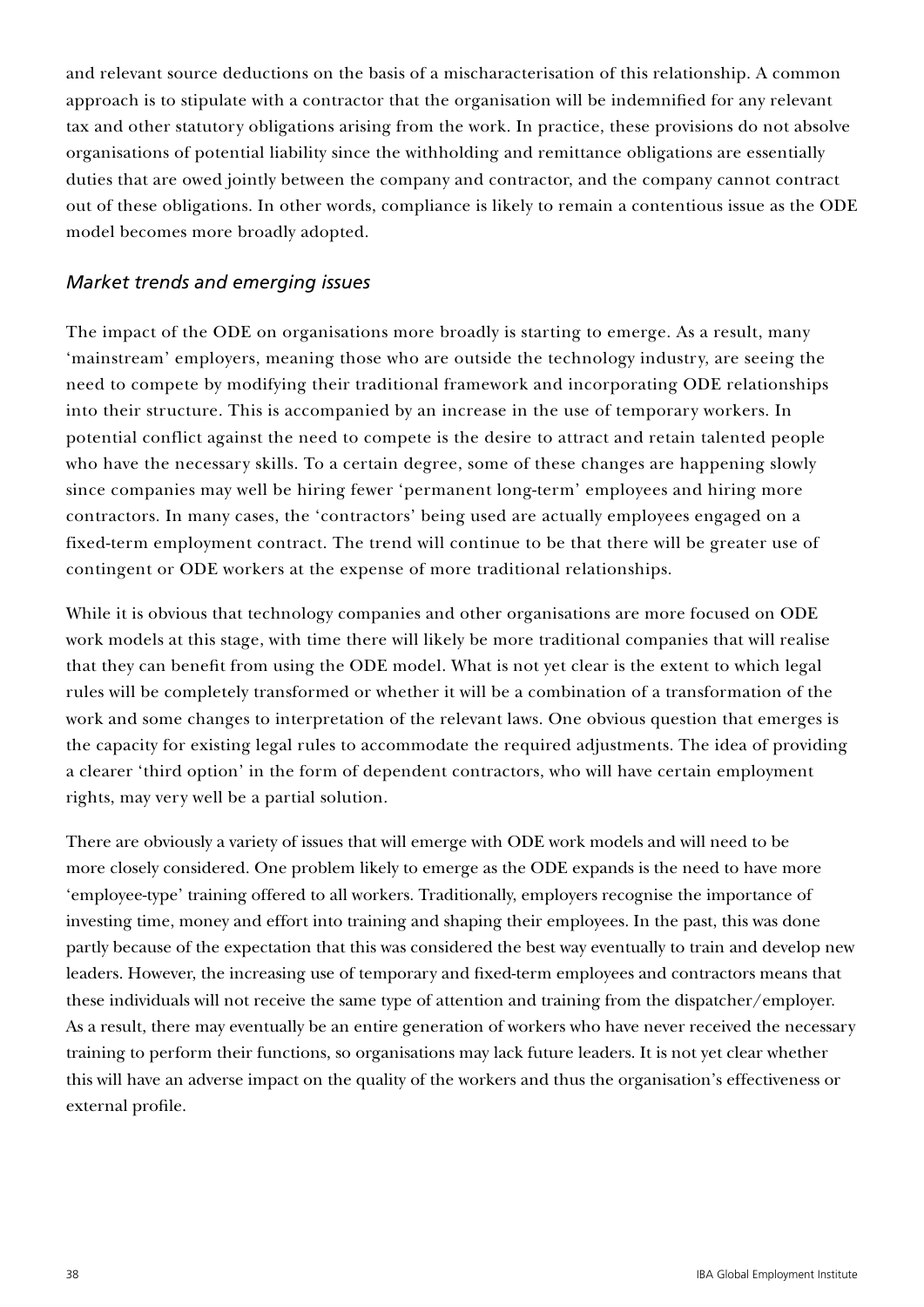and relevant source deductions on the basis of a mischaracterisation of this relationship. A common approach is to stipulate with a contractor that the organisation will be indemnified for any relevant tax and other statutory obligations arising from the work. In practice, these provisions do not absolve organisations of potential liability since the withholding and remittance obligations are essentially duties that are owed jointly between the company and contractor, and the company cannot contract out of these obligations. In other words, compliance is likely to remain a contentious issue as the ODE model becomes more broadly adopted.

### *Market trends and emerging issues*

The impact of the ODE on organisations more broadly is starting to emerge. As a result, many 'mainstream' employers, meaning those who are outside the technology industry, are seeing the need to compete by modifying their traditional framework and incorporating ODE relationships into their structure. This is accompanied by an increase in the use of temporary workers. In potential conflict against the need to compete is the desire to attract and retain talented people who have the necessary skills. To a certain degree, some of these changes are happening slowly since companies may well be hiring fewer 'permanent long-term' employees and hiring more contractors. In many cases, the 'contractors' being used are actually employees engaged on a fixed-term employment contract. The trend will continue to be that there will be greater use of contingent or ODE workers at the expense of more traditional relationships.

While it is obvious that technology companies and other organisations are more focused on ODE work models at this stage, with time there will likely be more traditional companies that will realise that they can benefit from using the ODE model. What is not yet clear is the extent to which legal rules will be completely transformed or whether it will be a combination of a transformation of the work and some changes to interpretation of the relevant laws. One obvious question that emerges is the capacity for existing legal rules to accommodate the required adjustments. The idea of providing a clearer 'third option' in the form of dependent contractors, who will have certain employment rights, may very well be a partial solution.

There are obviously a variety of issues that will emerge with ODE work models and will need to be more closely considered. One problem likely to emerge as the ODE expands is the need to have more 'employee-type' training offered to all workers. Traditionally, employers recognise the importance of investing time, money and effort into training and shaping their employees. In the past, this was done partly because of the expectation that this was considered the best way eventually to train and develop new leaders. However, the increasing use of temporary and fixed-term employees and contractors means that these individuals will not receive the same type of attention and training from the dispatcher/employer. As a result, there may eventually be an entire generation of workers who have never received the necessary training to perform their functions, so organisations may lack future leaders. It is not yet clear whether this will have an adverse impact on the quality of the workers and thus the organisation's effectiveness or external profile.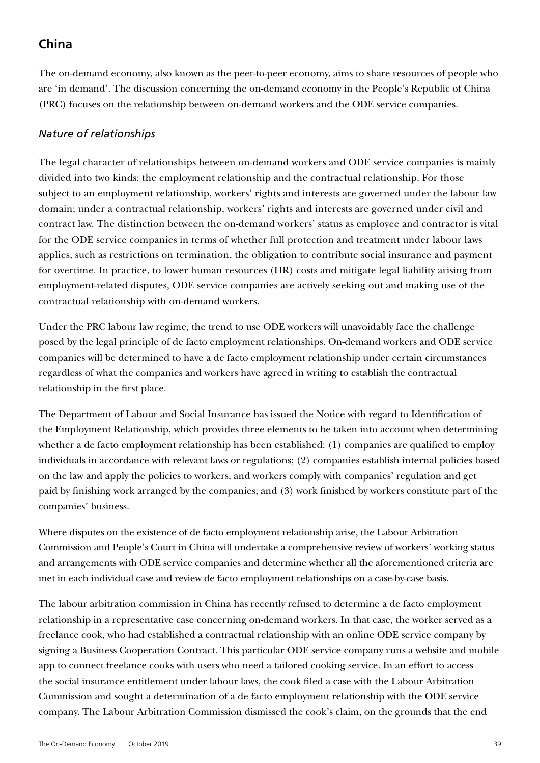## China

The on-demand economy, also known as the peer-to-peer economy, aims to share resources of people who are 'in demand'. The discussion concerning the on-demand economy in the People's Republic of China (PRC) focuses on the relationship between on-demand workers and the ODE service companies.

### *Nature of relationships*

The legal character of relationships between on-demand workers and ODE service companies is mainly divided into two kinds: the employment relationship and the contractual relationship. For those subject to an employment relationship, workers' rights and interests are governed under the labour law domain; under a contractual relationship, workers' rights and interests are governed under civil and contract law. The distinction between the on-demand workers' status as employee and contractor is vital for the ODE service companies in terms of whether full protection and treatment under labour laws applies, such as restrictions on termination, the obligation to contribute social insurance and payment for overtime. In practice, to lower human resources (HR) costs and mitigate legal liability arising from employment-related disputes, ODE service companies are actively seeking out and making use of the contractual relationship with on-demand workers.

Under the PRC labour law regime, the trend to use ODE workers will unavoidably face the challenge posed by the legal principle of de facto employment relationships. On-demand workers and ODE service companies will be determined to have a de facto employment relationship under certain circumstances regardless of what the companies and workers have agreed in writing to establish the contractual relationship in the first place.

The Department of Labour and Social Insurance has issued the Notice with regard to Identification of the Employment Relationship, which provides three elements to be taken into account when determining whether a de facto employment relationship has been established: (1) companies are qualified to employ individuals in accordance with relevant laws or regulations; (2) companies establish internal policies based on the law and apply the policies to workers, and workers comply with companies' regulation and get paid by finishing work arranged by the companies; and (3) work finished by workers constitute part of the companies' business.

Where disputes on the existence of de facto employment relationship arise, the Labour Arbitration Commission and People's Court in China will undertake a comprehensive review of workers' working status and arrangements with ODE service companies and determine whether all the aforementioned criteria are met in each individual case and review de facto employment relationships on a case-by-case basis.

The labour arbitration commission in China has recently refused to determine a de facto employment relationship in a representative case concerning on-demand workers. In that case, the worker served as a freelance cook, who had established a contractual relationship with an online ODE service company by signing a Business Cooperation Contract. This particular ODE service company runs a website and mobile app to connect freelance cooks with users who need a tailored cooking service. In an effort to access the social insurance entitlement under labour laws, the cook filed a case with the Labour Arbitration Commission and sought a determination of a de facto employment relationship with the ODE service company. The Labour Arbitration Commission dismissed the cook's claim, on the grounds that the end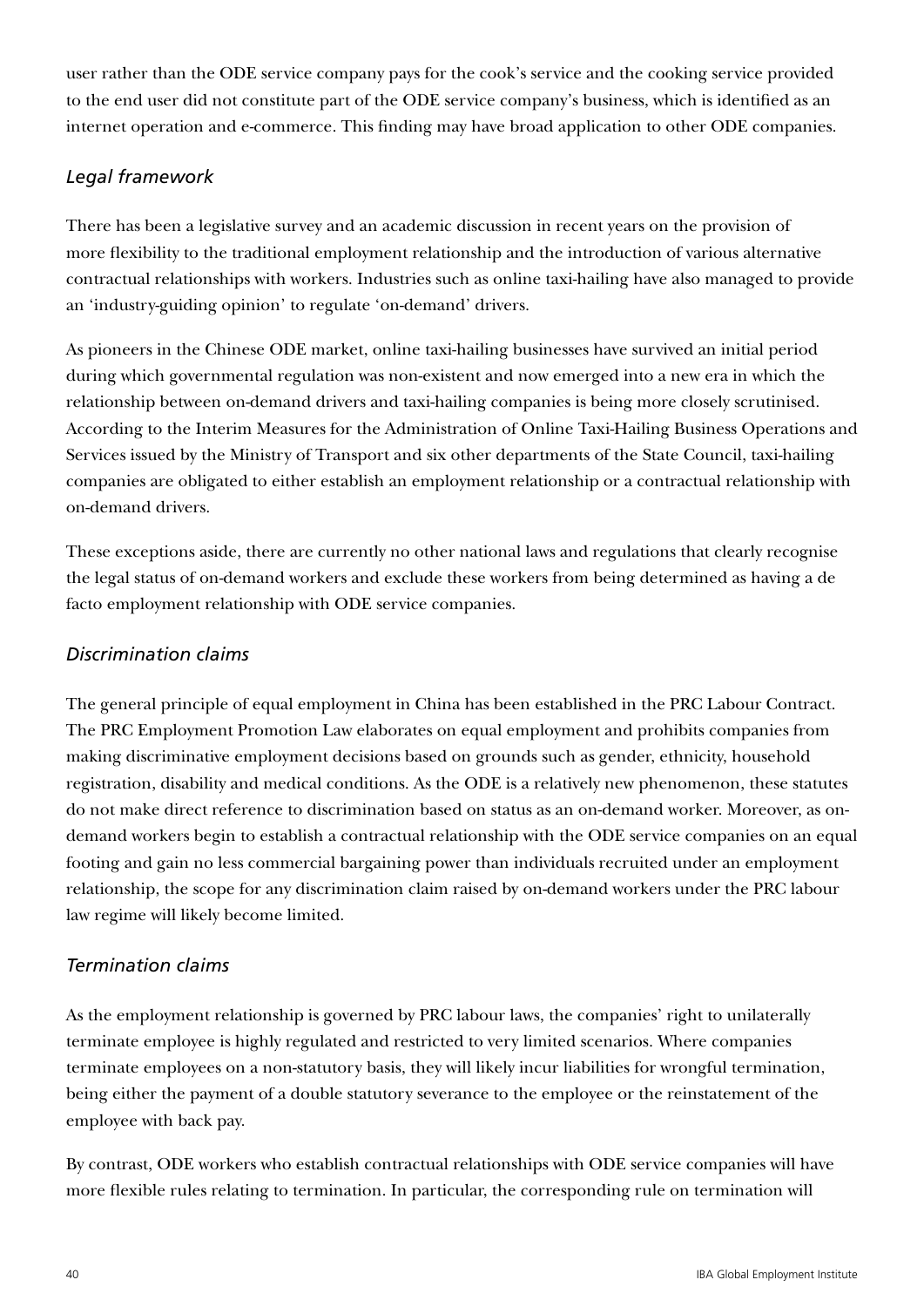user rather than the ODE service company pays for the cook's service and the cooking service provided to the end user did not constitute part of the ODE service company's business, which is identified as an internet operation and e-commerce. This finding may have broad application to other ODE companies.

### *Legal framework*

There has been a legislative survey and an academic discussion in recent years on the provision of more flexibility to the traditional employment relationship and the introduction of various alternative contractual relationships with workers. Industries such as online taxi-hailing have also managed to provide an 'industry-guiding opinion' to regulate 'on-demand' drivers.

As pioneers in the Chinese ODE market, online taxi-hailing businesses have survived an initial period during which governmental regulation was non-existent and now emerged into a new era in which the relationship between on-demand drivers and taxi-hailing companies is being more closely scrutinised. According to the Interim Measures for the Administration of Online Taxi-Hailing Business Operations and Services issued by the Ministry of Transport and six other departments of the State Council, taxi-hailing companies are obligated to either establish an employment relationship or a contractual relationship with on-demand drivers.

These exceptions aside, there are currently no other national laws and regulations that clearly recognise the legal status of on-demand workers and exclude these workers from being determined as having a de facto employment relationship with ODE service companies.

### *Discrimination claims*

The general principle of equal employment in China has been established in the PRC Labour Contract. The PRC Employment Promotion Law elaborates on equal employment and prohibits companies from making discriminative employment decisions based on grounds such as gender, ethnicity, household registration, disability and medical conditions. As the ODE is a relatively new phenomenon, these statutes do not make direct reference to discrimination based on status as an on-demand worker. Moreover, as on-demand workers begin to establish a contractual relationship with the ODE service companies on an equal footing and gain no less commercial bargaining power than individuals recruited under an employment relationship, the scope for any discrimination claim raised by on-demand workers under the PRC labour law regime will likely become limited.

### *Termination claims*

As the employment relationship is governed by PRC labour laws, the companies' right to unilaterally terminate employee is highly regulated and restricted to very limited scenarios. Where companies terminate employees on a non-statutory basis, they will likely incur liabilities for wrongful termination, being either the payment of a double statutory severance to the employee or the reinstatement of the employee with back pay.

By contrast, ODE workers who establish contractual relationships with ODE service companies will have more flexible rules relating to termination. In particular, the corresponding rule on termination will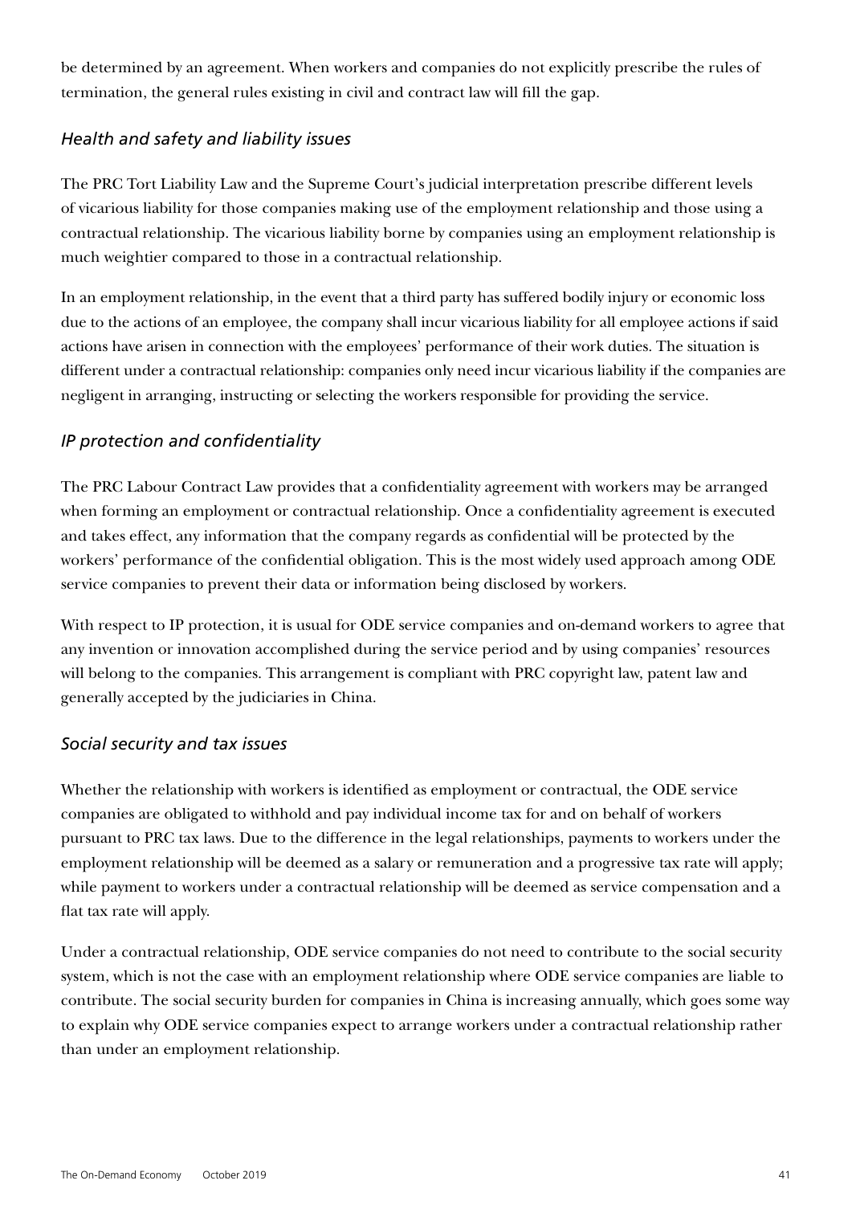be determined by an agreement. When workers and companies do not explicitly prescribe the rules of termination, the general rules existing in civil and contract law will fill the gap.

### *Health and safety and liability issues*

The PRC Tort Liability Law and the Supreme Court's judicial interpretation prescribe different levels of vicarious liability for those companies making use of the employment relationship and those using a contractual relationship. The vicarious liability borne by companies using an employment relationship is much weightier compared to those in a contractual relationship.

In an employment relationship, in the event that a third party has suffered bodily injury or economic loss due to the actions of an employee, the company shall incur vicarious liability for all employee actions if said actions have arisen in connection with the employees' performance of their work duties. The situation is different under a contractual relationship: companies only need incur vicarious liability if the companies are negligent in arranging, instructing or selecting the workers responsible for providing the service.

### *IP protection and confidentiality*

The PRC Labour Contract Law provides that a confidentiality agreement with workers may be arranged when forming an employment or contractual relationship. Once a confidentiality agreement is executed and takes effect, any information that the company regards as confidential will be protected by the workers' performance of the confidential obligation. This is the most widely used approach among ODE service companies to prevent their data or information being disclosed by workers.

With respect to IP protection, it is usual for ODE service companies and on-demand workers to agree that any invention or innovation accomplished during the service period and by using companies' resources will belong to the companies. This arrangement is compliant with PRC copyright law, patent law and generally accepted by the judiciaries in China.

### *Social security and tax issues*

Whether the relationship with workers is identified as employment or contractual, the ODE service companies are obligated to withhold and pay individual income tax for and on behalf of workers pursuant to PRC tax laws. Due to the difference in the legal relationships, payments to workers under the employment relationship will be deemed as a salary or remuneration and a progressive tax rate will apply; while payment to workers under a contractual relationship will be deemed as service compensation and a flat tax rate will apply.

Under a contractual relationship, ODE service companies do not need to contribute to the social security system, which is not the case with an employment relationship where ODE service companies are liable to contribute. The social security burden for companies in China is increasing annually, which goes some way to explain why ODE service companies expect to arrange workers under a contractual relationship rather than under an employment relationship.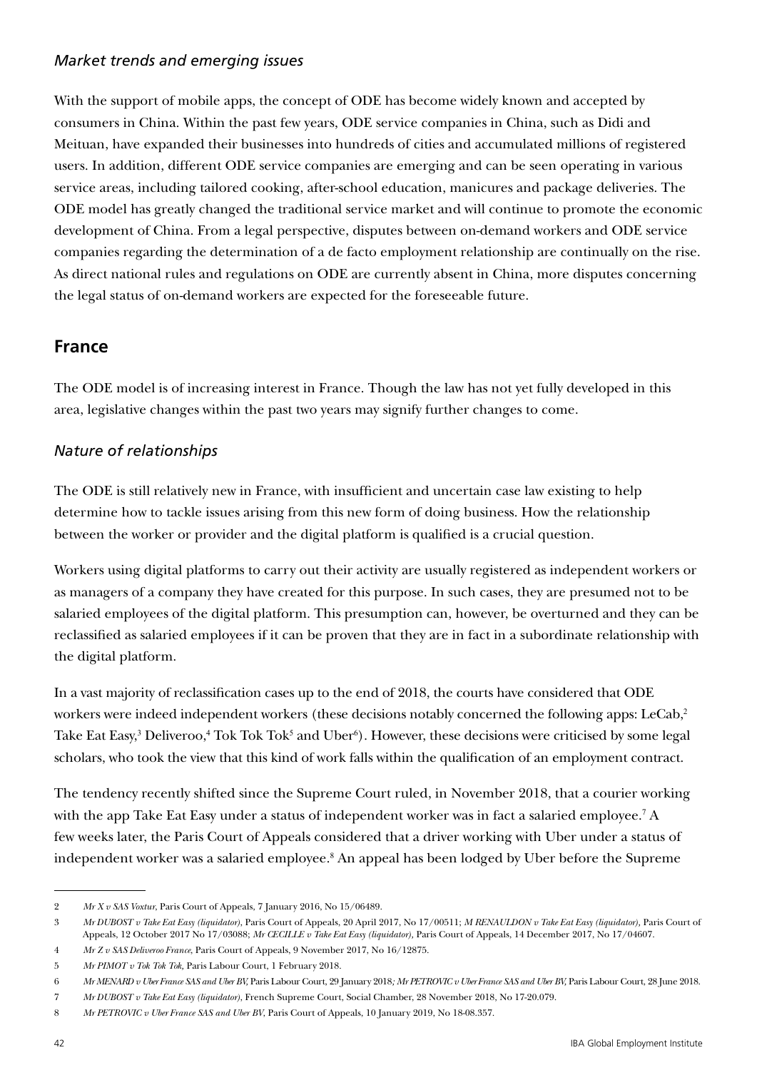### *Market trends and emerging issues*

With the support of mobile apps, the concept of ODE has become widely known and accepted by consumers in China. Within the past few years, ODE service companies in China, such as Didi and Meituan, have expanded their businesses into hundreds of cities and accumulated millions of registered users. In addition, different ODE service companies are emerging and can be seen operating in various service areas, including tailored cooking, after-school education, manicures and package deliveries. The ODE model has greatly changed the traditional service market and will continue to promote the economic development of China. From a legal perspective, disputes between on-demand workers and ODE service companies regarding the determination of a de facto employment relationship are continually on the rise. As direct national rules and regulations on ODE are currently absent in China, more disputes concerning the legal status of on-demand workers are expected for the foreseeable future.

## France

The ODE model is of increasing interest in France. Though the law has not yet fully developed in this area, legislative changes within the past two years may signify further changes to come.

### *Nature of relationships*

The ODE is still relatively new in France, with insufficient and uncertain case law existing to help determine how to tackle issues arising from this new form of doing business. How the relationship between the worker or provider and the digital platform is qualified is a crucial question.

Workers using digital platforms to carry out their activity are usually registered as independent workers or as managers of a company they have created for this purpose. In such cases, they are presumed not to be salaried employees of the digital platform. This presumption can, however, be overturned and they can be reclassified as salaried employees if it can be proven that they are in fact in a subordinate relationship with the digital platform.

In a vast majority of reclassification cases up to the end of 2018, the courts have considered that ODE workers were indeed independent workers (these decisions notably concerned the following apps: LeCab,[2] Take Eat Easy,[3] Deliveroo,[4] Tok Tok Tok[5] and Uber[6]). However, these decisions were criticised by some legal scholars, who took the view that this kind of work falls within the qualification of an employment contract.

The tendency recently shifted since the Supreme Court ruled, in November 2018, that a courier working with the app Take Eat Easy under a status of independent worker was in fact a salaried employee.[7] A few weeks later, the Paris Court of Appeals considered that a driver working with Uber under a status of independent worker was a salaried employee.[8] An appeal has been lodged by Uber before the Supreme

---

2 *Mr X v SAS Voxtur*, Paris Court of Appeals, 7 January 2016, No 15/06489.

3 *Mr DUBOST v Take Eat Easy (liquidator)*, Paris Court of Appeals, 20 April 2017, No 17/00511; *M RENAULDON v Take Eat Easy (liquidator)*, Paris Court of Appeals, 12 October 2017 No 17/03088; *Mr CECILLE v Take Eat Easy (liquidator)*, Paris Court of Appeals, 14 December 2017, No 17/04607.

4 *Mr Z v SAS Deliveroo France*, Paris Court of Appeals, 9 November 2017, No 16/12875.

5 *Mr PIMOT v Tok Tok Tok*, Paris Labour Court, 1 February 2018.

6 *Mr MENARD v Uber France SAS and Uber BV*, Paris Labour Court, 29 January 2018; *Mr PETROVIC v Uber France SAS and Uber BV*, Paris Labour Court, 28 June 2018.

7 *Mr DUBOST v Take Eat Easy (liquidator)*, French Supreme Court, Social Chamber, 28 November 2018, No 17-20.079.

8 *Mr PETROVIC v Uber France SAS and Uber BV*, Paris Court of Appeals, 10 January 2019, No 18-08.357.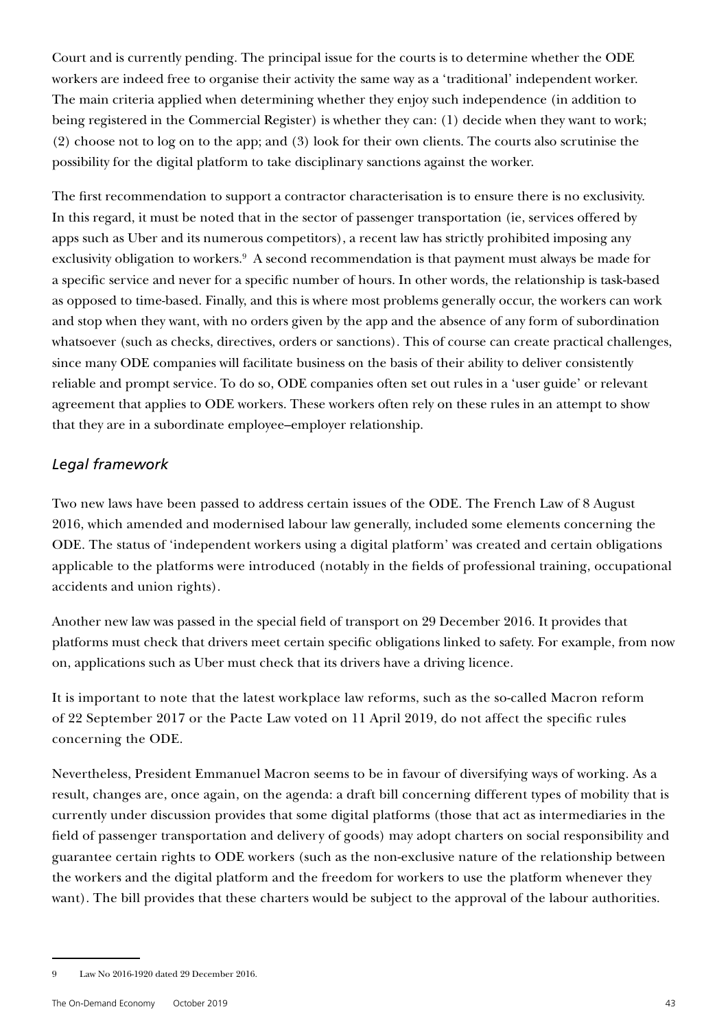Court and is currently pending. The principal issue for the courts is to determine whether the ODE workers are indeed free to organise their activity the same way as a 'traditional' independent worker. The main criteria applied when determining whether they enjoy such independence (in addition to being registered in the Commercial Register) is whether they can: (1) decide when they want to work; (2) choose not to log on to the app; and (3) look for their own clients. The courts also scrutinise the possibility for the digital platform to take disciplinary sanctions against the worker.

The first recommendation to support a contractor characterisation is to ensure there is no exclusivity. In this regard, it must be noted that in the sector of passenger transportation (ie, services offered by apps such as Uber and its numerous competitors), a recent law has strictly prohibited imposing any exclusivity obligation to workers.[9] A second recommendation is that payment must always be made for a specific service and never for a specific number of hours. In other words, the relationship is task-based as opposed to time-based. Finally, and this is where most problems generally occur, the workers can work and stop when they want, with no orders given by the app and the absence of any form of subordination whatsoever (such as checks, directives, orders or sanctions). This of course can create practical challenges, since many ODE companies will facilitate business on the basis of their ability to deliver consistently reliable and prompt service. To do so, ODE companies often set out rules in a 'user guide' or relevant agreement that applies to ODE workers. These workers often rely on these rules in an attempt to show that they are in a subordinate employee–employer relationship.

### *Legal framework*

Two new laws have been passed to address certain issues of the ODE. The French Law of 8 August 2016, which amended and modernised labour law generally, included some elements concerning the ODE. The status of 'independent workers using a digital platform' was created and certain obligations applicable to the platforms were introduced (notably in the fields of professional training, occupational accidents and union rights).

Another new law was passed in the special field of transport on 29 December 2016. It provides that platforms must check that drivers meet certain specific obligations linked to safety. For example, from now on, applications such as Uber must check that its drivers have a driving licence.

It is important to note that the latest workplace law reforms, such as the so-called Macron reform of 22 September 2017 or the Pacte Law voted on 11 April 2019, do not affect the specific rules concerning the ODE.

Nevertheless, President Emmanuel Macron seems to be in favour of diversifying ways of working. As a result, changes are, once again, on the agenda: a draft bill concerning different types of mobility that is currently under discussion provides that some digital platforms (those that act as intermediaries in the field of passenger transportation and delivery of goods) may adopt charters on social responsibility and guarantee certain rights to ODE workers (such as the non-exclusive nature of the relationship between the workers and the digital platform and the freedom for workers to use the platform whenever they want). The bill provides that these charters would be subject to the approval of the labour authorities.

---

9 Law No 2016-1920 dated 29 December 2016.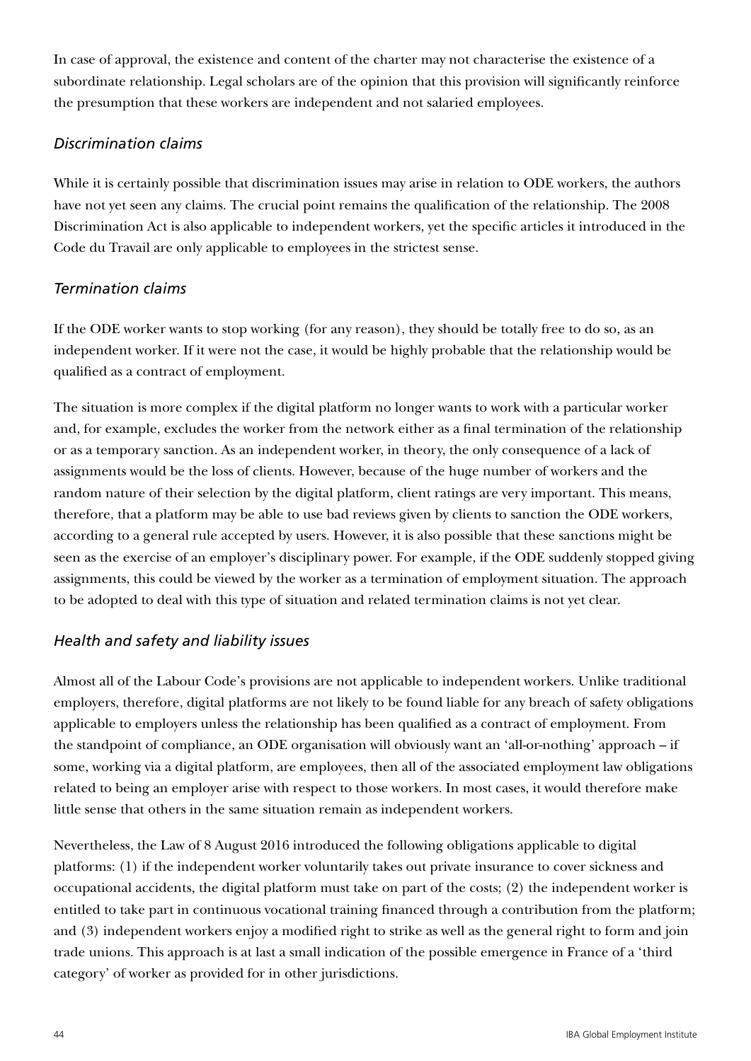In case of approval, the existence and content of the charter may not characterise the existence of a subordinate relationship. Legal scholars are of the opinion that this provision will significantly reinforce the presumption that these workers are independent and not salaried employees.

### *Discrimination claims*

While it is certainly possible that discrimination issues may arise in relation to ODE workers, the authors have not yet seen any claims. The crucial point remains the qualification of the relationship. The 2008 Discrimination Act is also applicable to independent workers, yet the specific articles it introduced in the Code du Travail are only applicable to employees in the strictest sense.

### *Termination claims*

If the ODE worker wants to stop working (for any reason), they should be totally free to do so, as an independent worker. If it were not the case, it would be highly probable that the relationship would be qualified as a contract of employment.

The situation is more complex if the digital platform no longer wants to work with a particular worker and, for example, excludes the worker from the network either as a final termination of the relationship or as a temporary sanction. As an independent worker, in theory, the only consequence of a lack of assignments would be the loss of clients. However, because of the huge number of workers and the random nature of their selection by the digital platform, client ratings are very important. This means, therefore, that a platform may be able to use bad reviews given by clients to sanction the ODE workers, according to a general rule accepted by users. However, it is also possible that these sanctions might be seen as the exercise of an employer's disciplinary power. For example, if the ODE suddenly stopped giving assignments, this could be viewed by the worker as a termination of employment situation. The approach to be adopted to deal with this type of situation and related termination claims is not yet clear.

### *Health and safety and liability issues*

Almost all of the Labour Code's provisions are not applicable to independent workers. Unlike traditional employers, therefore, digital platforms are not likely to be found liable for any breach of safety obligations applicable to employers unless the relationship has been qualified as a contract of employment. From the standpoint of compliance, an ODE organisation will obviously want an 'all-or-nothing' approach – if some, working via a digital platform, are employees, then all of the associated employment law obligations related to being an employer arise with respect to those workers. In most cases, it would therefore make little sense that others in the same situation remain as independent workers.

Nevertheless, the Law of 8 August 2016 introduced the following obligations applicable to digital platforms: (1) if the independent worker voluntarily takes out private insurance to cover sickness and occupational accidents, the digital platform must take on part of the costs; (2) the independent worker is entitled to take part in continuous vocational training financed through a contribution from the platform; and (3) independent workers enjoy a modified right to strike as well as the general right to form and join trade unions. This approach is at last a small indication of the possible emergence in France of a 'third category' of worker as provided for in other jurisdictions.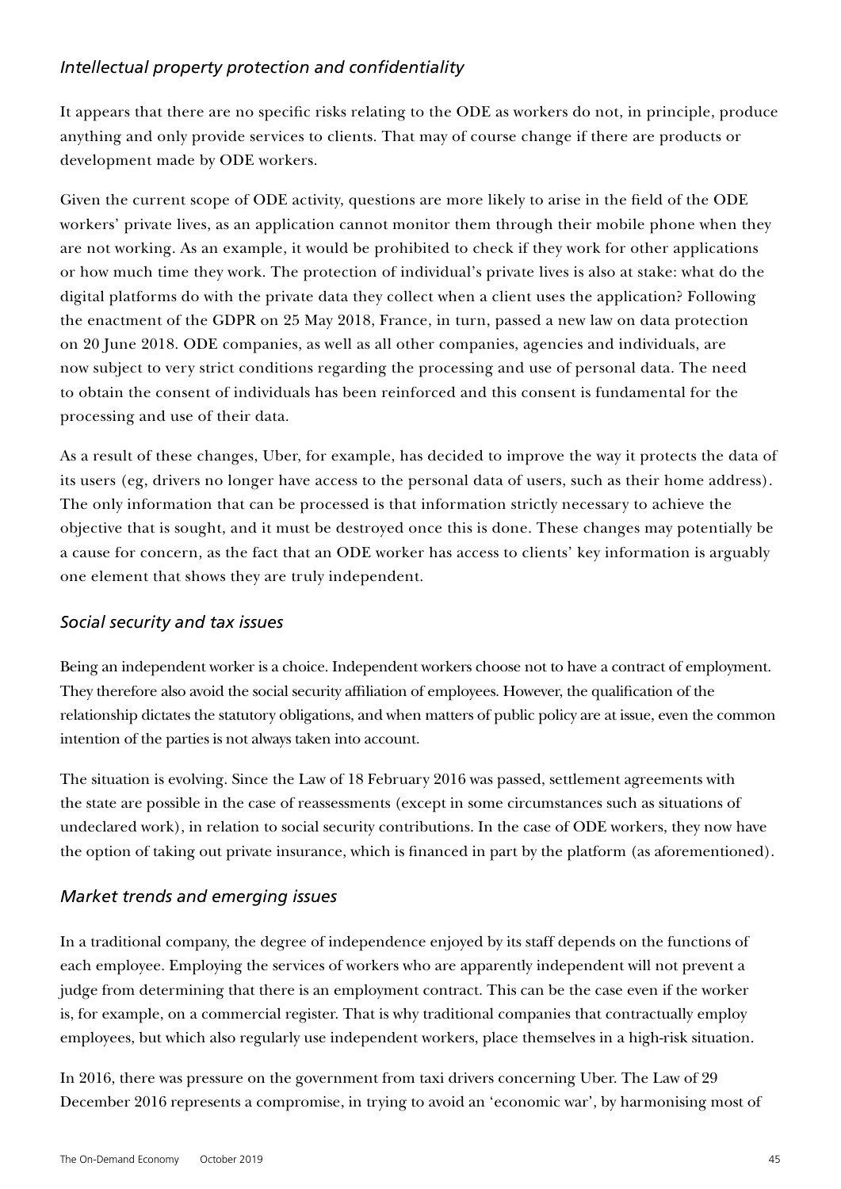### *Intellectual property protection and confidentiality*

It appears that there are no specific risks relating to the ODE as workers do not, in principle, produce anything and only provide services to clients. That may of course change if there are products or development made by ODE workers.

Given the current scope of ODE activity, questions are more likely to arise in the field of the ODE workers' private lives, as an application cannot monitor them through their mobile phone when they are not working. As an example, it would be prohibited to check if they work for other applications or how much time they work. The protection of individual's private lives is also at stake: what do the digital platforms do with the private data they collect when a client uses the application? Following the enactment of the GDPR on 25 May 2018, France, in turn, passed a new law on data protection on 20 June 2018. ODE companies, as well as all other companies, agencies and individuals, are now subject to very strict conditions regarding the processing and use of personal data. The need to obtain the consent of individuals has been reinforced and this consent is fundamental for the processing and use of their data.

As a result of these changes, Uber, for example, has decided to improve the way it protects the data of its users (eg, drivers no longer have access to the personal data of users, such as their home address). The only information that can be processed is that information strictly necessary to achieve the objective that is sought, and it must be destroyed once this is done. These changes may potentially be a cause for concern, as the fact that an ODE worker has access to clients' key information is arguably one element that shows they are truly independent.

### *Social security and tax issues*

Being an independent worker is a choice. Independent workers choose not to have a contract of employment. They therefore also avoid the social security affiliation of employees. However, the qualification of the relationship dictates the statutory obligations, and when matters of public policy are at issue, even the common intention of the parties is not always taken into account.

The situation is evolving. Since the Law of 18 February 2016 was passed, settlement agreements with the state are possible in the case of reassessments (except in some circumstances such as situations of undeclared work), in relation to social security contributions. In the case of ODE workers, they now have the option of taking out private insurance, which is financed in part by the platform (as aforementioned).

### *Market trends and emerging issues*

In a traditional company, the degree of independence enjoyed by its staff depends on the functions of each employee. Employing the services of workers who are apparently independent will not prevent a judge from determining that there is an employment contract. This can be the case even if the worker is, for example, on a commercial register. That is why traditional companies that contractually employ employees, but which also regularly use independent workers, place themselves in a high-risk situation.

In 2016, there was pressure on the government from taxi drivers concerning Uber. The Law of 29 December 2016 represents a compromise, in trying to avoid an 'economic war', by harmonising most of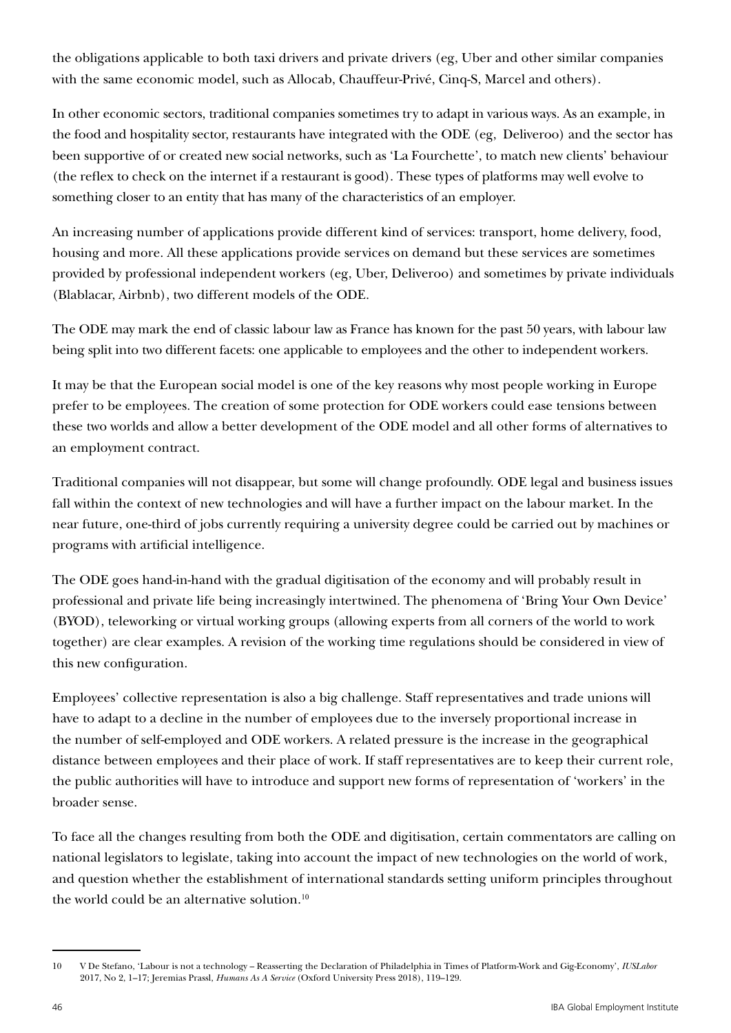the obligations applicable to both taxi drivers and private drivers (eg, Uber and other similar companies with the same economic model, such as Allocab, Chauffeur-Privé, Cinq-S, Marcel and others).

In other economic sectors, traditional companies sometimes try to adapt in various ways. As an example, in the food and hospitality sector, restaurants have integrated with the ODE (eg, Deliveroo) and the sector has been supportive of or created new social networks, such as 'La Fourchette', to match new clients' behaviour (the reflex to check on the internet if a restaurant is good). These types of platforms may well evolve to something closer to an entity that has many of the characteristics of an employer.

An increasing number of applications provide different kind of services: transport, home delivery, food, housing and more. All these applications provide services on demand but these services are sometimes provided by professional independent workers (eg, Uber, Deliveroo) and sometimes by private individuals (Blablacar, Airbnb), two different models of the ODE.

The ODE may mark the end of classic labour law as France has known for the past 50 years, with labour law being split into two different facets: one applicable to employees and the other to independent workers.

It may be that the European social model is one of the key reasons why most people working in Europe prefer to be employees. The creation of some protection for ODE workers could ease tensions between these two worlds and allow a better development of the ODE model and all other forms of alternatives to an employment contract.

Traditional companies will not disappear, but some will change profoundly. ODE legal and business issues fall within the context of new technologies and will have a further impact on the labour market. In the near future, one-third of jobs currently requiring a university degree could be carried out by machines or programs with artificial intelligence.

The ODE goes hand-in-hand with the gradual digitisation of the economy and will probably result in professional and private life being increasingly intertwined. The phenomena of 'Bring Your Own Device' (BYOD), teleworking or virtual working groups (allowing experts from all corners of the world to work together) are clear examples. A revision of the working time regulations should be considered in view of this new configuration.

Employees' collective representation is also a big challenge. Staff representatives and trade unions will have to adapt to a decline in the number of employees due to the inversely proportional increase in the number of self-employed and ODE workers. A related pressure is the increase in the geographical distance between employees and their place of work. If staff representatives are to keep their current role, the public authorities will have to introduce and support new forms of representation of 'workers' in the broader sense.

To face all the changes resulting from both the ODE and digitisation, certain commentators are calling on national legislators to legislate, taking into account the impact of new technologies on the world of work, and question whether the establishment of international standards setting uniform principles throughout the world could be an alternative solution.[10]

---

10 V De Stefano, 'Labour is not a technology – Reasserting the Declaration of Philadelphia in Times of Platform-Work and Gig-Economy', *IUSLabor* 2017, No 2, 1–17; Jeremias Prassl, *Humans As A Service* (Oxford University Press 2018), 119–129.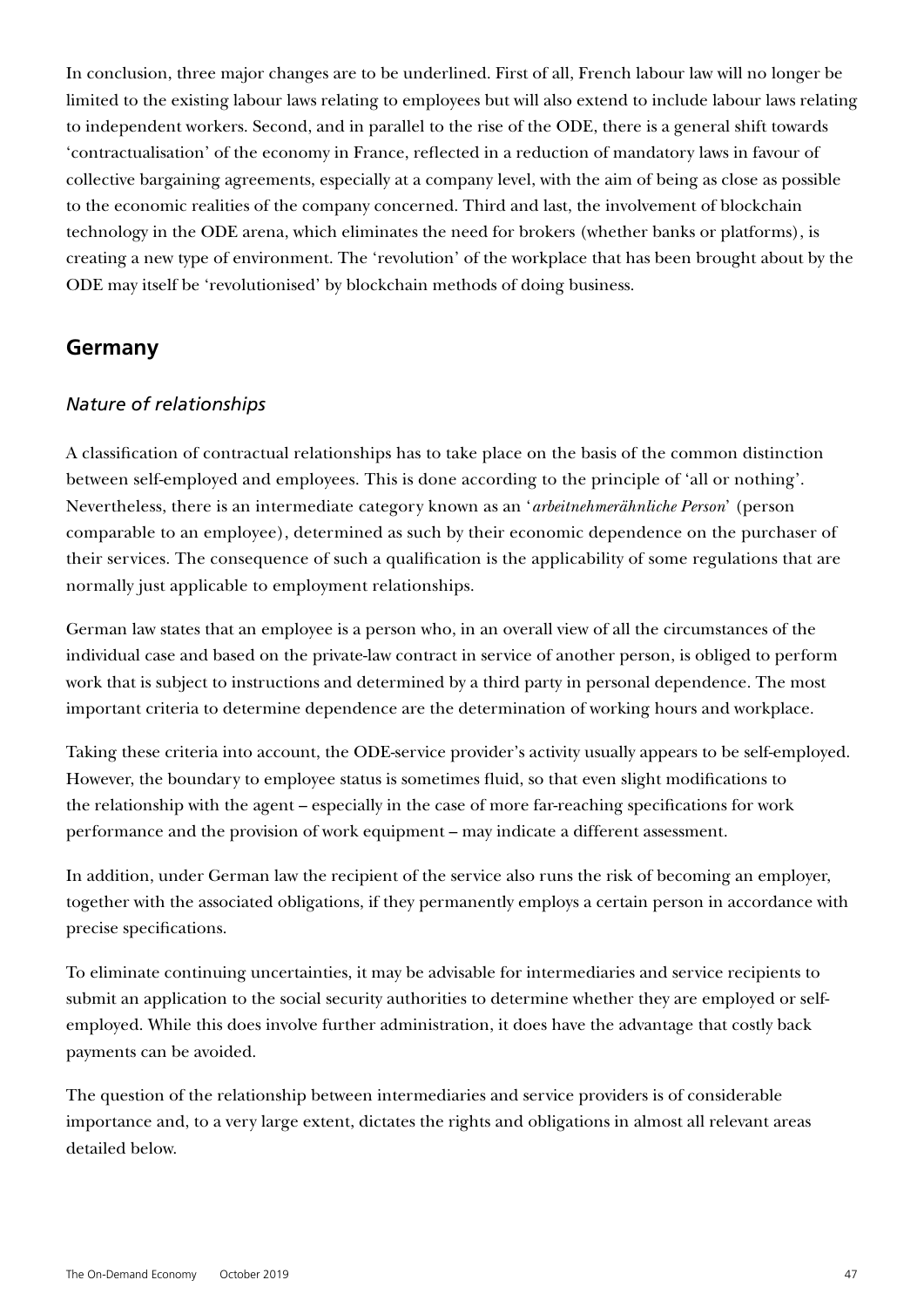In conclusion, three major changes are to be underlined. First of all, French labour law will no longer be limited to the existing labour laws relating to employees but will also extend to include labour laws relating to independent workers. Second, and in parallel to the rise of the ODE, there is a general shift towards 'contractualisation' of the economy in France, reflected in a reduction of mandatory laws in favour of collective bargaining agreements, especially at a company level, with the aim of being as close as possible to the economic realities of the company concerned. Third and last, the involvement of blockchain technology in the ODE arena, which eliminates the need for brokers (whether banks or platforms), is creating a new type of environment. The 'revolution' of the workplace that has been brought about by the ODE may itself be 'revolutionised' by blockchain methods of doing business.

## Germany

### *Nature of relationships*

A classification of contractual relationships has to take place on the basis of the common distinction between self-employed and employees. This is done according to the principle of 'all or nothing'. Nevertheless, there is an intermediate category known as an '*arbeitnehmerähnliche Person*' (person comparable to an employee), determined as such by their economic dependence on the purchaser of their services. The consequence of such a qualification is the applicability of some regulations that are normally just applicable to employment relationships.

German law states that an employee is a person who, in an overall view of all the circumstances of the individual case and based on the private-law contract in service of another person, is obliged to perform work that is subject to instructions and determined by a third party in personal dependence. The most important criteria to determine dependence are the determination of working hours and workplace.

Taking these criteria into account, the ODE-service provider's activity usually appears to be self-employed. However, the boundary to employee status is sometimes fluid, so that even slight modifications to the relationship with the agent – especially in the case of more far-reaching specifications for work performance and the provision of work equipment – may indicate a different assessment.

In addition, under German law the recipient of the service also runs the risk of becoming an employer, together with the associated obligations, if they permanently employs a certain person in accordance with precise specifications.

To eliminate continuing uncertainties, it may be advisable for intermediaries and service recipients to submit an application to the social security authorities to determine whether they are employed or self-employed. While this does involve further administration, it does have the advantage that costly back payments can be avoided.

The question of the relationship between intermediaries and service providers is of considerable importance and, to a very large extent, dictates the rights and obligations in almost all relevant areas detailed below.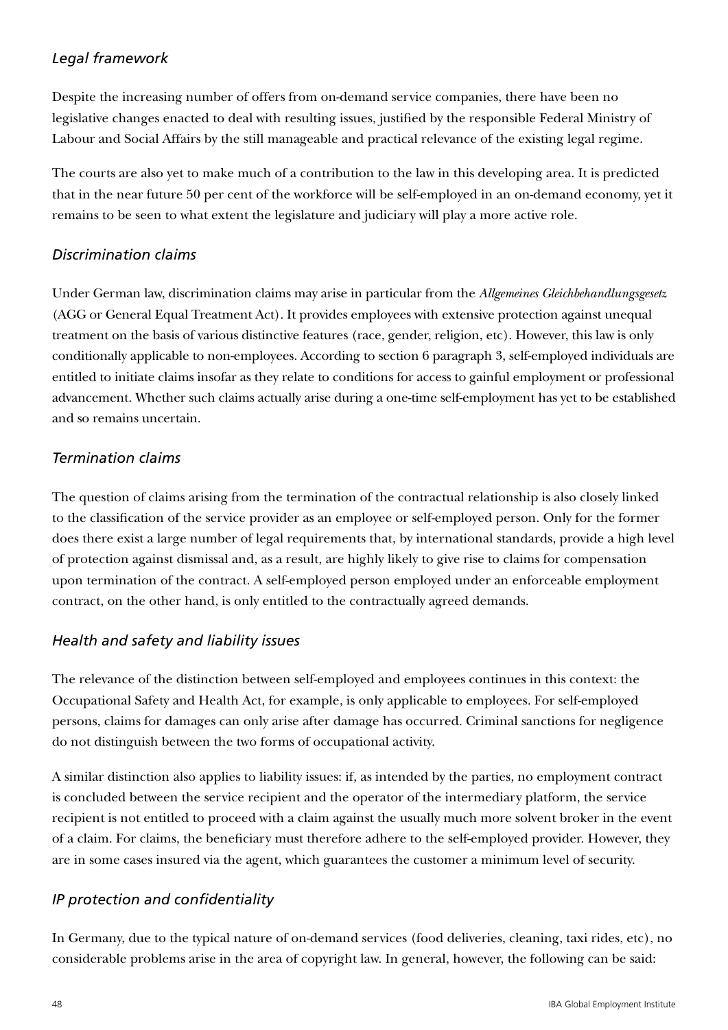### *Legal framework*

Despite the increasing number of offers from on-demand service companies, there have been no legislative changes enacted to deal with resulting issues, justified by the responsible Federal Ministry of Labour and Social Affairs by the still manageable and practical relevance of the existing legal regime.

The courts are also yet to make much of a contribution to the law in this developing area. It is predicted that in the near future 50 per cent of the workforce will be self-employed in an on-demand economy, yet it remains to be seen to what extent the legislature and judiciary will play a more active role.

### *Discrimination claims*

Under German law, discrimination claims may arise in particular from the *Allgemeines Gleichbehandlungsgesetz* (AGG or General Equal Treatment Act). It provides employees with extensive protection against unequal treatment on the basis of various distinctive features (race, gender, religion, etc). However, this law is only conditionally applicable to non-employees. According to section 6 paragraph 3, self-employed individuals are entitled to initiate claims insofar as they relate to conditions for access to gainful employment or professional advancement. Whether such claims actually arise during a one-time self-employment has yet to be established and so remains uncertain.

### *Termination claims*

The question of claims arising from the termination of the contractual relationship is also closely linked to the classification of the service provider as an employee or self-employed person. Only for the former does there exist a large number of legal requirements that, by international standards, provide a high level of protection against dismissal and, as a result, are highly likely to give rise to claims for compensation upon termination of the contract. A self-employed person employed under an enforceable employment contract, on the other hand, is only entitled to the contractually agreed demands.

### *Health and safety and liability issues*

The relevance of the distinction between self-employed and employees continues in this context: the Occupational Safety and Health Act, for example, is only applicable to employees. For self-employed persons, claims for damages can only arise after damage has occurred. Criminal sanctions for negligence do not distinguish between the two forms of occupational activity.

A similar distinction also applies to liability issues: if, as intended by the parties, no employment contract is concluded between the service recipient and the operator of the intermediary platform, the service recipient is not entitled to proceed with a claim against the usually much more solvent broker in the event of a claim. For claims, the beneficiary must therefore adhere to the self-employed provider. However, they are in some cases insured via the agent, which guarantees the customer a minimum level of security.

### *IP protection and confidentiality*

In Germany, due to the typical nature of on-demand services (food deliveries, cleaning, taxi rides, etc), no considerable problems arise in the area of copyright law. In general, however, the following can be said: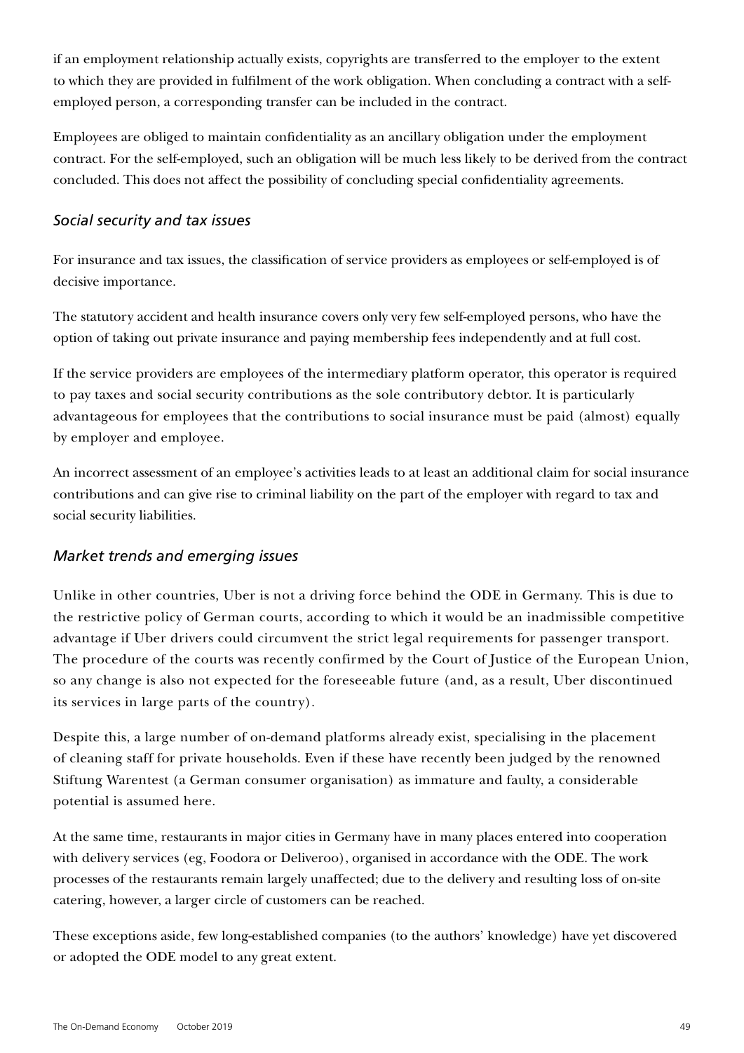if an employment relationship actually exists, copyrights are transferred to the employer to the extent to which they are provided in fulfilment of the work obligation. When concluding a contract with a self-employed person, a corresponding transfer can be included in the contract.

Employees are obliged to maintain confidentiality as an ancillary obligation under the employment contract. For the self-employed, such an obligation will be much less likely to be derived from the contract concluded. This does not affect the possibility of concluding special confidentiality agreements.

### *Social security and tax issues*

For insurance and tax issues, the classification of service providers as employees or self-employed is of decisive importance.

The statutory accident and health insurance covers only very few self-employed persons, who have the option of taking out private insurance and paying membership fees independently and at full cost.

If the service providers are employees of the intermediary platform operator, this operator is required to pay taxes and social security contributions as the sole contributory debtor. It is particularly advantageous for employees that the contributions to social insurance must be paid (almost) equally by employer and employee.

An incorrect assessment of an employee's activities leads to at least an additional claim for social insurance contributions and can give rise to criminal liability on the part of the employer with regard to tax and social security liabilities.

### *Market trends and emerging issues*

Unlike in other countries, Uber is not a driving force behind the ODE in Germany. This is due to the restrictive policy of German courts, according to which it would be an inadmissible competitive advantage if Uber drivers could circumvent the strict legal requirements for passenger transport. The procedure of the courts was recently confirmed by the Court of Justice of the European Union, so any change is also not expected for the foreseeable future (and, as a result, Uber discontinued its services in large parts of the country).

Despite this, a large number of on-demand platforms already exist, specialising in the placement of cleaning staff for private households. Even if these have recently been judged by the renowned Stiftung Warentest (a German consumer organisation) as immature and faulty, a considerable potential is assumed here.

At the same time, restaurants in major cities in Germany have in many places entered into cooperation with delivery services (eg, Foodora or Deliveroo), organised in accordance with the ODE. The work processes of the restaurants remain largely unaffected; due to the delivery and resulting loss of on-site catering, however, a larger circle of customers can be reached.

These exceptions aside, few long-established companies (to the authors' knowledge) have yet discovered or adopted the ODE model to any great extent.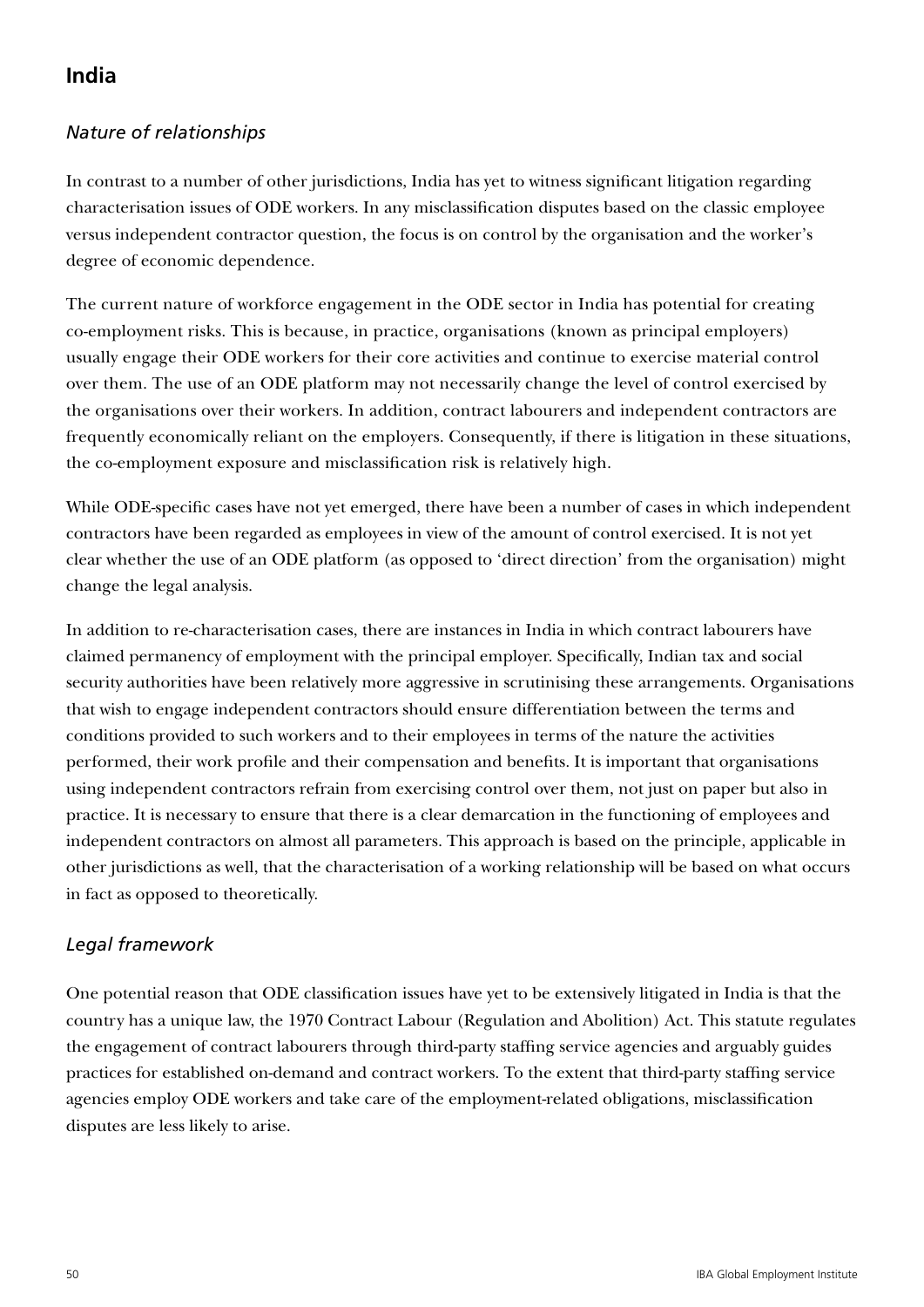## India

### *Nature of relationships*

In contrast to a number of other jurisdictions, India has yet to witness significant litigation regarding characterisation issues of ODE workers. In any misclassification disputes based on the classic employee versus independent contractor question, the focus is on control by the organisation and the worker's degree of economic dependence.

The current nature of workforce engagement in the ODE sector in India has potential for creating co-employment risks. This is because, in practice, organisations (known as principal employers) usually engage their ODE workers for their core activities and continue to exercise material control over them. The use of an ODE platform may not necessarily change the level of control exercised by the organisations over their workers. In addition, contract labourers and independent contractors are frequently economically reliant on the employers. Consequently, if there is litigation in these situations, the co-employment exposure and misclassification risk is relatively high.

While ODE-specific cases have not yet emerged, there have been a number of cases in which independent contractors have been regarded as employees in view of the amount of control exercised. It is not yet clear whether the use of an ODE platform (as opposed to 'direct direction' from the organisation) might change the legal analysis.

In addition to re-characterisation cases, there are instances in India in which contract labourers have claimed permanency of employment with the principal employer. Specifically, Indian tax and social security authorities have been relatively more aggressive in scrutinising these arrangements. Organisations that wish to engage independent contractors should ensure differentiation between the terms and conditions provided to such workers and to their employees in terms of the nature the activities performed, their work profile and their compensation and benefits. It is important that organisations using independent contractors refrain from exercising control over them, not just on paper but also in practice. It is necessary to ensure that there is a clear demarcation in the functioning of employees and independent contractors on almost all parameters. This approach is based on the principle, applicable in other jurisdictions as well, that the characterisation of a working relationship will be based on what occurs in fact as opposed to theoretically.

### *Legal framework*

One potential reason that ODE classification issues have yet to be extensively litigated in India is that the country has a unique law, the 1970 Contract Labour (Regulation and Abolition) Act. This statute regulates the engagement of contract labourers through third-party staffing service agencies and arguably guides practices for established on-demand and contract workers. To the extent that third-party staffing service agencies employ ODE workers and take care of the employment-related obligations, misclassification disputes are less likely to arise.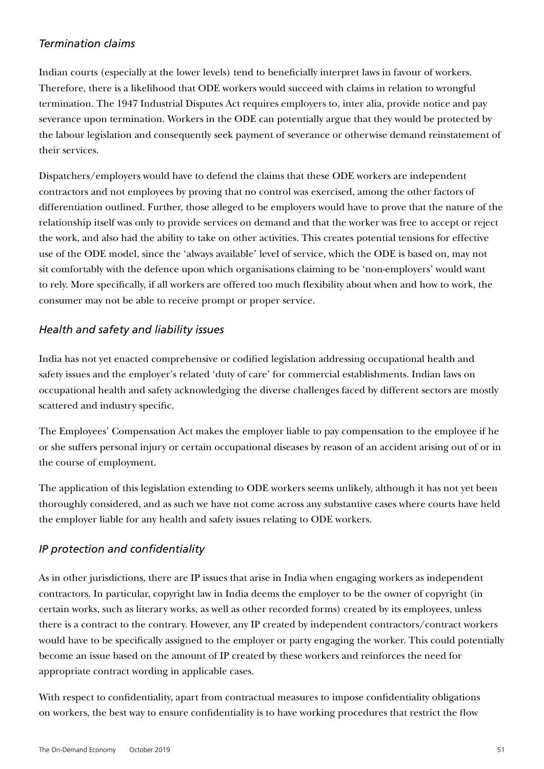### *Termination claims*

Indian courts (especially at the lower levels) tend to beneficially interpret laws in favour of workers. Therefore, there is a likelihood that ODE workers would succeed with claims in relation to wrongful termination. The 1947 Industrial Disputes Act requires employers to, inter alia, provide notice and pay severance upon termination. Workers in the ODE can potentially argue that they would be protected by the labour legislation and consequently seek payment of severance or otherwise demand reinstatement of their services.

Dispatchers/employers would have to defend the claims that these ODE workers are independent contractors and not employees by proving that no control was exercised, among the other factors of differentiation outlined. Further, those alleged to be employers would have to prove that the nature of the relationship itself was only to provide services on demand and that the worker was free to accept or reject the work, and also had the ability to take on other activities. This creates potential tensions for effective use of the ODE model, since the 'always available' level of service, which the ODE is based on, may not sit comfortably with the defence upon which organisations claiming to be 'non-employers' would want to rely. More specifically, if all workers are offered too much flexibility about when and how to work, the consumer may not be able to receive prompt or proper service.

### *Health and safety and liability issues*

India has not yet enacted comprehensive or codified legislation addressing occupational health and safety issues and the employer's related 'duty of care' for commercial establishments. Indian laws on occupational health and safety acknowledging the diverse challenges faced by different sectors are mostly scattered and industry specific.

The Employees' Compensation Act makes the employer liable to pay compensation to the employee if he or she suffers personal injury or certain occupational diseases by reason of an accident arising out of or in the course of employment.

The application of this legislation extending to ODE workers seems unlikely, although it has not yet been thoroughly considered, and as such we have not come across any substantive cases where courts have held the employer liable for any health and safety issues relating to ODE workers.

### *IP protection and confidentiality*

As in other jurisdictions, there are IP issues that arise in India when engaging workers as independent contractors. In particular, copyright law in India deems the employer to be the owner of copyright (in certain works, such as literary works, as well as other recorded forms) created by its employees, unless there is a contract to the contrary. However, any IP created by independent contractors/contract workers would have to be specifically assigned to the employer or party engaging the worker. This could potentially become an issue based on the amount of IP created by these workers and reinforces the need for appropriate contract wording in applicable cases.

With respect to confidentiality, apart from contractual measures to impose confidentiality obligations on workers, the best way to ensure confidentiality is to have working procedures that restrict the flow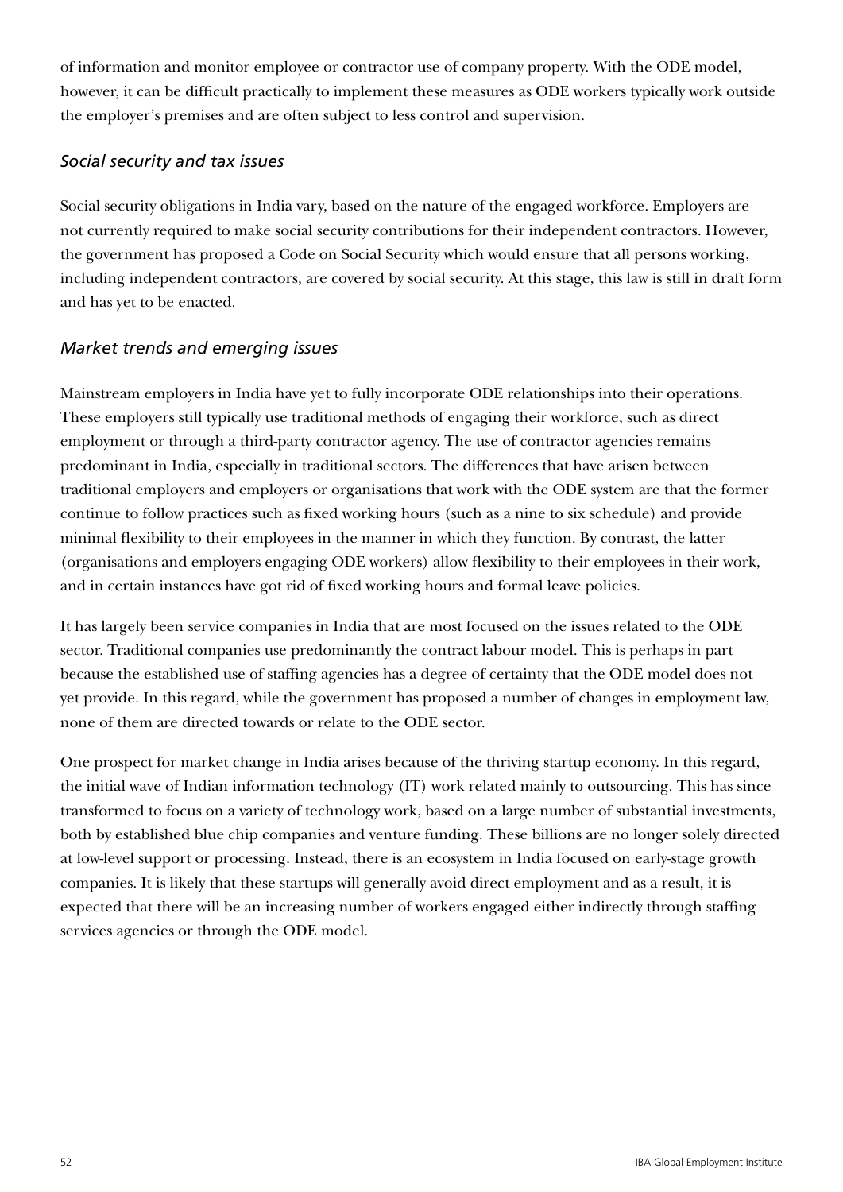of information and monitor employee or contractor use of company property. With the ODE model, however, it can be difficult practically to implement these measures as ODE workers typically work outside the employer's premises and are often subject to less control and supervision.

### *Social security and tax issues*

Social security obligations in India vary, based on the nature of the engaged workforce. Employers are not currently required to make social security contributions for their independent contractors. However, the government has proposed a Code on Social Security which would ensure that all persons working, including independent contractors, are covered by social security. At this stage, this law is still in draft form and has yet to be enacted.

### *Market trends and emerging issues*

Mainstream employers in India have yet to fully incorporate ODE relationships into their operations. These employers still typically use traditional methods of engaging their workforce, such as direct employment or through a third-party contractor agency. The use of contractor agencies remains predominant in India, especially in traditional sectors. The differences that have arisen between traditional employers and employers or organisations that work with the ODE system are that the former continue to follow practices such as fixed working hours (such as a nine to six schedule) and provide minimal flexibility to their employees in the manner in which they function. By contrast, the latter (organisations and employers engaging ODE workers) allow flexibility to their employees in their work, and in certain instances have got rid of fixed working hours and formal leave policies.

It has largely been service companies in India that are most focused on the issues related to the ODE sector. Traditional companies use predominantly the contract labour model. This is perhaps in part because the established use of staffing agencies has a degree of certainty that the ODE model does not yet provide. In this regard, while the government has proposed a number of changes in employment law, none of them are directed towards or relate to the ODE sector.

One prospect for market change in India arises because of the thriving startup economy. In this regard, the initial wave of Indian information technology (IT) work related mainly to outsourcing. This has since transformed to focus on a variety of technology work, based on a large number of substantial investments, both by established blue chip companies and venture funding. These billions are no longer solely directed at low-level support or processing. Instead, there is an ecosystem in India focused on early-stage growth companies. It is likely that these startups will generally avoid direct employment and as a result, it is expected that there will be an increasing number of workers engaged either indirectly through staffing services agencies or through the ODE model.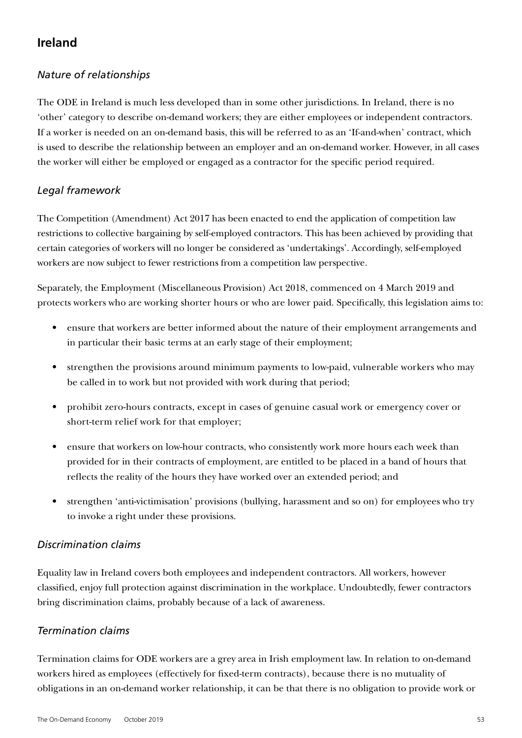## Ireland

### *Nature of relationships*

The ODE in Ireland is much less developed than in some other jurisdictions. In Ireland, there is no 'other' category to describe on-demand workers; they are either employees or independent contractors. If a worker is needed on an on-demand basis, this will be referred to as an 'If-and-when' contract, which is used to describe the relationship between an employer and an on-demand worker. However, in all cases the worker will either be employed or engaged as a contractor for the specific period required.

### *Legal framework*

The Competition (Amendment) Act 2017 has been enacted to end the application of competition law restrictions to collective bargaining by self-employed contractors. This has been achieved by providing that certain categories of workers will no longer be considered as 'undertakings'. Accordingly, self-employed workers are now subject to fewer restrictions from a competition law perspective.

Separately, the Employment (Miscellaneous Provision) Act 2018, commenced on 4 March 2019 and protects workers who are working shorter hours or who are lower paid. Specifically, this legislation aims to:

- ensure that workers are better informed about the nature of their employment arrangements and in particular their basic terms at an early stage of their employment;
- strengthen the provisions around minimum payments to low-paid, vulnerable workers who may be called in to work but not provided with work during that period;
- prohibit zero-hours contracts, except in cases of genuine casual work or emergency cover or short-term relief work for that employer;
- ensure that workers on low-hour contracts, who consistently work more hours each week than provided for in their contracts of employment, are entitled to be placed in a band of hours that reflects the reality of the hours they have worked over an extended period; and
- strengthen 'anti-victimisation' provisions (bullying, harassment and so on) for employees who try to invoke a right under these provisions.

### *Discrimination claims*

Equality law in Ireland covers both employees and independent contractors. All workers, however classified, enjoy full protection against discrimination in the workplace. Undoubtedly, fewer contractors bring discrimination claims, probably because of a lack of awareness.

### *Termination claims*

Termination claims for ODE workers are a grey area in Irish employment law. In relation to on-demand workers hired as employees (effectively for fixed-term contracts), because there is no mutuality of obligations in an on-demand worker relationship, it can be that there is no obligation to provide work or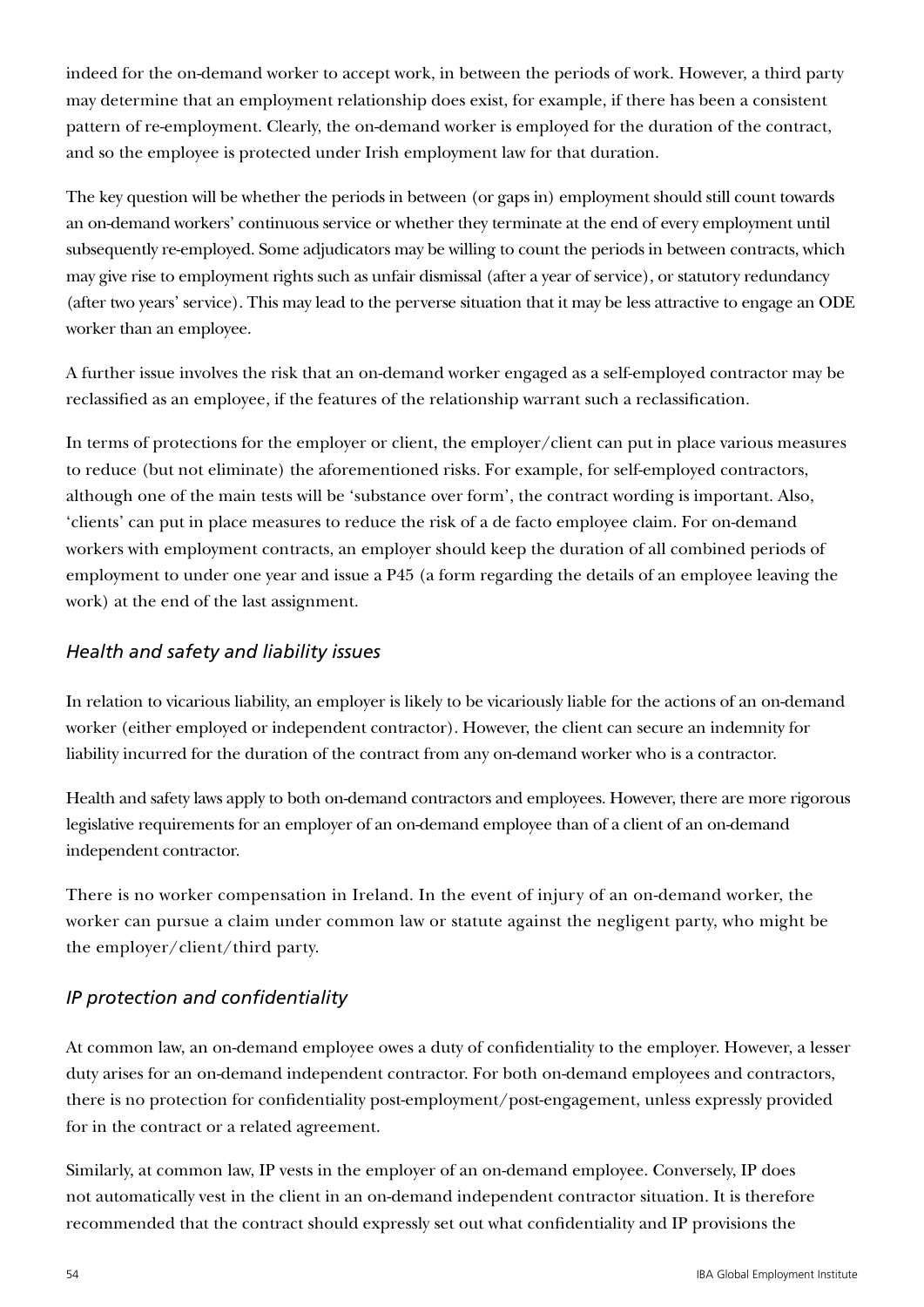indeed for the on-demand worker to accept work, in between the periods of work. However, a third party may determine that an employment relationship does exist, for example, if there has been a consistent pattern of re-employment. Clearly, the on-demand worker is employed for the duration of the contract, and so the employee is protected under Irish employment law for that duration.

The key question will be whether the periods in between (or gaps in) employment should still count towards an on-demand workers' continuous service or whether they terminate at the end of every employment until subsequently re-employed. Some adjudicators may be willing to count the periods in between contracts, which may give rise to employment rights such as unfair dismissal (after a year of service), or statutory redundancy (after two years' service). This may lead to the perverse situation that it may be less attractive to engage an ODE worker than an employee.

A further issue involves the risk that an on-demand worker engaged as a self-employed contractor may be reclassified as an employee, if the features of the relationship warrant such a reclassification.

In terms of protections for the employer or client, the employer/client can put in place various measures to reduce (but not eliminate) the aforementioned risks. For example, for self-employed contractors, although one of the main tests will be 'substance over form', the contract wording is important. Also, 'clients' can put in place measures to reduce the risk of a de facto employee claim. For on-demand workers with employment contracts, an employer should keep the duration of all combined periods of employment to under one year and issue a P45 (a form regarding the details of an employee leaving the work) at the end of the last assignment.

### *Health and safety and liability issues*

In relation to vicarious liability, an employer is likely to be vicariously liable for the actions of an on-demand worker (either employed or independent contractor). However, the client can secure an indemnity for liability incurred for the duration of the contract from any on-demand worker who is a contractor.

Health and safety laws apply to both on-demand contractors and employees. However, there are more rigorous legislative requirements for an employer of an on-demand employee than of a client of an on-demand independent contractor.

There is no worker compensation in Ireland. In the event of injury of an on-demand worker, the worker can pursue a claim under common law or statute against the negligent party, who might be the employer/client/third party.

### *IP protection and confidentiality*

At common law, an on-demand employee owes a duty of confidentiality to the employer. However, a lesser duty arises for an on-demand independent contractor. For both on-demand employees and contractors, there is no protection for confidentiality post-employment/post-engagement, unless expressly provided for in the contract or a related agreement.

Similarly, at common law, IP vests in the employer of an on-demand employee. Conversely, IP does not automatically vest in the client in an on-demand independent contractor situation. It is therefore recommended that the contract should expressly set out what confidentiality and IP provisions the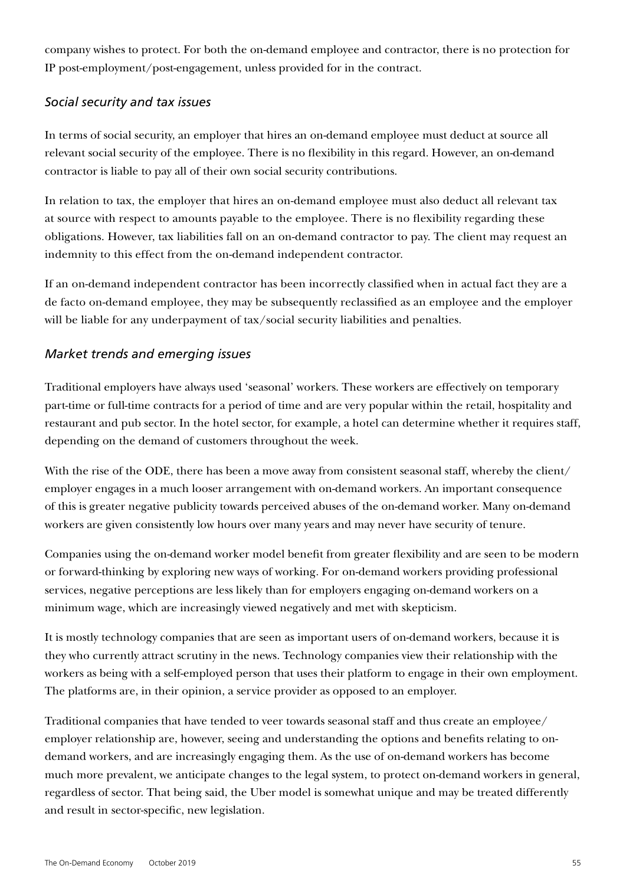company wishes to protect. For both the on-demand employee and contractor, there is no protection for IP post-employment/post-engagement, unless provided for in the contract.

### *Social security and tax issues*

In terms of social security, an employer that hires an on-demand employee must deduct at source all relevant social security of the employee. There is no flexibility in this regard. However, an on-demand contractor is liable to pay all of their own social security contributions.

In relation to tax, the employer that hires an on-demand employee must also deduct all relevant tax at source with respect to amounts payable to the employee. There is no flexibility regarding these obligations. However, tax liabilities fall on an on-demand contractor to pay. The client may request an indemnity to this effect from the on-demand independent contractor.

If an on-demand independent contractor has been incorrectly classified when in actual fact they are a de facto on-demand employee, they may be subsequently reclassified as an employee and the employer will be liable for any underpayment of tax/social security liabilities and penalties.

### *Market trends and emerging issues*

Traditional employers have always used 'seasonal' workers. These workers are effectively on temporary part-time or full-time contracts for a period of time and are very popular within the retail, hospitality and restaurant and pub sector. In the hotel sector, for example, a hotel can determine whether it requires staff, depending on the demand of customers throughout the week.

With the rise of the ODE, there has been a move away from consistent seasonal staff, whereby the client/employer engages in a much looser arrangement with on-demand workers. An important consequence of this is greater negative publicity towards perceived abuses of the on-demand worker. Many on-demand workers are given consistently low hours over many years and may never have security of tenure.

Companies using the on-demand worker model benefit from greater flexibility and are seen to be modern or forward-thinking by exploring new ways of working. For on-demand workers providing professional services, negative perceptions are less likely than for employers engaging on-demand workers on a minimum wage, which are increasingly viewed negatively and met with skepticism.

It is mostly technology companies that are seen as important users of on-demand workers, because it is they who currently attract scrutiny in the news. Technology companies view their relationship with the workers as being with a self-employed person that uses their platform to engage in their own employment. The platforms are, in their opinion, a service provider as opposed to an employer.

Traditional companies that have tended to veer towards seasonal staff and thus create an employee/employer relationship are, however, seeing and understanding the options and benefits relating to on-demand workers, and are increasingly engaging them. As the use of on-demand workers has become much more prevalent, we anticipate changes to the legal system, to protect on-demand workers in general, regardless of sector. That being said, the Uber model is somewhat unique and may be treated differently and result in sector-specific, new legislation.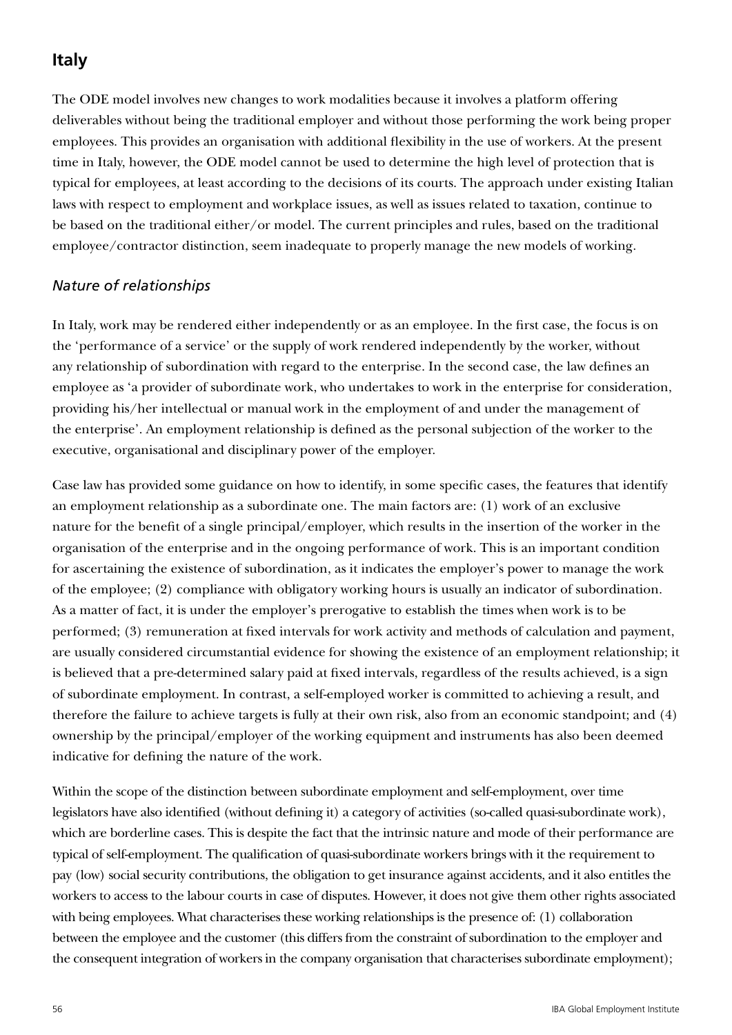## Italy

The ODE model involves new changes to work modalities because it involves a platform offering deliverables without being the traditional employer and without those performing the work being proper employees. This provides an organisation with additional flexibility in the use of workers. At the present time in Italy, however, the ODE model cannot be used to determine the high level of protection that is typical for employees, at least according to the decisions of its courts. The approach under existing Italian laws with respect to employment and workplace issues, as well as issues related to taxation, continue to be based on the traditional either/or model. The current principles and rules, based on the traditional employee/contractor distinction, seem inadequate to properly manage the new models of working.

### *Nature of relationships*

In Italy, work may be rendered either independently or as an employee. In the first case, the focus is on the 'performance of a service' or the supply of work rendered independently by the worker, without any relationship of subordination with regard to the enterprise. In the second case, the law defines an employee as 'a provider of subordinate work, who undertakes to work in the enterprise for consideration, providing his/her intellectual or manual work in the employment of and under the management of the enterprise'. An employment relationship is defined as the personal subjection of the worker to the executive, organisational and disciplinary power of the employer.

Case law has provided some guidance on how to identify, in some specific cases, the features that identify an employment relationship as a subordinate one. The main factors are: (1) work of an exclusive nature for the benefit of a single principal/employer, which results in the insertion of the worker in the organisation of the enterprise and in the ongoing performance of work. This is an important condition for ascertaining the existence of subordination, as it indicates the employer's power to manage the work of the employee; (2) compliance with obligatory working hours is usually an indicator of subordination. As a matter of fact, it is under the employer's prerogative to establish the times when work is to be performed; (3) remuneration at fixed intervals for work activity and methods of calculation and payment, are usually considered circumstantial evidence for showing the existence of an employment relationship; it is believed that a pre-determined salary paid at fixed intervals, regardless of the results achieved, is a sign of subordinate employment. In contrast, a self-employed worker is committed to achieving a result, and therefore the failure to achieve targets is fully at their own risk, also from an economic standpoint; and (4) ownership by the principal/employer of the working equipment and instruments has also been deemed indicative for defining the nature of the work.

Within the scope of the distinction between subordinate employment and self-employment, over time legislators have also identified (without defining it) a category of activities (so-called quasi-subordinate work), which are borderline cases. This is despite the fact that the intrinsic nature and mode of their performance are typical of self-employment. The qualification of quasi-subordinate workers brings with it the requirement to pay (low) social security contributions, the obligation to get insurance against accidents, and it also entitles the workers to access to the labour courts in case of disputes. However, it does not give them other rights associated with being employees. What characterises these working relationships is the presence of: (1) collaboration between the employee and the customer (this differs from the constraint of subordination to the employer and the consequent integration of workers in the company organisation that characterises subordinate employment);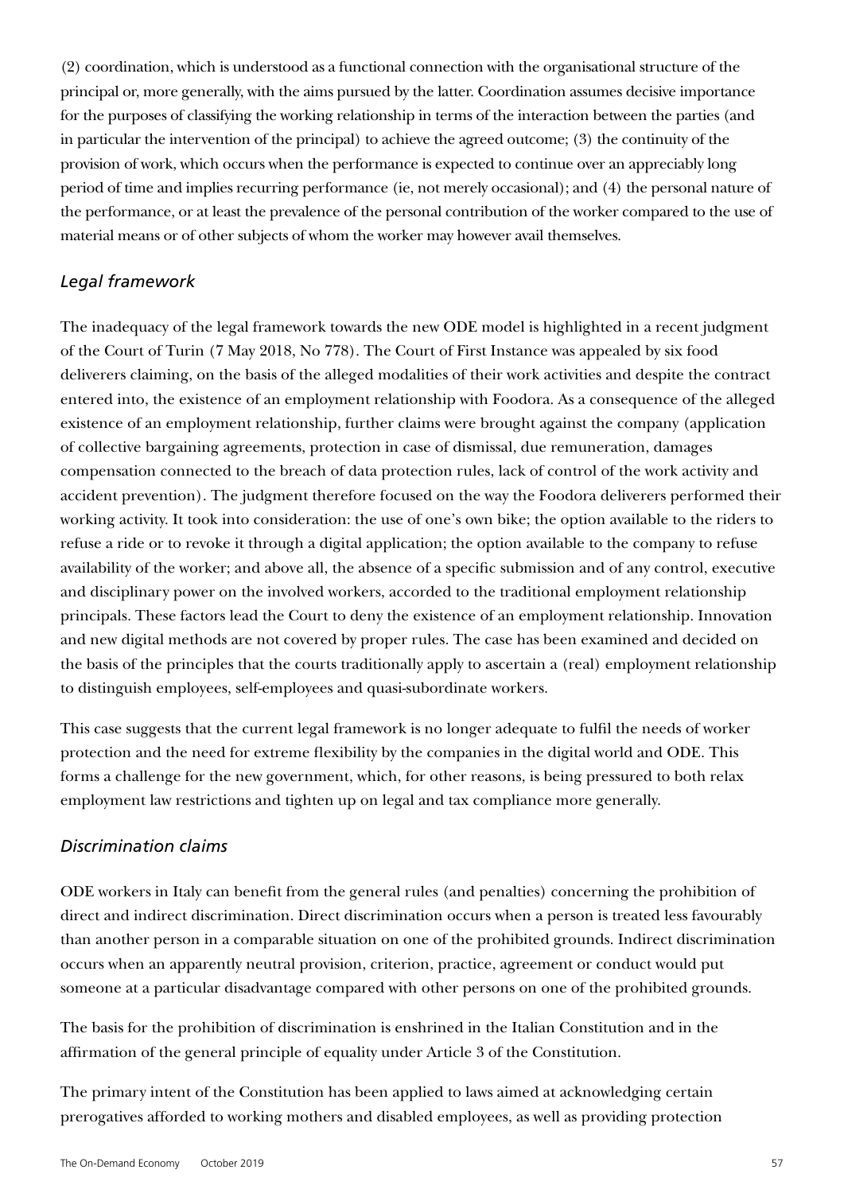(2) coordination, which is understood as a functional connection with the organisational structure of the principal or, more generally, with the aims pursued by the latter. Coordination assumes decisive importance for the purposes of classifying the working relationship in terms of the interaction between the parties (and in particular the intervention of the principal) to achieve the agreed outcome; (3) the continuity of the provision of work, which occurs when the performance is expected to continue over an appreciably long period of time and implies recurring performance (ie, not merely occasional); and (4) the personal nature of the performance, or at least the prevalence of the personal contribution of the worker compared to the use of material means or of other subjects of whom the worker may however avail themselves.

### *Legal framework*

The inadequacy of the legal framework towards the new ODE model is highlighted in a recent judgment of the Court of Turin (7 May 2018, No 778). The Court of First Instance was appealed by six food deliverers claiming, on the basis of the alleged modalities of their work activities and despite the contract entered into, the existence of an employment relationship with Foodora. As a consequence of the alleged existence of an employment relationship, further claims were brought against the company (application of collective bargaining agreements, protection in case of dismissal, due remuneration, damages compensation connected to the breach of data protection rules, lack of control of the work activity and accident prevention). The judgment therefore focused on the way the Foodora deliverers performed their working activity. It took into consideration: the use of one's own bike; the option available to the riders to refuse a ride or to revoke it through a digital application; the option available to the company to refuse availability of the worker; and above all, the absence of a specific submission and of any control, executive and disciplinary power on the involved workers, accorded to the traditional employment relationship principals. These factors lead the Court to deny the existence of an employment relationship. Innovation and new digital methods are not covered by proper rules. The case has been examined and decided on the basis of the principles that the courts traditionally apply to ascertain a (real) employment relationship to distinguish employees, self-employees and quasi-subordinate workers.

This case suggests that the current legal framework is no longer adequate to fulfil the needs of worker protection and the need for extreme flexibility by the companies in the digital world and ODE. This forms a challenge for the new government, which, for other reasons, is being pressured to both relax employment law restrictions and tighten up on legal and tax compliance more generally.

### *Discrimination claims*

ODE workers in Italy can benefit from the general rules (and penalties) concerning the prohibition of direct and indirect discrimination. Direct discrimination occurs when a person is treated less favourably than another person in a comparable situation on one of the prohibited grounds. Indirect discrimination occurs when an apparently neutral provision, criterion, practice, agreement or conduct would put someone at a particular disadvantage compared with other persons on one of the prohibited grounds.

The basis for the prohibition of discrimination is enshrined in the Italian Constitution and in the affirmation of the general principle of equality under Article 3 of the Constitution.

The primary intent of the Constitution has been applied to laws aimed at acknowledging certain prerogatives afforded to working mothers and disabled employees, as well as providing protection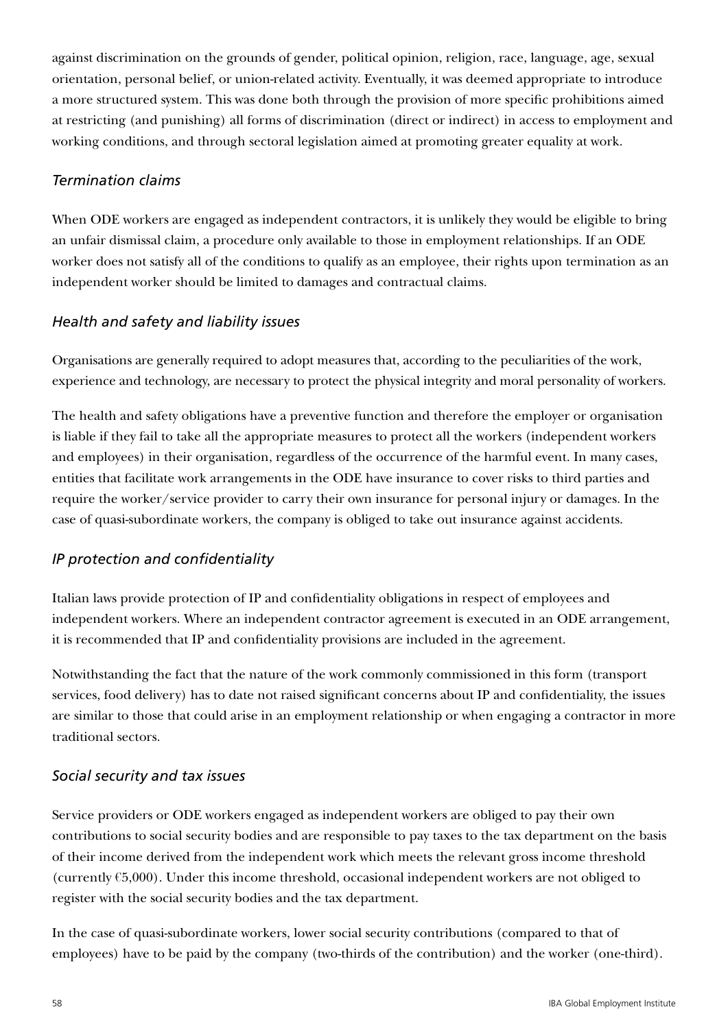against discrimination on the grounds of gender, political opinion, religion, race, language, age, sexual orientation, personal belief, or union-related activity. Eventually, it was deemed appropriate to introduce a more structured system. This was done both through the provision of more specific prohibitions aimed at restricting (and punishing) all forms of discrimination (direct or indirect) in access to employment and working conditions, and through sectoral legislation aimed at promoting greater equality at work.

### *Termination claims*

When ODE workers are engaged as independent contractors, it is unlikely they would be eligible to bring an unfair dismissal claim, a procedure only available to those in employment relationships. If an ODE worker does not satisfy all of the conditions to qualify as an employee, their rights upon termination as an independent worker should be limited to damages and contractual claims.

### *Health and safety and liability issues*

Organisations are generally required to adopt measures that, according to the peculiarities of the work, experience and technology, are necessary to protect the physical integrity and moral personality of workers.

The health and safety obligations have a preventive function and therefore the employer or organisation is liable if they fail to take all the appropriate measures to protect all the workers (independent workers and employees) in their organisation, regardless of the occurrence of the harmful event. In many cases, entities that facilitate work arrangements in the ODE have insurance to cover risks to third parties and require the worker/service provider to carry their own insurance for personal injury or damages. In the case of quasi-subordinate workers, the company is obliged to take out insurance against accidents.

### *IP protection and confidentiality*

Italian laws provide protection of IP and confidentiality obligations in respect of employees and independent workers. Where an independent contractor agreement is executed in an ODE arrangement, it is recommended that IP and confidentiality provisions are included in the agreement.

Notwithstanding the fact that the nature of the work commonly commissioned in this form (transport services, food delivery) has to date not raised significant concerns about IP and confidentiality, the issues are similar to those that could arise in an employment relationship or when engaging a contractor in more traditional sectors.

### *Social security and tax issues*

Service providers or ODE workers engaged as independent workers are obliged to pay their own contributions to social security bodies and are responsible to pay taxes to the tax department on the basis of their income derived from the independent work which meets the relevant gross income threshold (currently €5,000). Under this income threshold, occasional independent workers are not obliged to register with the social security bodies and the tax department.

In the case of quasi-subordinate workers, lower social security contributions (compared to that of employees) have to be paid by the company (two-thirds of the contribution) and the worker (one-third).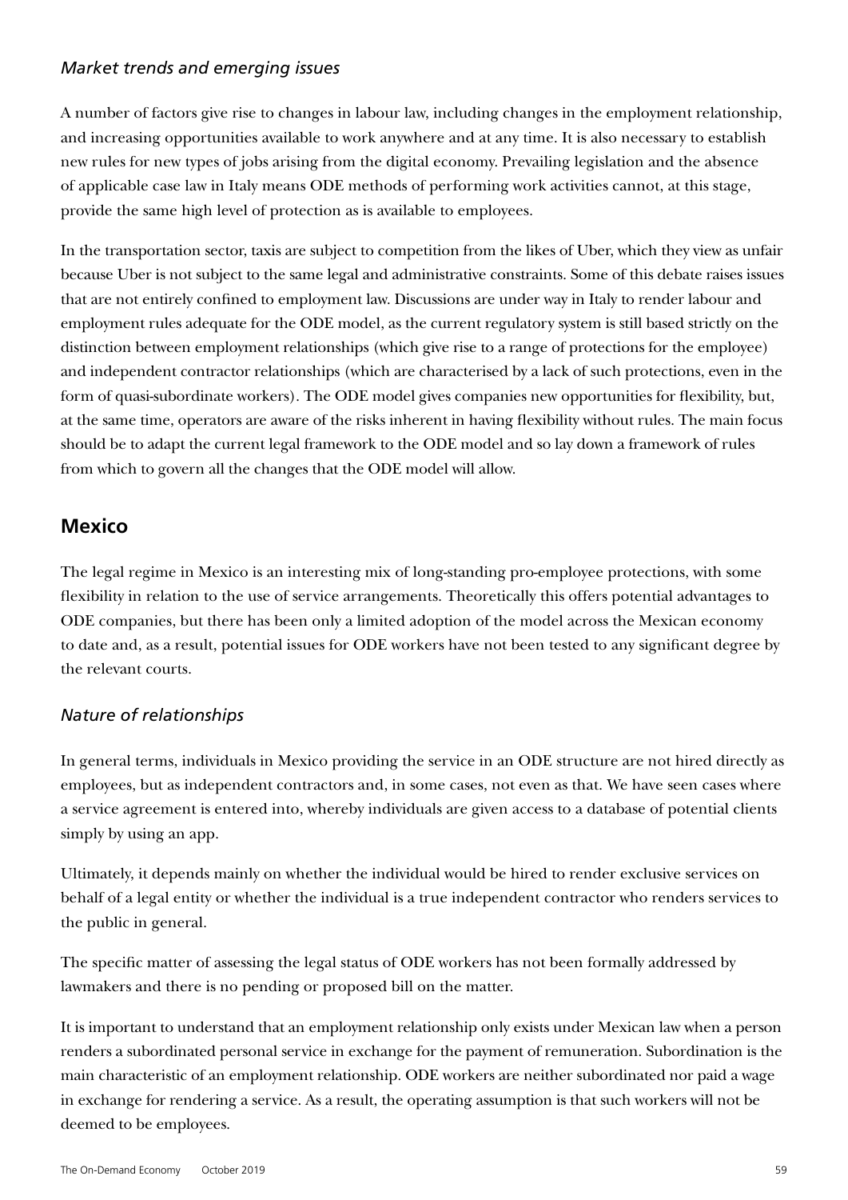### *Market trends and emerging issues*

A number of factors give rise to changes in labour law, including changes in the employment relationship, and increasing opportunities available to work anywhere and at any time. It is also necessary to establish new rules for new types of jobs arising from the digital economy. Prevailing legislation and the absence of applicable case law in Italy means ODE methods of performing work activities cannot, at this stage, provide the same high level of protection as is available to employees.

In the transportation sector, taxis are subject to competition from the likes of Uber, which they view as unfair because Uber is not subject to the same legal and administrative constraints. Some of this debate raises issues that are not entirely confined to employment law. Discussions are under way in Italy to render labour and employment rules adequate for the ODE model, as the current regulatory system is still based strictly on the distinction between employment relationships (which give rise to a range of protections for the employee) and independent contractor relationships (which are characterised by a lack of such protections, even in the form of quasi-subordinate workers). The ODE model gives companies new opportunities for flexibility, but, at the same time, operators are aware of the risks inherent in having flexibility without rules. The main focus should be to adapt the current legal framework to the ODE model and so lay down a framework of rules from which to govern all the changes that the ODE model will allow.

## Mexico

The legal regime in Mexico is an interesting mix of long-standing pro-employee protections, with some flexibility in relation to the use of service arrangements. Theoretically this offers potential advantages to ODE companies, but there has been only a limited adoption of the model across the Mexican economy to date and, as a result, potential issues for ODE workers have not been tested to any significant degree by the relevant courts.

### *Nature of relationships*

In general terms, individuals in Mexico providing the service in an ODE structure are not hired directly as employees, but as independent contractors and, in some cases, not even as that. We have seen cases where a service agreement is entered into, whereby individuals are given access to a database of potential clients simply by using an app.

Ultimately, it depends mainly on whether the individual would be hired to render exclusive services on behalf of a legal entity or whether the individual is a true independent contractor who renders services to the public in general.

The specific matter of assessing the legal status of ODE workers has not been formally addressed by lawmakers and there is no pending or proposed bill on the matter.

It is important to understand that an employment relationship only exists under Mexican law when a person renders a subordinated personal service in exchange for the payment of remuneration. Subordination is the main characteristic of an employment relationship. ODE workers are neither subordinated nor paid a wage in exchange for rendering a service. As a result, the operating assumption is that such workers will not be deemed to be employees.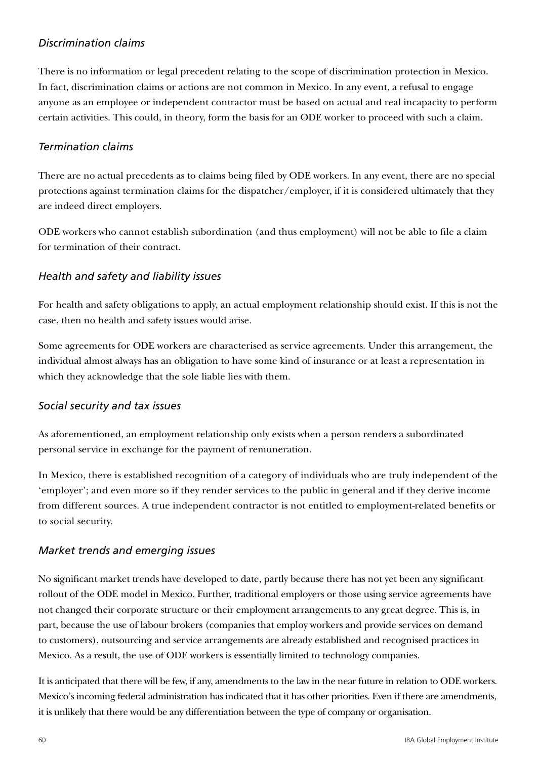### *Discrimination claims*

There is no information or legal precedent relating to the scope of discrimination protection in Mexico. In fact, discrimination claims or actions are not common in Mexico. In any event, a refusal to engage anyone as an employee or independent contractor must be based on actual and real incapacity to perform certain activities. This could, in theory, form the basis for an ODE worker to proceed with such a claim.

### *Termination claims*

There are no actual precedents as to claims being filed by ODE workers. In any event, there are no special protections against termination claims for the dispatcher/employer, if it is considered ultimately that they are indeed direct employers.

ODE workers who cannot establish subordination (and thus employment) will not be able to file a claim for termination of their contract.

### *Health and safety and liability issues*

For health and safety obligations to apply, an actual employment relationship should exist. If this is not the case, then no health and safety issues would arise.

Some agreements for ODE workers are characterised as service agreements. Under this arrangement, the individual almost always has an obligation to have some kind of insurance or at least a representation in which they acknowledge that the sole liable lies with them.

### *Social security and tax issues*

As aforementioned, an employment relationship only exists when a person renders a subordinated personal service in exchange for the payment of remuneration.

In Mexico, there is established recognition of a category of individuals who are truly independent of the 'employer'; and even more so if they render services to the public in general and if they derive income from different sources. A true independent contractor is not entitled to employment-related benefits or to social security.

### *Market trends and emerging issues*

No significant market trends have developed to date, partly because there has not yet been any significant rollout of the ODE model in Mexico. Further, traditional employers or those using service agreements have not changed their corporate structure or their employment arrangements to any great degree. This is, in part, because the use of labour brokers (companies that employ workers and provide services on demand to customers), outsourcing and service arrangements are already established and recognised practices in Mexico. As a result, the use of ODE workers is essentially limited to technology companies.

It is anticipated that there will be few, if any, amendments to the law in the near future in relation to ODE workers. Mexico's incoming federal administration has indicated that it has other priorities. Even if there are amendments, it is unlikely that there would be any differentiation between the type of company or organisation.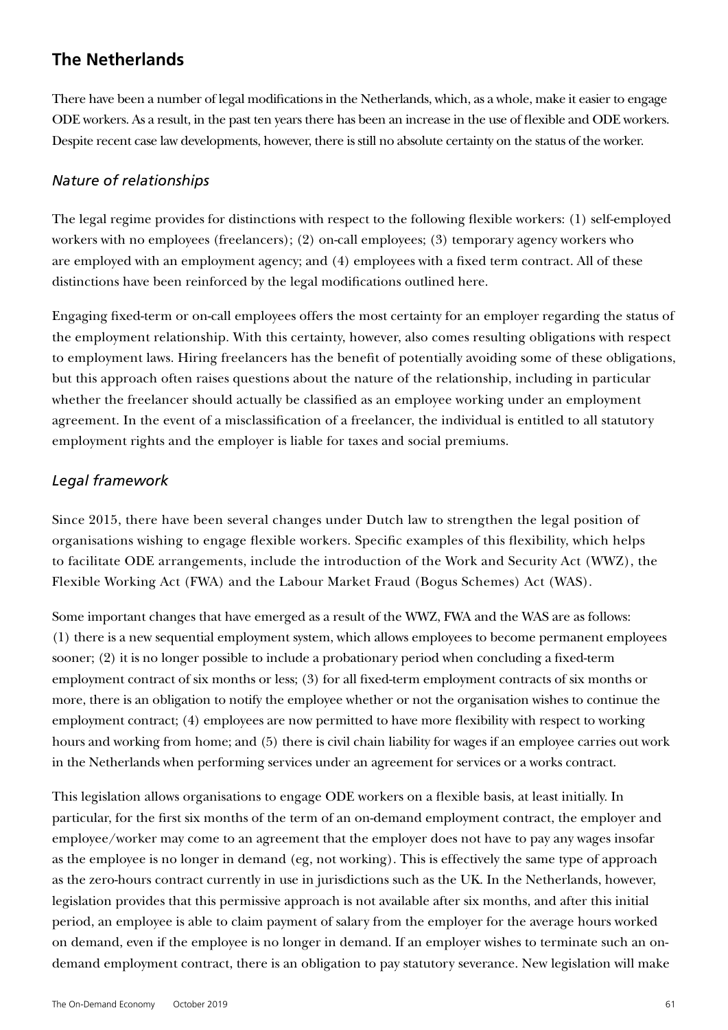## The Netherlands

There have been a number of legal modifications in the Netherlands, which, as a whole, make it easier to engage ODE workers. As a result, in the past ten years there has been an increase in the use of flexible and ODE workers. Despite recent case law developments, however, there is still no absolute certainty on the status of the worker.

### *Nature of relationships*

The legal regime provides for distinctions with respect to the following flexible workers: (1) self-employed workers with no employees (freelancers); (2) on-call employees; (3) temporary agency workers who are employed with an employment agency; and (4) employees with a fixed term contract. All of these distinctions have been reinforced by the legal modifications outlined here.

Engaging fixed-term or on-call employees offers the most certainty for an employer regarding the status of the employment relationship. With this certainty, however, also comes resulting obligations with respect to employment laws. Hiring freelancers has the benefit of potentially avoiding some of these obligations, but this approach often raises questions about the nature of the relationship, including in particular whether the freelancer should actually be classified as an employee working under an employment agreement. In the event of a misclassification of a freelancer, the individual is entitled to all statutory employment rights and the employer is liable for taxes and social premiums.

### *Legal framework*

Since 2015, there have been several changes under Dutch law to strengthen the legal position of organisations wishing to engage flexible workers. Specific examples of this flexibility, which helps to facilitate ODE arrangements, include the introduction of the Work and Security Act (WWZ), the Flexible Working Act (FWA) and the Labour Market Fraud (Bogus Schemes) Act (WAS).

Some important changes that have emerged as a result of the WWZ, FWA and the WAS are as follows: (1) there is a new sequential employment system, which allows employees to become permanent employees sooner; (2) it is no longer possible to include a probationary period when concluding a fixed-term employment contract of six months or less; (3) for all fixed-term employment contracts of six months or more, there is an obligation to notify the employee whether or not the organisation wishes to continue the employment contract; (4) employees are now permitted to have more flexibility with respect to working hours and working from home; and (5) there is civil chain liability for wages if an employee carries out work in the Netherlands when performing services under an agreement for services or a works contract.

This legislation allows organisations to engage ODE workers on a flexible basis, at least initially. In particular, for the first six months of the term of an on-demand employment contract, the employer and employee/worker may come to an agreement that the employer does not have to pay any wages insofar as the employee is no longer in demand (eg, not working). This is effectively the same type of approach as the zero-hours contract currently in use in jurisdictions such as the UK. In the Netherlands, however, legislation provides that this permissive approach is not available after six months, and after this initial period, an employee is able to claim payment of salary from the employer for the average hours worked on demand, even if the employee is no longer in demand. If an employer wishes to terminate such an on-demand employment contract, there is an obligation to pay statutory severance. New legislation will make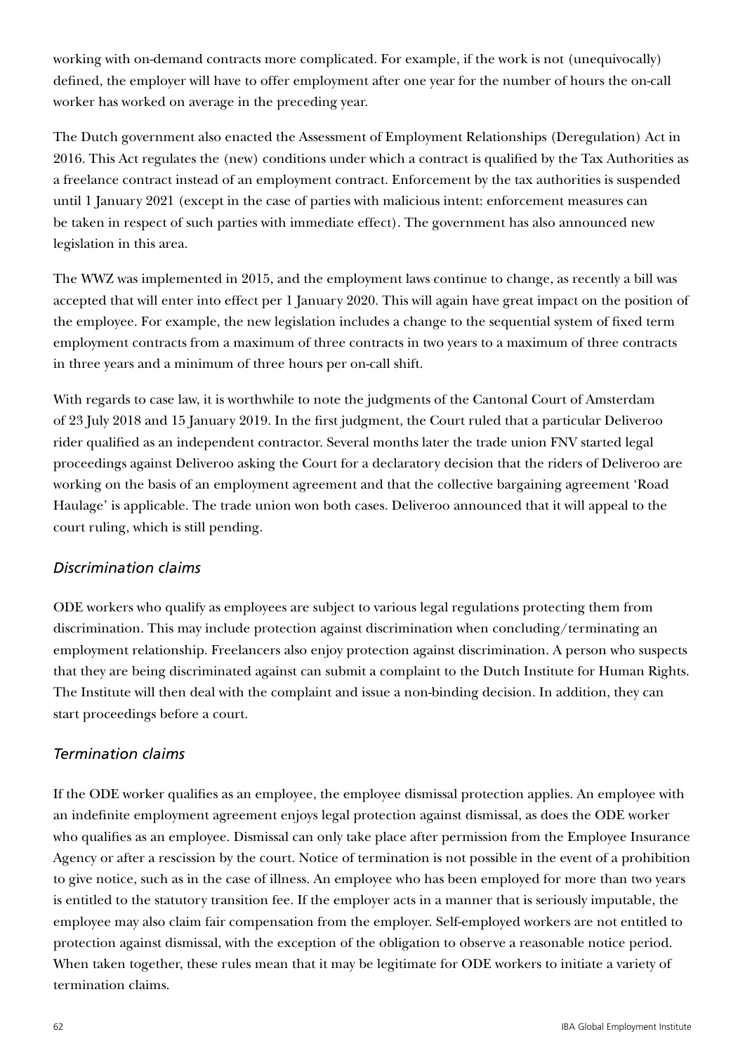working with on-demand contracts more complicated. For example, if the work is not (unequivocally) defined, the employer will have to offer employment after one year for the number of hours the on-call worker has worked on average in the preceding year.

The Dutch government also enacted the Assessment of Employment Relationships (Deregulation) Act in 2016. This Act regulates the (new) conditions under which a contract is qualified by the Tax Authorities as a freelance contract instead of an employment contract. Enforcement by the tax authorities is suspended until 1 January 2021 (except in the case of parties with malicious intent: enforcement measures can be taken in respect of such parties with immediate effect). The government has also announced new legislation in this area.

The WWZ was implemented in 2015, and the employment laws continue to change, as recently a bill was accepted that will enter into effect per 1 January 2020. This will again have great impact on the position of the employee. For example, the new legislation includes a change to the sequential system of fixed term employment contracts from a maximum of three contracts in two years to a maximum of three contracts in three years and a minimum of three hours per on-call shift.

With regards to case law, it is worthwhile to note the judgments of the Cantonal Court of Amsterdam of 23 July 2018 and 15 January 2019. In the first judgment, the Court ruled that a particular Deliveroo rider qualified as an independent contractor. Several months later the trade union FNV started legal proceedings against Deliveroo asking the Court for a declaratory decision that the riders of Deliveroo are working on the basis of an employment agreement and that the collective bargaining agreement 'Road Haulage' is applicable. The trade union won both cases. Deliveroo announced that it will appeal to the court ruling, which is still pending.

### *Discrimination claims*

ODE workers who qualify as employees are subject to various legal regulations protecting them from discrimination. This may include protection against discrimination when concluding/terminating an employment relationship. Freelancers also enjoy protection against discrimination. A person who suspects that they are being discriminated against can submit a complaint to the Dutch Institute for Human Rights. The Institute will then deal with the complaint and issue a non-binding decision. In addition, they can start proceedings before a court.

### *Termination claims*

If the ODE worker qualifies as an employee, the employee dismissal protection applies. An employee with an indefinite employment agreement enjoys legal protection against dismissal, as does the ODE worker who qualifies as an employee. Dismissal can only take place after permission from the Employee Insurance Agency or after a rescission by the court. Notice of termination is not possible in the event of a prohibition to give notice, such as in the case of illness. An employee who has been employed for more than two years is entitled to the statutory transition fee. If the employer acts in a manner that is seriously imputable, the employee may also claim fair compensation from the employer. Self-employed workers are not entitled to protection against dismissal, with the exception of the obligation to observe a reasonable notice period. When taken together, these rules mean that it may be legitimate for ODE workers to initiate a variety of termination claims.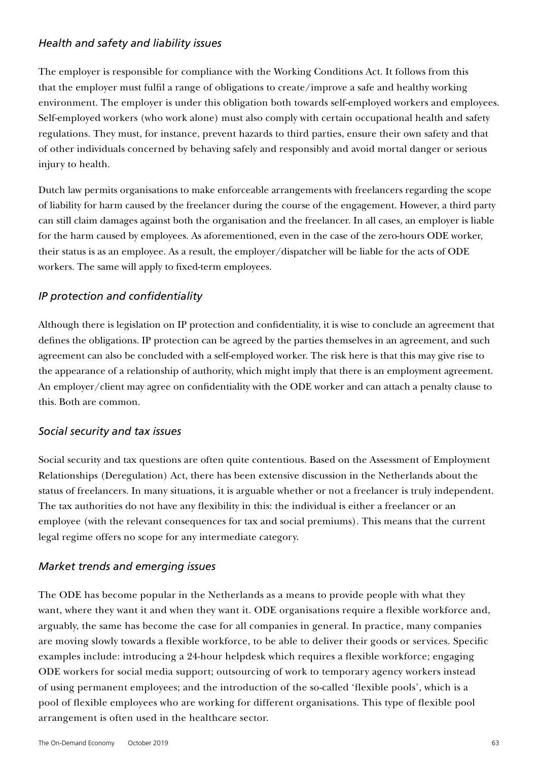### *Health and safety and liability issues*

The employer is responsible for compliance with the Working Conditions Act. It follows from this that the employer must fulfil a range of obligations to create/improve a safe and healthy working environment. The employer is under this obligation both towards self-employed workers and employees. Self-employed workers (who work alone) must also comply with certain occupational health and safety regulations. They must, for instance, prevent hazards to third parties, ensure their own safety and that of other individuals concerned by behaving safely and responsibly and avoid mortal danger or serious injury to health.

Dutch law permits organisations to make enforceable arrangements with freelancers regarding the scope of liability for harm caused by the freelancer during the course of the engagement. However, a third party can still claim damages against both the organisation and the freelancer. In all cases, an employer is liable for the harm caused by employees. As aforementioned, even in the case of the zero-hours ODE worker, their status is as an employee. As a result, the employer/dispatcher will be liable for the acts of ODE workers. The same will apply to fixed-term employees.

### *IP protection and confidentiality*

Although there is legislation on IP protection and confidentiality, it is wise to conclude an agreement that defines the obligations. IP protection can be agreed by the parties themselves in an agreement, and such agreement can also be concluded with a self-employed worker. The risk here is that this may give rise to the appearance of a relationship of authority, which might imply that there is an employment agreement. An employer/client may agree on confidentiality with the ODE worker and can attach a penalty clause to this. Both are common.

### *Social security and tax issues*

Social security and tax questions are often quite contentious. Based on the Assessment of Employment Relationships (Deregulation) Act, there has been extensive discussion in the Netherlands about the status of freelancers. In many situations, it is arguable whether or not a freelancer is truly independent. The tax authorities do not have any flexibility in this: the individual is either a freelancer or an employee (with the relevant consequences for tax and social premiums). This means that the current legal regime offers no scope for any intermediate category.

### *Market trends and emerging issues*

The ODE has become popular in the Netherlands as a means to provide people with what they want, where they want it and when they want it. ODE organisations require a flexible workforce and, arguably, the same has become the case for all companies in general. In practice, many companies are moving slowly towards a flexible workforce, to be able to deliver their goods or services. Specific examples include: introducing a 24-hour helpdesk which requires a flexible workforce; engaging ODE workers for social media support; outsourcing of work to temporary agency workers instead of using permanent employees; and the introduction of the so-called 'flexible pools', which is a pool of flexible employees who are working for different organisations. This type of flexible pool arrangement is often used in the healthcare sector.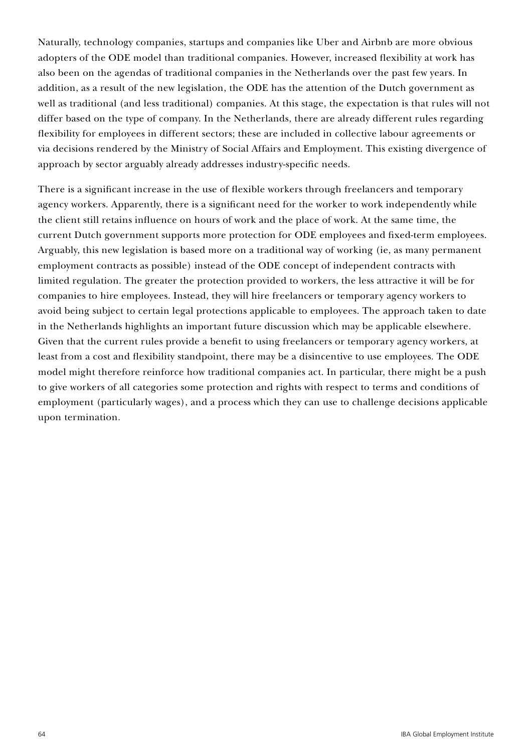Naturally, technology companies, startups and companies like Uber and Airbnb are more obvious adopters of the ODE model than traditional companies. However, increased flexibility at work has also been on the agendas of traditional companies in the Netherlands over the past few years. In addition, as a result of the new legislation, the ODE has the attention of the Dutch government as well as traditional (and less traditional) companies. At this stage, the expectation is that rules will not differ based on the type of company. In the Netherlands, there are already different rules regarding flexibility for employees in different sectors; these are included in collective labour agreements or via decisions rendered by the Ministry of Social Affairs and Employment. This existing divergence of approach by sector arguably already addresses industry-specific needs.

There is a significant increase in the use of flexible workers through freelancers and temporary agency workers. Apparently, there is a significant need for the worker to work independently while the client still retains influence on hours of work and the place of work. At the same time, the current Dutch government supports more protection for ODE employees and fixed-term employees. Arguably, this new legislation is based more on a traditional way of working (ie, as many permanent employment contracts as possible) instead of the ODE concept of independent contracts with limited regulation. The greater the protection provided to workers, the less attractive it will be for companies to hire employees. Instead, they will hire freelancers or temporary agency workers to avoid being subject to certain legal protections applicable to employees. The approach taken to date in the Netherlands highlights an important future discussion which may be applicable elsewhere. Given that the current rules provide a benefit to using freelancers or temporary agency workers, at least from a cost and flexibility standpoint, there may be a disincentive to use employees. The ODE model might therefore reinforce how traditional companies act. In particular, there might be a push to give workers of all categories some protection and rights with respect to terms and conditions of employment (particularly wages), and a process which they can use to challenge decisions applicable upon termination.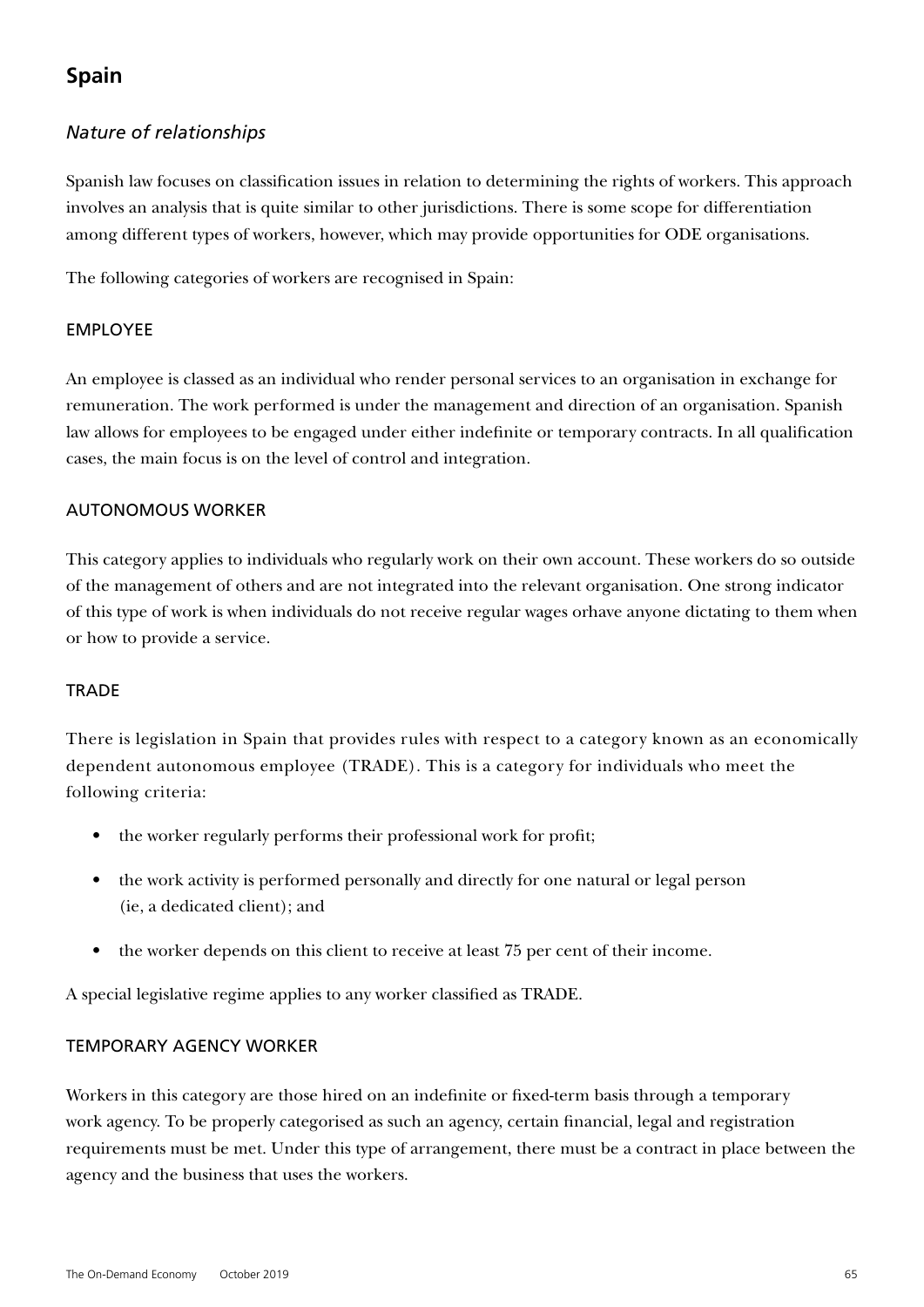## Spain

### *Nature of relationships*

Spanish law focuses on classification issues in relation to determining the rights of workers. This approach involves an analysis that is quite similar to other jurisdictions. There is some scope for differentiation among different types of workers, however, which may provide opportunities for ODE organisations.

The following categories of workers are recognised in Spain:

#### EMPLOYEE

An employee is classed as an individual who render personal services to an organisation in exchange for remuneration. The work performed is under the management and direction of an organisation. Spanish law allows for employees to be engaged under either indefinite or temporary contracts. In all qualification cases, the main focus is on the level of control and integration.

#### AUTONOMOUS WORKER

This category applies to individuals who regularly work on their own account. These workers do so outside of the management of others and are not integrated into the relevant organisation. One strong indicator of this type of work is when individuals do not receive regular wages orhave anyone dictating to them when or how to provide a service.

#### TRADE

There is legislation in Spain that provides rules with respect to a category known as an economically dependent autonomous employee (TRADE). This is a category for individuals who meet the following criteria:

- the worker regularly performs their professional work for profit;
- the work activity is performed personally and directly for one natural or legal person (ie, a dedicated client); and
- the worker depends on this client to receive at least 75 per cent of their income.

A special legislative regime applies to any worker classified as TRADE.

#### TEMPORARY AGENCY WORKER

Workers in this category are those hired on an indefinite or fixed-term basis through a temporary work agency. To be properly categorised as such an agency, certain financial, legal and registration requirements must be met. Under this type of arrangement, there must be a contract in place between the agency and the business that uses the workers.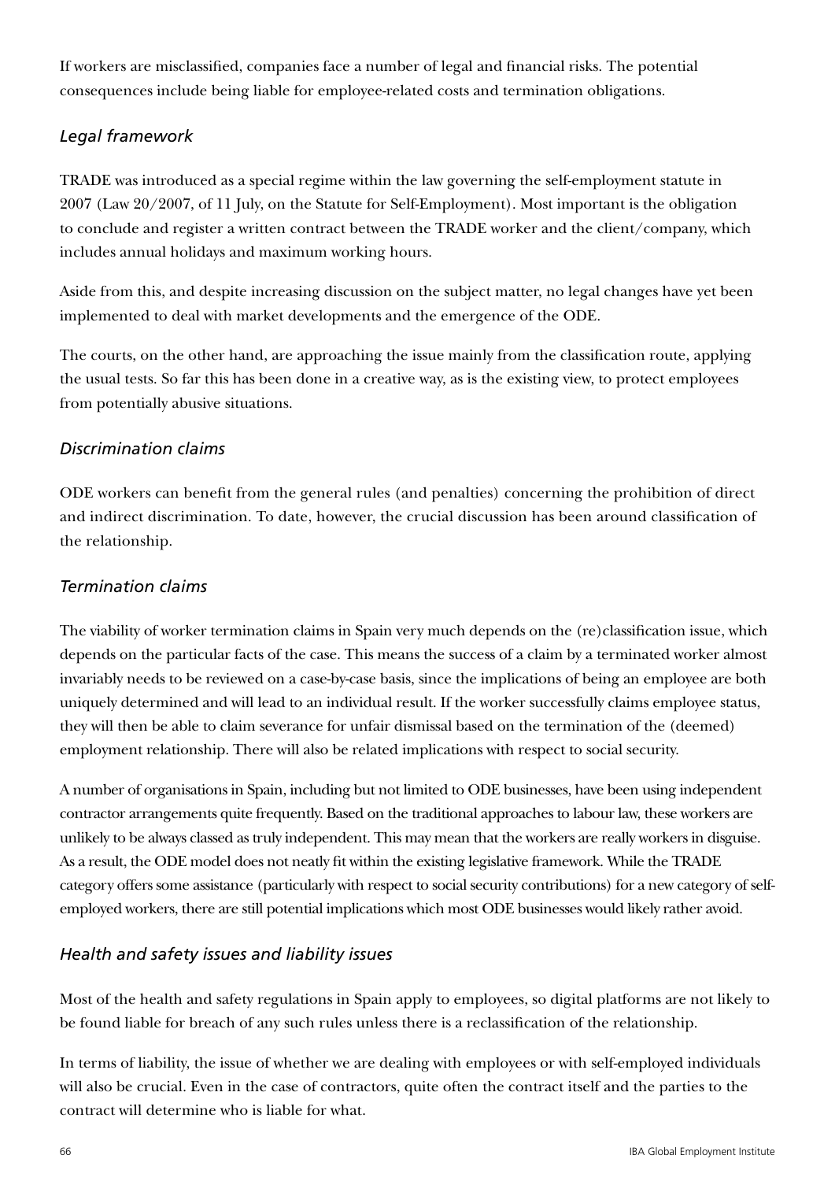If workers are misclassified, companies face a number of legal and financial risks. The potential consequences include being liable for employee-related costs and termination obligations.

### *Legal framework*

TRADE was introduced as a special regime within the law governing the self-employment statute in 2007 (Law 20/2007, of 11 July, on the Statute for Self-Employment). Most important is the obligation to conclude and register a written contract between the TRADE worker and the client/company, which includes annual holidays and maximum working hours.

Aside from this, and despite increasing discussion on the subject matter, no legal changes have yet been implemented to deal with market developments and the emergence of the ODE.

The courts, on the other hand, are approaching the issue mainly from the classification route, applying the usual tests. So far this has been done in a creative way, as is the existing view, to protect employees from potentially abusive situations.

### *Discrimination claims*

ODE workers can benefit from the general rules (and penalties) concerning the prohibition of direct and indirect discrimination. To date, however, the crucial discussion has been around classification of the relationship.

### *Termination claims*

The viability of worker termination claims in Spain very much depends on the (re)classification issue, which depends on the particular facts of the case. This means the success of a claim by a terminated worker almost invariably needs to be reviewed on a case-by-case basis, since the implications of being an employee are both uniquely determined and will lead to an individual result. If the worker successfully claims employee status, they will then be able to claim severance for unfair dismissal based on the termination of the (deemed) employment relationship. There will also be related implications with respect to social security.

A number of organisations in Spain, including but not limited to ODE businesses, have been using independent contractor arrangements quite frequently. Based on the traditional approaches to labour law, these workers are unlikely to be always classed as truly independent. This may mean that the workers are really workers in disguise. As a result, the ODE model does not neatly fit within the existing legislative framework. While the TRADE category offers some assistance (particularly with respect to social security contributions) for a new category of self-employed workers, there are still potential implications which most ODE businesses would likely rather avoid.

### *Health and safety issues and liability issues*

Most of the health and safety regulations in Spain apply to employees, so digital platforms are not likely to be found liable for breach of any such rules unless there is a reclassification of the relationship.

In terms of liability, the issue of whether we are dealing with employees or with self-employed individuals will also be crucial. Even in the case of contractors, quite often the contract itself and the parties to the contract will determine who is liable for what.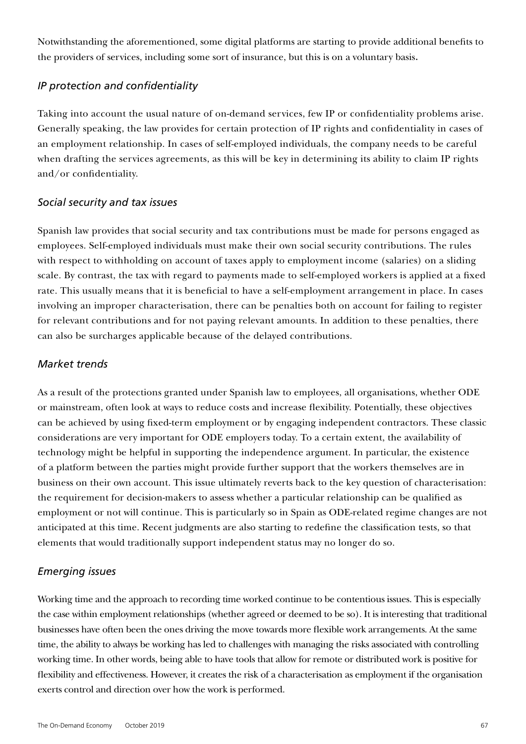Notwithstanding the aforementioned, some digital platforms are starting to provide additional benefits to the providers of services, including some sort of insurance, but this is on a voluntary basis**.**

### *IP protection and confidentiality*

Taking into account the usual nature of on-demand services, few IP or confidentiality problems arise. Generally speaking, the law provides for certain protection of IP rights and confidentiality in cases of an employment relationship. In cases of self-employed individuals, the company needs to be careful when drafting the services agreements, as this will be key in determining its ability to claim IP rights and/or confidentiality.

### *Social security and tax issues*

Spanish law provides that social security and tax contributions must be made for persons engaged as employees. Self-employed individuals must make their own social security contributions. The rules with respect to withholding on account of taxes apply to employment income (salaries) on a sliding scale. By contrast, the tax with regard to payments made to self-employed workers is applied at a fixed rate. This usually means that it is beneficial to have a self-employment arrangement in place. In cases involving an improper characterisation, there can be penalties both on account for failing to register for relevant contributions and for not paying relevant amounts. In addition to these penalties, there can also be surcharges applicable because of the delayed contributions.

### *Market trends*

As a result of the protections granted under Spanish law to employees, all organisations, whether ODE or mainstream, often look at ways to reduce costs and increase flexibility. Potentially, these objectives can be achieved by using fixed-term employment or by engaging independent contractors. These classic considerations are very important for ODE employers today. To a certain extent, the availability of technology might be helpful in supporting the independence argument. In particular, the existence of a platform between the parties might provide further support that the workers themselves are in business on their own account. This issue ultimately reverts back to the key question of characterisation: the requirement for decision-makers to assess whether a particular relationship can be qualified as employment or not will continue. This is particularly so in Spain as ODE-related regime changes are not anticipated at this time. Recent judgments are also starting to redefine the classification tests, so that elements that would traditionally support independent status may no longer do so.

### *Emerging issues*

Working time and the approach to recording time worked continue to be contentious issues. This is especially the case within employment relationships (whether agreed or deemed to be so). It is interesting that traditional businesses have often been the ones driving the move towards more flexible work arrangements. At the same time, the ability to always be working has led to challenges with managing the risks associated with controlling working time. In other words, being able to have tools that allow for remote or distributed work is positive for flexibility and effectiveness. However, it creates the risk of a characterisation as employment if the organisation exerts control and direction over how the work is performed.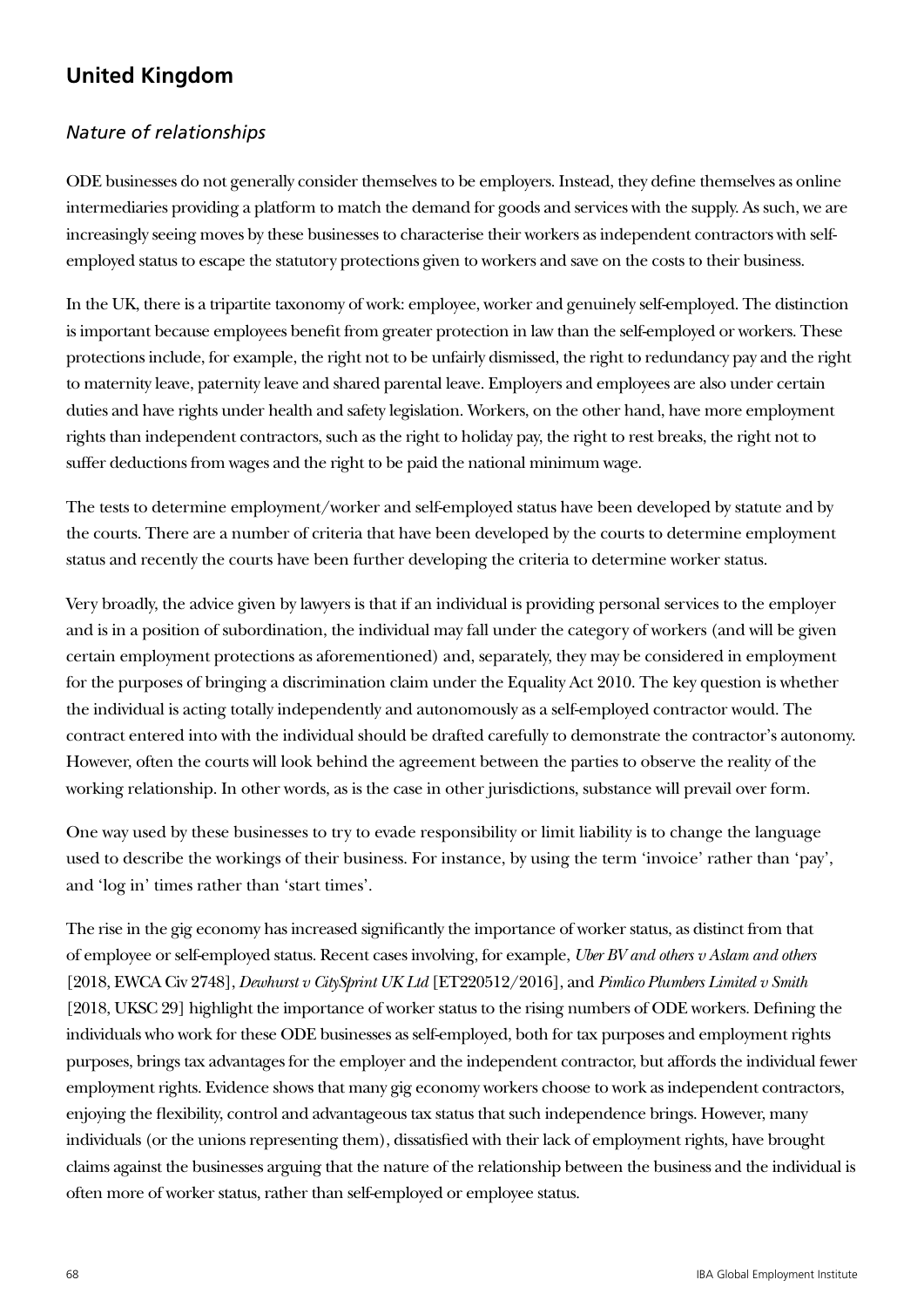## United Kingdom

### *Nature of relationships*

ODE businesses do not generally consider themselves to be employers. Instead, they define themselves as online intermediaries providing a platform to match the demand for goods and services with the supply. As such, we are increasingly seeing moves by these businesses to characterise their workers as independent contractors with self-employed status to escape the statutory protections given to workers and save on the costs to their business.

In the UK, there is a tripartite taxonomy of work: employee, worker and genuinely self-employed. The distinction is important because employees benefit from greater protection in law than the self-employed or workers. These protections include, for example, the right not to be unfairly dismissed, the right to redundancy pay and the right to maternity leave, paternity leave and shared parental leave. Employers and employees are also under certain duties and have rights under health and safety legislation. Workers, on the other hand, have more employment rights than independent contractors, such as the right to holiday pay, the right to rest breaks, the right not to suffer deductions from wages and the right to be paid the national minimum wage.

The tests to determine employment/worker and self-employed status have been developed by statute and by the courts. There are a number of criteria that have been developed by the courts to determine employment status and recently the courts have been further developing the criteria to determine worker status.

Very broadly, the advice given by lawyers is that if an individual is providing personal services to the employer and is in a position of subordination, the individual may fall under the category of workers (and will be given certain employment protections as aforementioned) and, separately, they may be considered in employment for the purposes of bringing a discrimination claim under the Equality Act 2010. The key question is whether the individual is acting totally independently and autonomously as a self-employed contractor would. The contract entered into with the individual should be drafted carefully to demonstrate the contractor's autonomy. However, often the courts will look behind the agreement between the parties to observe the reality of the working relationship. In other words, as is the case in other jurisdictions, substance will prevail over form.

One way used by these businesses to try to evade responsibility or limit liability is to change the language used to describe the workings of their business. For instance, by using the term 'invoice' rather than 'pay', and 'log in' times rather than 'start times'.

The rise in the gig economy has increased significantly the importance of worker status, as distinct from that of employee or self-employed status. Recent cases involving, for example, *Uber BV and others v Aslam and others* [2018, EWCA Civ 2748], *Dewhurst v CitySprint UK Ltd* [ET220512/2016], and *Pimlico Plumbers Limited v Smith* [2018, UKSC 29] highlight the importance of worker status to the rising numbers of ODE workers. Defining the individuals who work for these ODE businesses as self-employed, both for tax purposes and employment rights purposes, brings tax advantages for the employer and the independent contractor, but affords the individual fewer employment rights. Evidence shows that many gig economy workers choose to work as independent contractors, enjoying the flexibility, control and advantageous tax status that such independence brings. However, many individuals (or the unions representing them), dissatisfied with their lack of employment rights, have brought claims against the businesses arguing that the nature of the relationship between the business and the individual is often more of worker status, rather than self-employed or employee status.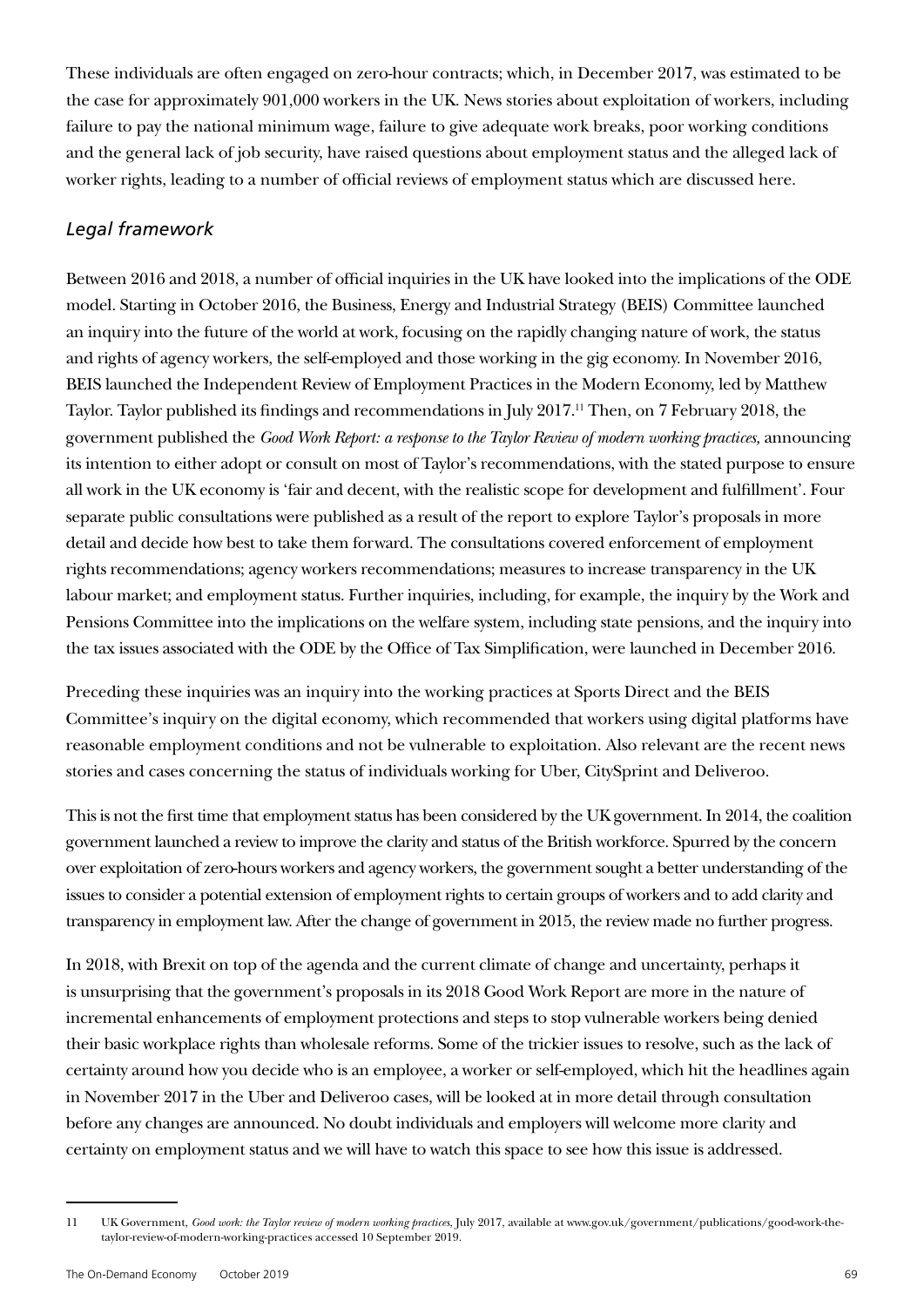These individuals are often engaged on zero-hour contracts; which, in December 2017, was estimated to be the case for approximately 901,000 workers in the UK. News stories about exploitation of workers, including failure to pay the national minimum wage, failure to give adequate work breaks, poor working conditions and the general lack of job security, have raised questions about employment status and the alleged lack of worker rights, leading to a number of official reviews of employment status which are discussed here.

### *Legal framework*

Between 2016 and 2018, a number of official inquiries in the UK have looked into the implications of the ODE model. Starting in October 2016, the Business, Energy and Industrial Strategy (BEIS) Committee launched an inquiry into the future of the world at work, focusing on the rapidly changing nature of work, the status and rights of agency workers, the self-employed and those working in the gig economy. In November 2016, BEIS launched the Independent Review of Employment Practices in the Modern Economy, led by Matthew Taylor. Taylor published its findings and recommendations in July 2017.[11] Then, on 7 February 2018, the government published the *Good Work Report: a response to the Taylor Review of modern working practices,* announcing its intention to either adopt or consult on most of Taylor's recommendations, with the stated purpose to ensure all work in the UK economy is 'fair and decent, with the realistic scope for development and fulfillment'. Four separate public consultations were published as a result of the report to explore Taylor's proposals in more detail and decide how best to take them forward. The consultations covered enforcement of employment rights recommendations; agency workers recommendations; measures to increase transparency in the UK labour market; and employment status. Further inquiries, including, for example, the inquiry by the Work and Pensions Committee into the implications on the welfare system, including state pensions, and the inquiry into the tax issues associated with the ODE by the Office of Tax Simplification, were launched in December 2016.

Preceding these inquiries was an inquiry into the working practices at Sports Direct and the BEIS Committee's inquiry on the digital economy, which recommended that workers using digital platforms have reasonable employment conditions and not be vulnerable to exploitation. Also relevant are the recent news stories and cases concerning the status of individuals working for Uber, CitySprint and Deliveroo.

This is not the first time that employment status has been considered by the UK government. In 2014, the coalition government launched a review to improve the clarity and status of the British workforce. Spurred by the concern over exploitation of zero-hours workers and agency workers, the government sought a better understanding of the issues to consider a potential extension of employment rights to certain groups of workers and to add clarity and transparency in employment law. After the change of government in 2015, the review made no further progress.

In 2018, with Brexit on top of the agenda and the current climate of change and uncertainty, perhaps it is unsurprising that the government's proposals in its 2018 Good Work Report are more in the nature of incremental enhancements of employment protections and steps to stop vulnerable workers being denied their basic workplace rights than wholesale reforms. Some of the trickier issues to resolve, such as the lack of certainty around how you decide who is an employee, a worker or self-employed, which hit the headlines again in November 2017 in the Uber and Deliveroo cases, will be looked at in more detail through consultation before any changes are announced. No doubt individuals and employers will welcome more clarity and certainty on employment status and we will have to watch this space to see how this issue is addressed.

---

11 UK Government, *Good work: the Taylor review of modern working practices*, July 2017, available at www.gov.uk/government/publications/good-work-the-taylor-review-of-modern-working-practices accessed 10 September 2019.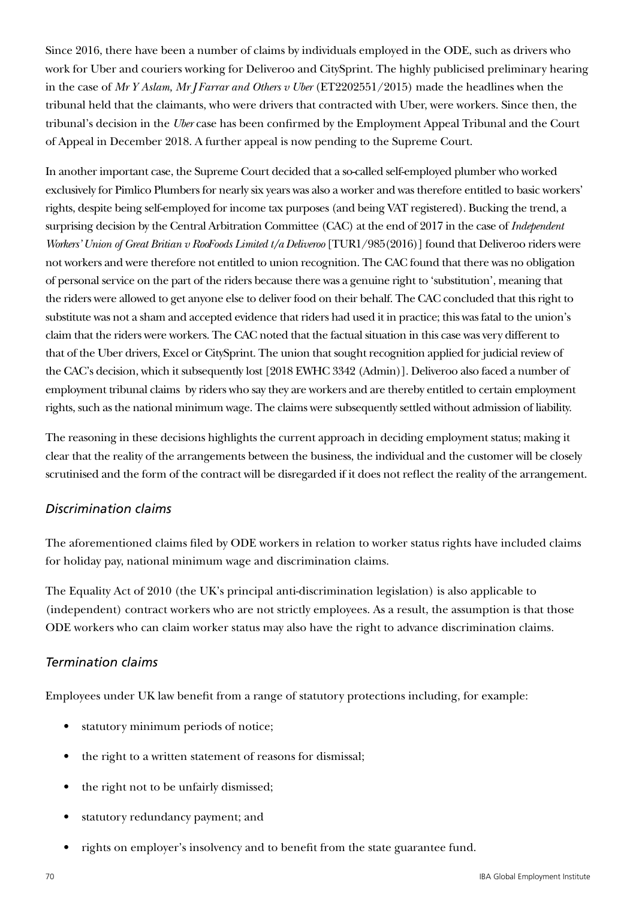Since 2016, there have been a number of claims by individuals employed in the ODE, such as drivers who work for Uber and couriers working for Deliveroo and CitySprint. The highly publicised preliminary hearing in the case of *Mr Y Aslam, Mr J Farrar and Others v Uber* (ET2202551/2015) made the headlines when the tribunal held that the claimants, who were drivers that contracted with Uber, were workers. Since then, the tribunal's decision in the *Uber* case has been confirmed by the Employment Appeal Tribunal and the Court of Appeal in December 2018. A further appeal is now pending to the Supreme Court.

In another important case, the Supreme Court decided that a so-called self-employed plumber who worked exclusively for Pimlico Plumbers for nearly six years was also a worker and was therefore entitled to basic workers' rights, despite being self-employed for income tax purposes (and being VAT registered). Bucking the trend, a surprising decision by the Central Arbitration Committee (CAC) at the end of 2017 in the case of *Independent Workers' Union of Great Britian v RooFoods Limited t/a Deliveroo* [TUR1/985(2016)] found that Deliveroo riders were not workers and were therefore not entitled to union recognition. The CAC found that there was no obligation of personal service on the part of the riders because there was a genuine right to 'substitution', meaning that the riders were allowed to get anyone else to deliver food on their behalf. The CAC concluded that this right to substitute was not a sham and accepted evidence that riders had used it in practice; this was fatal to the union's claim that the riders were workers. The CAC noted that the factual situation in this case was very different to that of the Uber drivers, Excel or CitySprint. The union that sought recognition applied for judicial review of the CAC's decision, which it subsequently lost [2018 EWHC 3342 (Admin)]. Deliveroo also faced a number of employment tribunal claims by riders who say they are workers and are thereby entitled to certain employment rights, such as the national minimum wage. The claims were subsequently settled without admission of liability.

The reasoning in these decisions highlights the current approach in deciding employment status; making it clear that the reality of the arrangements between the business, the individual and the customer will be closely scrutinised and the form of the contract will be disregarded if it does not reflect the reality of the arrangement.

### *Discrimination claims*

The aforementioned claims filed by ODE workers in relation to worker status rights have included claims for holiday pay, national minimum wage and discrimination claims.

The Equality Act of 2010 (the UK's principal anti-discrimination legislation) is also applicable to (independent) contract workers who are not strictly employees. As a result, the assumption is that those ODE workers who can claim worker status may also have the right to advance discrimination claims.

### *Termination claims*

Employees under UK law benefit from a range of statutory protections including, for example:

- statutory minimum periods of notice;
- the right to a written statement of reasons for dismissal;
- the right not to be unfairly dismissed;
- statutory redundancy payment; and
- rights on employer's insolvency and to benefit from the state guarantee fund.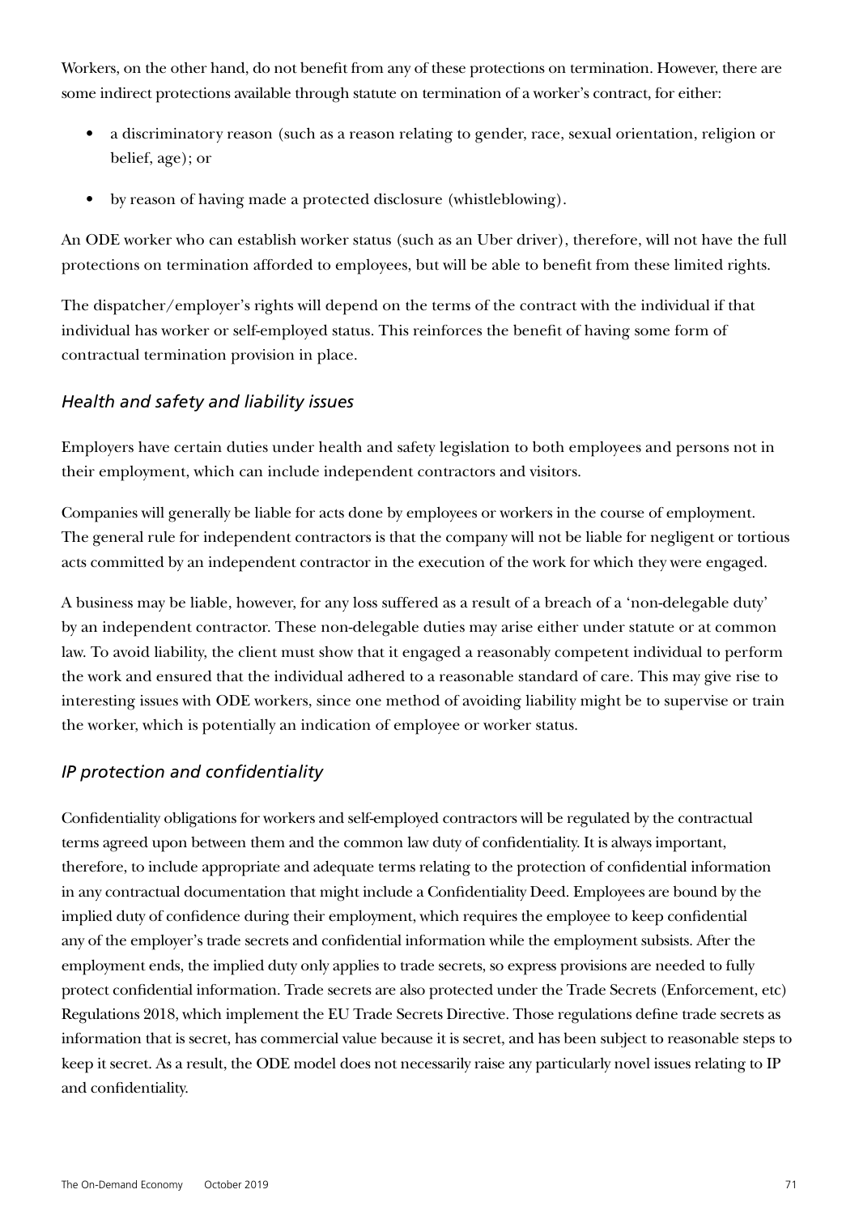Workers, on the other hand, do not benefit from any of these protections on termination. However, there are some indirect protections available through statute on termination of a worker's contract, for either:

- a discriminatory reason (such as a reason relating to gender, race, sexual orientation, religion or belief, age); or
- by reason of having made a protected disclosure (whistleblowing).

An ODE worker who can establish worker status (such as an Uber driver), therefore, will not have the full protections on termination afforded to employees, but will be able to benefit from these limited rights.

The dispatcher/employer's rights will depend on the terms of the contract with the individual if that individual has worker or self-employed status. This reinforces the benefit of having some form of contractual termination provision in place.

### *Health and safety and liability issues*

Employers have certain duties under health and safety legislation to both employees and persons not in their employment, which can include independent contractors and visitors.

Companies will generally be liable for acts done by employees or workers in the course of employment. The general rule for independent contractors is that the company will not be liable for negligent or tortious acts committed by an independent contractor in the execution of the work for which they were engaged.

A business may be liable, however, for any loss suffered as a result of a breach of a 'non-delegable duty' by an independent contractor. These non-delegable duties may arise either under statute or at common law. To avoid liability, the client must show that it engaged a reasonably competent individual to perform the work and ensured that the individual adhered to a reasonable standard of care. This may give rise to interesting issues with ODE workers, since one method of avoiding liability might be to supervise or train the worker, which is potentially an indication of employee or worker status.

### *IP protection and confidentiality*

Confidentiality obligations for workers and self-employed contractors will be regulated by the contractual terms agreed upon between them and the common law duty of confidentiality. It is always important, therefore, to include appropriate and adequate terms relating to the protection of confidential information in any contractual documentation that might include a Confidentiality Deed. Employees are bound by the implied duty of confidence during their employment, which requires the employee to keep confidential any of the employer's trade secrets and confidential information while the employment subsists. After the employment ends, the implied duty only applies to trade secrets, so express provisions are needed to fully protect confidential information. Trade secrets are also protected under the Trade Secrets (Enforcement, etc) Regulations 2018, which implement the EU Trade Secrets Directive. Those regulations define trade secrets as information that is secret, has commercial value because it is secret, and has been subject to reasonable steps to keep it secret. As a result, the ODE model does not necessarily raise any particularly novel issues relating to IP and confidentiality.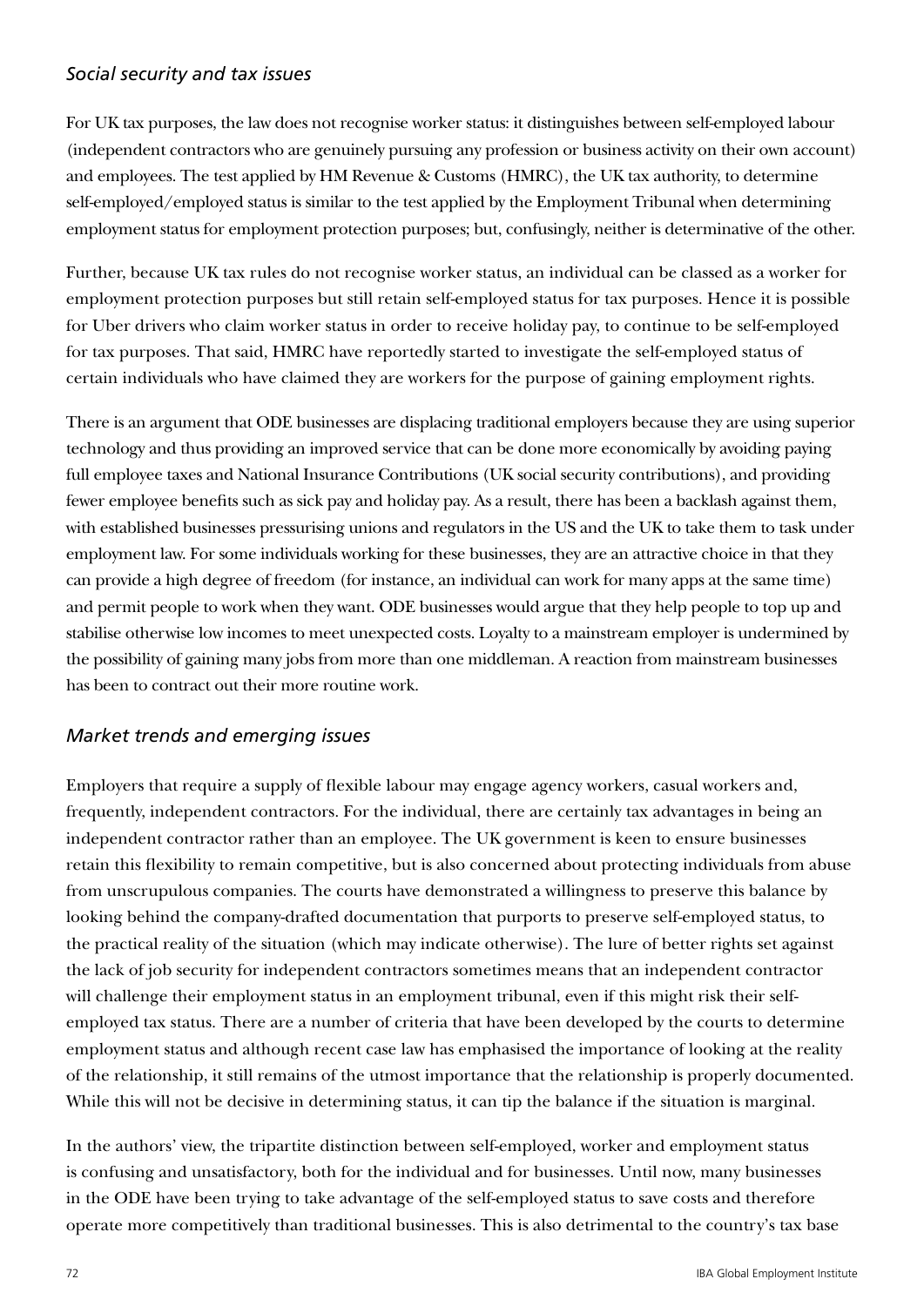### *Social security and tax issues*

For UK tax purposes, the law does not recognise worker status: it distinguishes between self-employed labour (independent contractors who are genuinely pursuing any profession or business activity on their own account) and employees. The test applied by HM Revenue & Customs (HMRC), the UK tax authority, to determine self-employed/employed status is similar to the test applied by the Employment Tribunal when determining employment status for employment protection purposes; but, confusingly, neither is determinative of the other.

Further, because UK tax rules do not recognise worker status, an individual can be classed as a worker for employment protection purposes but still retain self-employed status for tax purposes. Hence it is possible for Uber drivers who claim worker status in order to receive holiday pay, to continue to be self-employed for tax purposes. That said, HMRC have reportedly started to investigate the self-employed status of certain individuals who have claimed they are workers for the purpose of gaining employment rights.

There is an argument that ODE businesses are displacing traditional employers because they are using superior technology and thus providing an improved service that can be done more economically by avoiding paying full employee taxes and National Insurance Contributions (UK social security contributions), and providing fewer employee benefits such as sick pay and holiday pay. As a result, there has been a backlash against them, with established businesses pressurising unions and regulators in the US and the UK to take them to task under employment law. For some individuals working for these businesses, they are an attractive choice in that they can provide a high degree of freedom (for instance, an individual can work for many apps at the same time) and permit people to work when they want. ODE businesses would argue that they help people to top up and stabilise otherwise low incomes to meet unexpected costs. Loyalty to a mainstream employer is undermined by the possibility of gaining many jobs from more than one middleman. A reaction from mainstream businesses has been to contract out their more routine work.

### *Market trends and emerging issues*

Employers that require a supply of flexible labour may engage agency workers, casual workers and, frequently, independent contractors. For the individual, there are certainly tax advantages in being an independent contractor rather than an employee. The UK government is keen to ensure businesses retain this flexibility to remain competitive, but is also concerned about protecting individuals from abuse from unscrupulous companies. The courts have demonstrated a willingness to preserve this balance by looking behind the company-drafted documentation that purports to preserve self-employed status, to the practical reality of the situation (which may indicate otherwise). The lure of better rights set against the lack of job security for independent contractors sometimes means that an independent contractor will challenge their employment status in an employment tribunal, even if this might risk their self-employed tax status. There are a number of criteria that have been developed by the courts to determine employment status and although recent case law has emphasised the importance of looking at the reality of the relationship, it still remains of the utmost importance that the relationship is properly documented. While this will not be decisive in determining status, it can tip the balance if the situation is marginal.

In the authors' view, the tripartite distinction between self-employed, worker and employment status is confusing and unsatisfactory, both for the individual and for businesses. Until now, many businesses in the ODE have been trying to take advantage of the self-employed status to save costs and therefore operate more competitively than traditional businesses. This is also detrimental to the country's tax base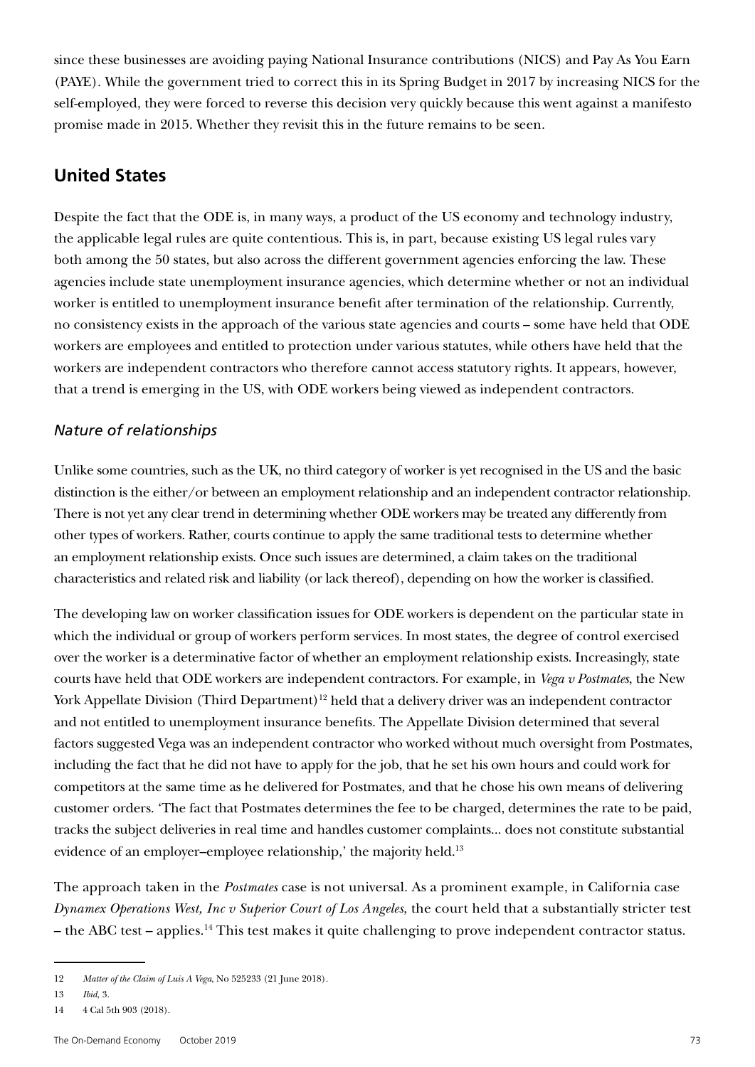since these businesses are avoiding paying National Insurance contributions (NICS) and Pay As You Earn (PAYE). While the government tried to correct this in its Spring Budget in 2017 by increasing NICS for the self-employed, they were forced to reverse this decision very quickly because this went against a manifesto promise made in 2015. Whether they revisit this in the future remains to be seen.

## United States

Despite the fact that the ODE is, in many ways, a product of the US economy and technology industry, the applicable legal rules are quite contentious. This is, in part, because existing US legal rules vary both among the 50 states, but also across the different government agencies enforcing the law. These agencies include state unemployment insurance agencies, which determine whether or not an individual worker is entitled to unemployment insurance benefit after termination of the relationship. Currently, no consistency exists in the approach of the various state agencies and courts – some have held that ODE workers are employees and entitled to protection under various statutes, while others have held that the workers are independent contractors who therefore cannot access statutory rights. It appears, however, that a trend is emerging in the US, with ODE workers being viewed as independent contractors.

### *Nature of relationships*

Unlike some countries, such as the UK, no third category of worker is yet recognised in the US and the basic distinction is the either/or between an employment relationship and an independent contractor relationship. There is not yet any clear trend in determining whether ODE workers may be treated any differently from other types of workers. Rather, courts continue to apply the same traditional tests to determine whether an employment relationship exists. Once such issues are determined, a claim takes on the traditional characteristics and related risk and liability (or lack thereof), depending on how the worker is classified.

The developing law on worker classification issues for ODE workers is dependent on the particular state in which the individual or group of workers perform services. In most states, the degree of control exercised over the worker is a determinative factor of whether an employment relationship exists. Increasingly, state courts have held that ODE workers are independent contractors. For example, in *Vega v Postmates*, the New York Appellate Division (Third Department)[12] held that a delivery driver was an independent contractor and not entitled to unemployment insurance benefits. The Appellate Division determined that several factors suggested Vega was an independent contractor who worked without much oversight from Postmates, including the fact that he did not have to apply for the job, that he set his own hours and could work for competitors at the same time as he delivered for Postmates, and that he chose his own means of delivering customer orders. 'The fact that Postmates determines the fee to be charged, determines the rate to be paid, tracks the subject deliveries in real time and handles customer complaints... does not constitute substantial evidence of an employer–employee relationship,' the majority held.[13]

The approach taken in the *Postmates* case is not universal. As a prominent example, in California case *Dynamex Operations West, Inc v Superior Court of Los Angeles*, the court held that a substantially stricter test – the ABC test – applies.[14] This test makes it quite challenging to prove independent contractor status.

---

12 *Matter of the Claim of Luis A Vega*, No 525233 (21 June 2018).

13 *Ibid*, 3.

14 4 Cal 5th 903 (2018).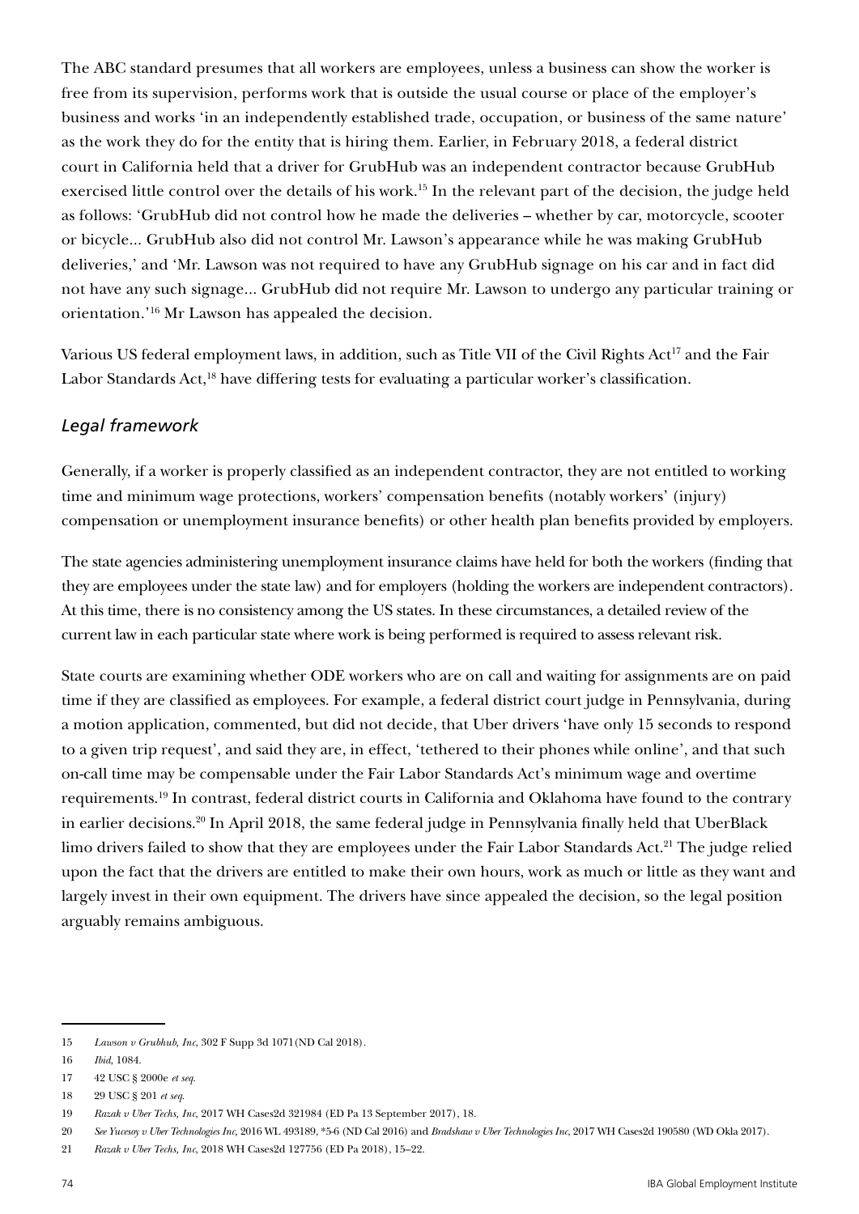The ABC standard presumes that all workers are employees, unless a business can show the worker is free from its supervision, performs work that is outside the usual course or place of the employer's business and works 'in an independently established trade, occupation, or business of the same nature' as the work they do for the entity that is hiring them. Earlier, in February 2018, a federal district court in California held that a driver for GrubHub was an independent contractor because GrubHub exercised little control over the details of his work.[15] In the relevant part of the decision, the judge held as follows: 'GrubHub did not control how he made the deliveries – whether by car, motorcycle, scooter or bicycle... GrubHub also did not control Mr. Lawson's appearance while he was making GrubHub deliveries,' and 'Mr. Lawson was not required to have any GrubHub signage on his car and in fact did not have any such signage... GrubHub did not require Mr. Lawson to undergo any particular training or orientation.'[16] Mr Lawson has appealed the decision.

Various US federal employment laws, in addition, such as Title VII of the Civil Rights Act[17] and the Fair Labor Standards Act,[18] have differing tests for evaluating a particular worker's classification.

### *Legal framework*

Generally, if a worker is properly classified as an independent contractor, they are not entitled to working time and minimum wage protections, workers' compensation benefits (notably workers' (injury) compensation or unemployment insurance benefits) or other health plan benefits provided by employers.

The state agencies administering unemployment insurance claims have held for both the workers (finding that they are employees under the state law) and for employers (holding the workers are independent contractors). At this time, there is no consistency among the US states. In these circumstances, a detailed review of the current law in each particular state where work is being performed is required to assess relevant risk.

State courts are examining whether ODE workers who are on call and waiting for assignments are on paid time if they are classified as employees. For example, a federal district court judge in Pennsylvania, during a motion application, commented, but did not decide, that Uber drivers 'have only 15 seconds to respond to a given trip request', and said they are, in effect, 'tethered to their phones while online', and that such on-call time may be compensable under the Fair Labor Standards Act's minimum wage and overtime requirements.[19] In contrast, federal district courts in California and Oklahoma have found to the contrary in earlier decisions.[20] In April 2018, the same federal judge in Pennsylvania finally held that UberBlack limo drivers failed to show that they are employees under the Fair Labor Standards Act.[21] The judge relied upon the fact that the drivers are entitled to make their own hours, work as much or little as they want and largely invest in their own equipment. The drivers have since appealed the decision, so the legal position arguably remains ambiguous.

---

15 *Lawson v Grubhub, Inc*, 302 F Supp 3d 1071(ND Cal 2018).

16 *Ibid*, 1084.

17 42 USC § 2000e *et seq.*

18 29 USC § 201 *et seq.*

19 *Razak v Uber Techs, Inc*, 2017 WH Cases2d 321984 (ED Pa 13 September 2017), 18.

20 *See Yucesoy v Uber Technologies Inc*, 2016 WL 493189, \*5-6 (ND Cal 2016) and *Bradshaw v Uber Technologies Inc*, 2017 WH Cases2d 190580 (WD Okla 2017).

21 *Razak v Uber Techs, Inc*, 2018 WH Cases2d 127756 (ED Pa 2018), 15–22.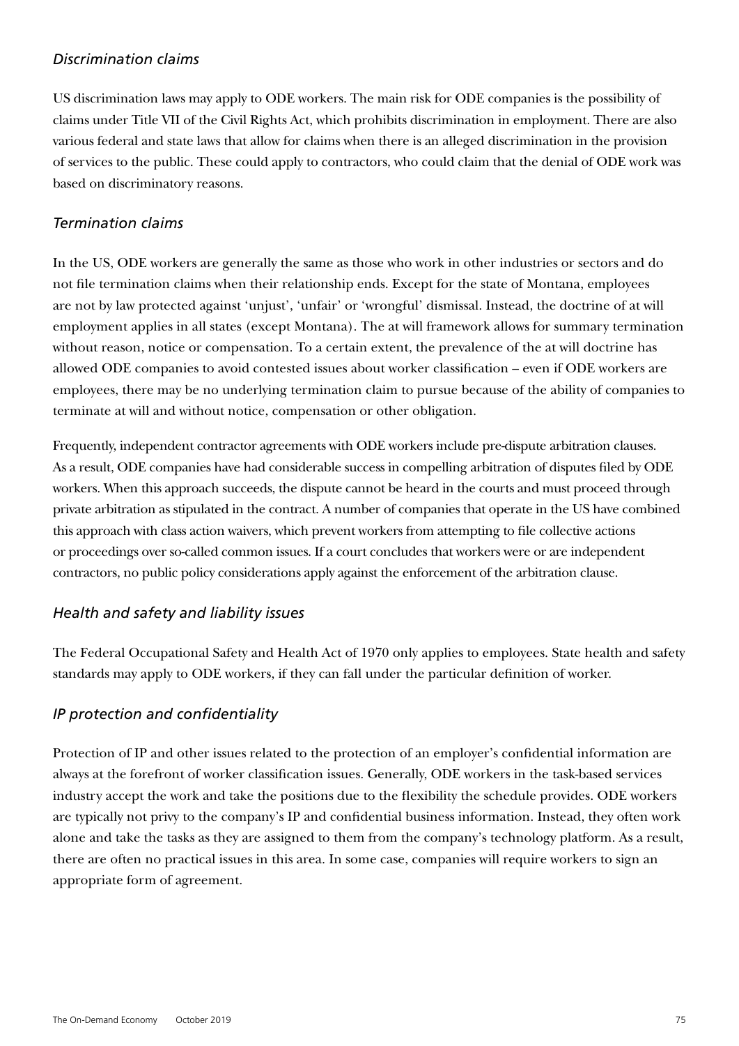### *Discrimination claims*

US discrimination laws may apply to ODE workers. The main risk for ODE companies is the possibility of claims under Title VII of the Civil Rights Act, which prohibits discrimination in employment. There are also various federal and state laws that allow for claims when there is an alleged discrimination in the provision of services to the public. These could apply to contractors, who could claim that the denial of ODE work was based on discriminatory reasons.

### *Termination claims*

In the US, ODE workers are generally the same as those who work in other industries or sectors and do not file termination claims when their relationship ends. Except for the state of Montana, employees are not by law protected against 'unjust', 'unfair' or 'wrongful' dismissal. Instead, the doctrine of at will employment applies in all states (except Montana). The at will framework allows for summary termination without reason, notice or compensation. To a certain extent, the prevalence of the at will doctrine has allowed ODE companies to avoid contested issues about worker classification – even if ODE workers are employees, there may be no underlying termination claim to pursue because of the ability of companies to terminate at will and without notice, compensation or other obligation.

Frequently, independent contractor agreements with ODE workers include pre-dispute arbitration clauses. As a result, ODE companies have had considerable success in compelling arbitration of disputes filed by ODE workers. When this approach succeeds, the dispute cannot be heard in the courts and must proceed through private arbitration as stipulated in the contract. A number of companies that operate in the US have combined this approach with class action waivers, which prevent workers from attempting to file collective actions or proceedings over so-called common issues. If a court concludes that workers were or are independent contractors, no public policy considerations apply against the enforcement of the arbitration clause.

### *Health and safety and liability issues*

The Federal Occupational Safety and Health Act of 1970 only applies to employees. State health and safety standards may apply to ODE workers, if they can fall under the particular definition of worker.

### *IP protection and confidentiality*

Protection of IP and other issues related to the protection of an employer's confidential information are always at the forefront of worker classification issues. Generally, ODE workers in the task-based services industry accept the work and take the positions due to the flexibility the schedule provides. ODE workers are typically not privy to the company's IP and confidential business information. Instead, they often work alone and take the tasks as they are assigned to them from the company's technology platform. As a result, there are often no practical issues in this area. In some case, companies will require workers to sign an appropriate form of agreement.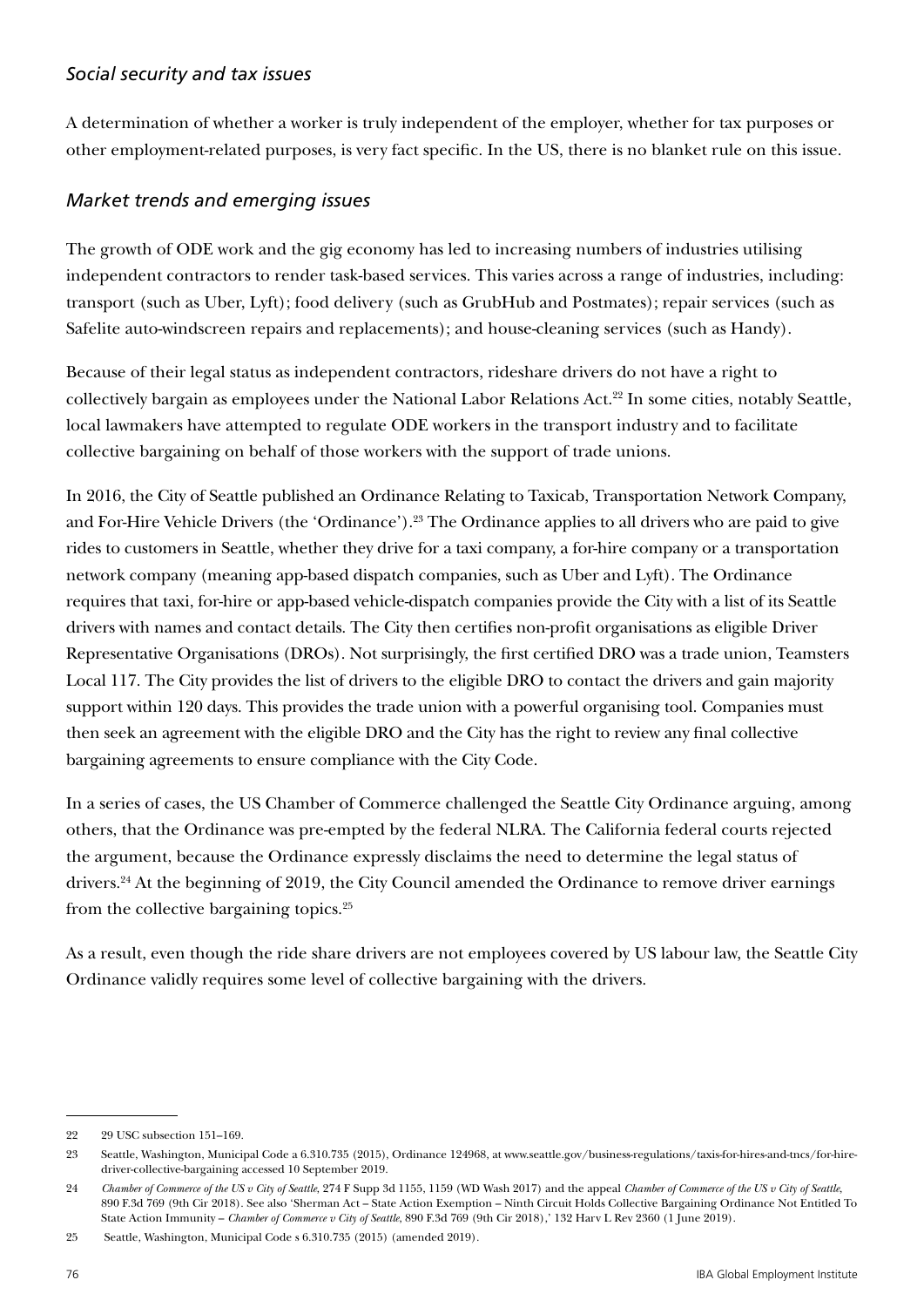### *Social security and tax issues*

A determination of whether a worker is truly independent of the employer, whether for tax purposes or other employment-related purposes, is very fact specific. In the US, there is no blanket rule on this issue.

### *Market trends and emerging issues*

The growth of ODE work and the gig economy has led to increasing numbers of industries utilising independent contractors to render task-based services. This varies across a range of industries, including: transport (such as Uber, Lyft); food delivery (such as GrubHub and Postmates); repair services (such as Safelite auto-windscreen repairs and replacements); and house-cleaning services (such as Handy).

Because of their legal status as independent contractors, rideshare drivers do not have a right to collectively bargain as employees under the National Labor Relations Act.[22] In some cities, notably Seattle, local lawmakers have attempted to regulate ODE workers in the transport industry and to facilitate collective bargaining on behalf of those workers with the support of trade unions.

In 2016, the City of Seattle published an Ordinance Relating to Taxicab, Transportation Network Company, and For-Hire Vehicle Drivers (the 'Ordinance').[23] The Ordinance applies to all drivers who are paid to give rides to customers in Seattle, whether they drive for a taxi company, a for-hire company or a transportation network company (meaning app-based dispatch companies, such as Uber and Lyft). The Ordinance requires that taxi, for-hire or app-based vehicle-dispatch companies provide the City with a list of its Seattle drivers with names and contact details. The City then certifies non-profit organisations as eligible Driver Representative Organisations (DROs). Not surprisingly, the first certified DRO was a trade union, Teamsters Local 117. The City provides the list of drivers to the eligible DRO to contact the drivers and gain majority support within 120 days. This provides the trade union with a powerful organising tool. Companies must then seek an agreement with the eligible DRO and the City has the right to review any final collective bargaining agreements to ensure compliance with the City Code.

In a series of cases, the US Chamber of Commerce challenged the Seattle City Ordinance arguing, among others, that the Ordinance was pre-empted by the federal NLRA. The California federal courts rejected the argument, because the Ordinance expressly disclaims the need to determine the legal status of drivers.[24] At the beginning of 2019, the City Council amended the Ordinance to remove driver earnings from the collective bargaining topics.[25]

As a result, even though the ride share drivers are not employees covered by US labour law, the Seattle City Ordinance validly requires some level of collective bargaining with the drivers.

---

22 29 USC subsection 151–169.

23 Seattle, Washington, Municipal Code a 6.310.735 (2015), Ordinance 124968, at www.seattle.gov/business-regulations/taxis-for-hires-and-tncs/for-hire-driver-collective-bargaining accessed 10 September 2019.

24 *Chamber of Commerce of the US v City of Seattle*, 274 F Supp 3d 1155, 1159 (WD Wash 2017) and the appeal *Chamber of Commerce of the US v City of Seattle*, 890 F.3d 769 (9th Cir 2018). See also 'Sherman Act – State Action Exemption – Ninth Circuit Holds Collective Bargaining Ordinance Not Entitled To State Action Immunity – *Chamber of Commerce v City of Seattle*, 890 F.3d 769 (9th Cir 2018),' 132 Harv L Rev 2360 (1 June 2019).

25 Seattle, Washington, Municipal Code s 6.310.735 (2015) (amended 2019).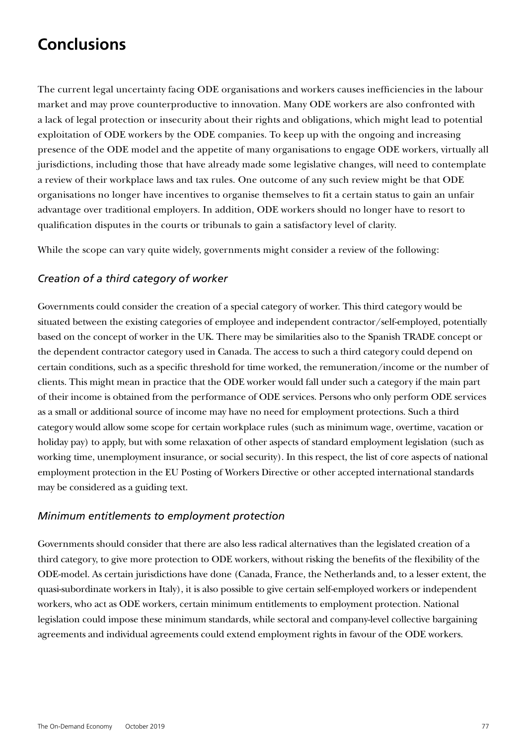# Conclusions

The current legal uncertainty facing ODE organisations and workers causes inefficiencies in the labour market and may prove counterproductive to innovation. Many ODE workers are also confronted with a lack of legal protection or insecurity about their rights and obligations, which might lead to potential exploitation of ODE workers by the ODE companies. To keep up with the ongoing and increasing presence of the ODE model and the appetite of many organisations to engage ODE workers, virtually all jurisdictions, including those that have already made some legislative changes, will need to contemplate a review of their workplace laws and tax rules. One outcome of any such review might be that ODE organisations no longer have incentives to organise themselves to fit a certain status to gain an unfair advantage over traditional employers. In addition, ODE workers should no longer have to resort to qualification disputes in the courts or tribunals to gain a satisfactory level of clarity.

While the scope can vary quite widely, governments might consider a review of the following:

### *Creation of a third category of worker*

Governments could consider the creation of a special category of worker. This third category would be situated between the existing categories of employee and independent contractor/self-employed, potentially based on the concept of worker in the UK. There may be similarities also to the Spanish TRADE concept or the dependent contractor category used in Canada. The access to such a third category could depend on certain conditions, such as a specific threshold for time worked, the remuneration/income or the number of clients. This might mean in practice that the ODE worker would fall under such a category if the main part of their income is obtained from the performance of ODE services. Persons who only perform ODE services as a small or additional source of income may have no need for employment protections. Such a third category would allow some scope for certain workplace rules (such as minimum wage, overtime, vacation or holiday pay) to apply, but with some relaxation of other aspects of standard employment legislation (such as working time, unemployment insurance, or social security). In this respect, the list of core aspects of national employment protection in the EU Posting of Workers Directive or other accepted international standards may be considered as a guiding text.

### *Minimum entitlements to employment protection*

Governments should consider that there are also less radical alternatives than the legislated creation of a third category, to give more protection to ODE workers, without risking the benefits of the flexibility of the ODE-model. As certain jurisdictions have done (Canada, France, the Netherlands and, to a lesser extent, the quasi-subordinate workers in Italy), it is also possible to give certain self-employed workers or independent workers, who act as ODE workers, certain minimum entitlements to employment protection. National legislation could impose these minimum standards, while sectoral and company-level collective bargaining agreements and individual agreements could extend employment rights in favour of the ODE workers.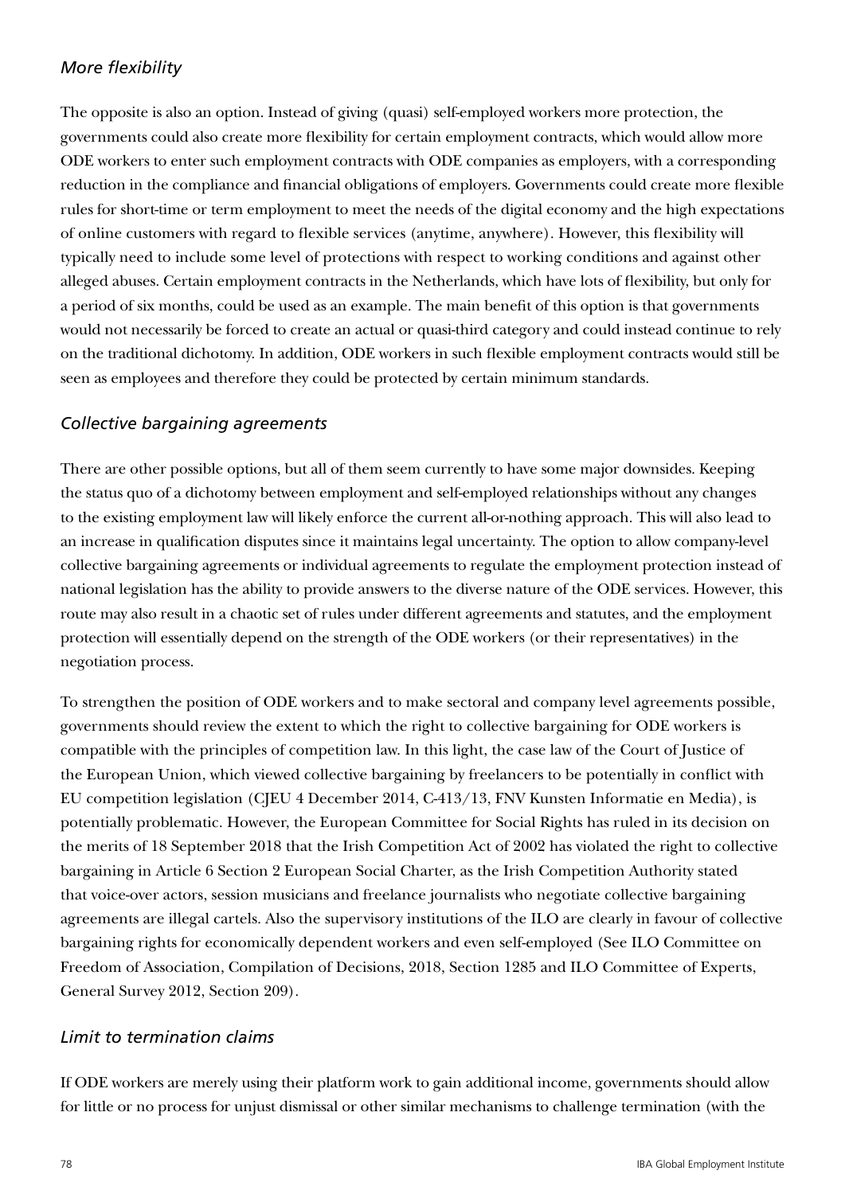### *More flexibility*

The opposite is also an option. Instead of giving (quasi) self-employed workers more protection, the governments could also create more flexibility for certain employment contracts, which would allow more ODE workers to enter such employment contracts with ODE companies as employers, with a corresponding reduction in the compliance and financial obligations of employers. Governments could create more flexible rules for short-time or term employment to meet the needs of the digital economy and the high expectations of online customers with regard to flexible services (anytime, anywhere). However, this flexibility will typically need to include some level of protections with respect to working conditions and against other alleged abuses. Certain employment contracts in the Netherlands, which have lots of flexibility, but only for a period of six months, could be used as an example. The main benefit of this option is that governments would not necessarily be forced to create an actual or quasi-third category and could instead continue to rely on the traditional dichotomy. In addition, ODE workers in such flexible employment contracts would still be seen as employees and therefore they could be protected by certain minimum standards.

### *Collective bargaining agreements*

There are other possible options, but all of them seem currently to have some major downsides. Keeping the status quo of a dichotomy between employment and self-employed relationships without any changes to the existing employment law will likely enforce the current all-or-nothing approach. This will also lead to an increase in qualification disputes since it maintains legal uncertainty. The option to allow company-level collective bargaining agreements or individual agreements to regulate the employment protection instead of national legislation has the ability to provide answers to the diverse nature of the ODE services. However, this route may also result in a chaotic set of rules under different agreements and statutes, and the employment protection will essentially depend on the strength of the ODE workers (or their representatives) in the negotiation process.

To strengthen the position of ODE workers and to make sectoral and company level agreements possible, governments should review the extent to which the right to collective bargaining for ODE workers is compatible with the principles of competition law. In this light, the case law of the Court of Justice of the European Union, which viewed collective bargaining by freelancers to be potentially in conflict with EU competition legislation (CJEU 4 December 2014, C-413/13, FNV Kunsten Informatie en Media), is potentially problematic. However, the European Committee for Social Rights has ruled in its decision on the merits of 18 September 2018 that the Irish Competition Act of 2002 has violated the right to collective bargaining in Article 6 Section 2 European Social Charter, as the Irish Competition Authority stated that voice-over actors, session musicians and freelance journalists who negotiate collective bargaining agreements are illegal cartels. Also the supervisory institutions of the ILO are clearly in favour of collective bargaining rights for economically dependent workers and even self-employed (See ILO Committee on Freedom of Association, Compilation of Decisions, 2018, Section 1285 and ILO Committee of Experts, General Survey 2012, Section 209).

### *Limit to termination claims*

If ODE workers are merely using their platform work to gain additional income, governments should allow for little or no process for unjust dismissal or other similar mechanisms to challenge termination (with the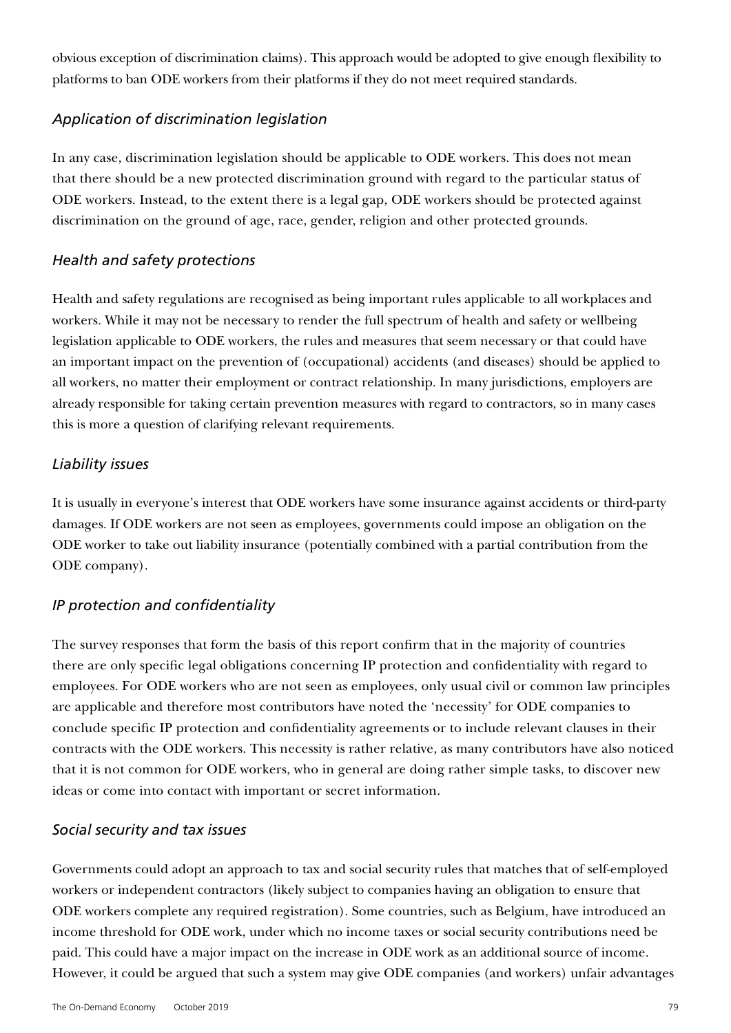obvious exception of discrimination claims). This approach would be adopted to give enough flexibility to platforms to ban ODE workers from their platforms if they do not meet required standards.

### *Application of discrimination legislation*

In any case, discrimination legislation should be applicable to ODE workers. This does not mean that there should be a new protected discrimination ground with regard to the particular status of ODE workers. Instead, to the extent there is a legal gap, ODE workers should be protected against discrimination on the ground of age, race, gender, religion and other protected grounds.

### *Health and safety protections*

Health and safety regulations are recognised as being important rules applicable to all workplaces and workers. While it may not be necessary to render the full spectrum of health and safety or wellbeing legislation applicable to ODE workers, the rules and measures that seem necessary or that could have an important impact on the prevention of (occupational) accidents (and diseases) should be applied to all workers, no matter their employment or contract relationship. In many jurisdictions, employers are already responsible for taking certain prevention measures with regard to contractors, so in many cases this is more a question of clarifying relevant requirements.

### *Liability issues*

It is usually in everyone's interest that ODE workers have some insurance against accidents or third-party damages. If ODE workers are not seen as employees, governments could impose an obligation on the ODE worker to take out liability insurance (potentially combined with a partial contribution from the ODE company).

### *IP protection and confidentiality*

The survey responses that form the basis of this report confirm that in the majority of countries there are only specific legal obligations concerning IP protection and confidentiality with regard to employees. For ODE workers who are not seen as employees, only usual civil or common law principles are applicable and therefore most contributors have noted the 'necessity' for ODE companies to conclude specific IP protection and confidentiality agreements or to include relevant clauses in their contracts with the ODE workers. This necessity is rather relative, as many contributors have also noticed that it is not common for ODE workers, who in general are doing rather simple tasks, to discover new ideas or come into contact with important or secret information.

### *Social security and tax issues*

Governments could adopt an approach to tax and social security rules that matches that of self-employed workers or independent contractors (likely subject to companies having an obligation to ensure that ODE workers complete any required registration). Some countries, such as Belgium, have introduced an income threshold for ODE work, under which no income taxes or social security contributions need be paid. This could have a major impact on the increase in ODE work as an additional source of income. However, it could be argued that such a system may give ODE companies (and workers) unfair advantages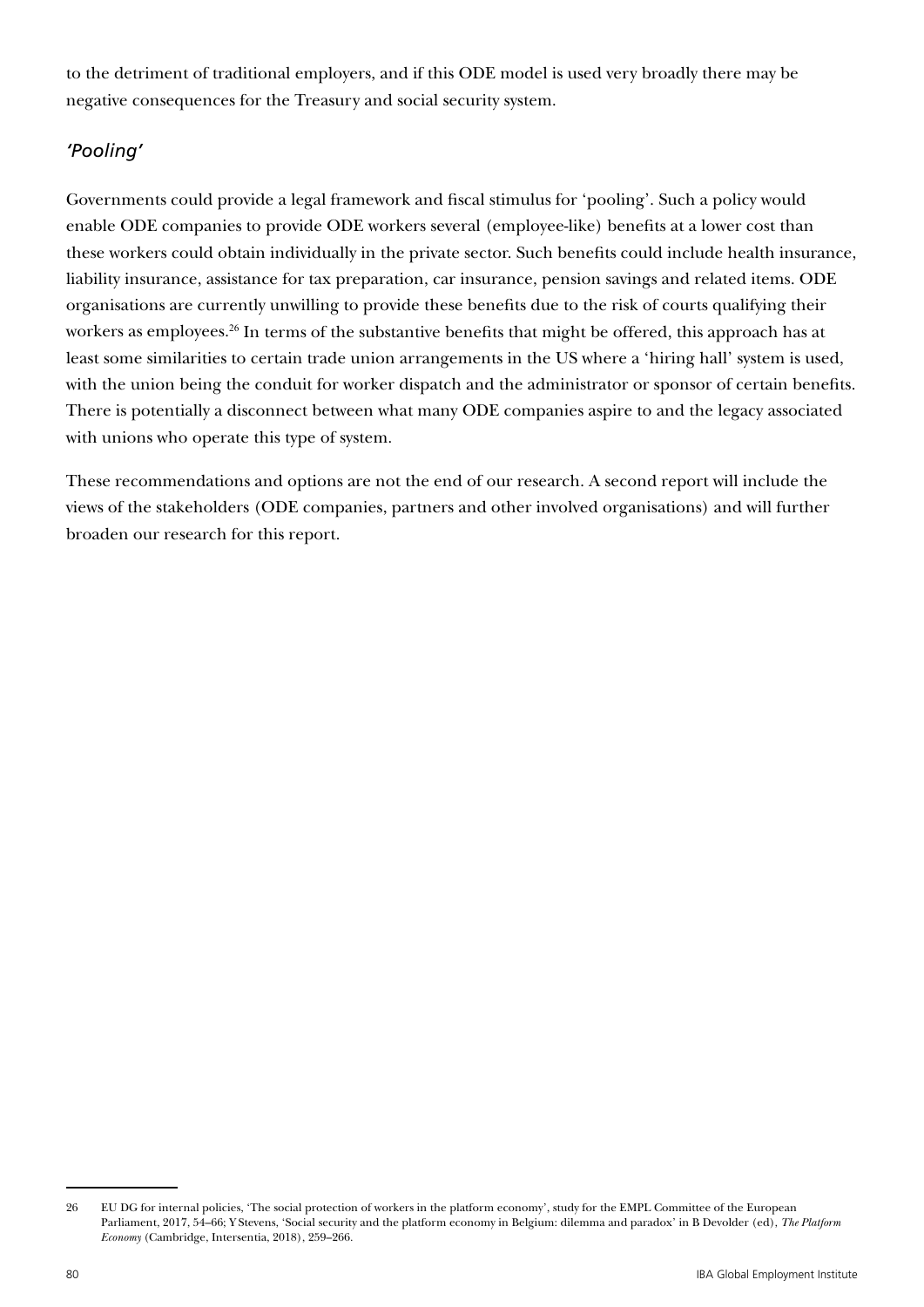to the detriment of traditional employers, and if this ODE model is used very broadly there may be negative consequences for the Treasury and social security system.

### *'Pooling'*

Governments could provide a legal framework and fiscal stimulus for 'pooling'. Such a policy would enable ODE companies to provide ODE workers several (employee-like) benefits at a lower cost than these workers could obtain individually in the private sector. Such benefits could include health insurance, liability insurance, assistance for tax preparation, car insurance, pension savings and related items. ODE organisations are currently unwilling to provide these benefits due to the risk of courts qualifying their workers as employees.[26] In terms of the substantive benefits that might be offered, this approach has at least some similarities to certain trade union arrangements in the US where a 'hiring hall' system is used, with the union being the conduit for worker dispatch and the administrator or sponsor of certain benefits. There is potentially a disconnect between what many ODE companies aspire to and the legacy associated with unions who operate this type of system.

These recommendations and options are not the end of our research. A second report will include the views of the stakeholders (ODE companies, partners and other involved organisations) and will further broaden our research for this report.

---

26 EU DG for internal policies, 'The social protection of workers in the platform economy', study for the EMPL Committee of the European Parliament, 2017, 54–66; Y Stevens, 'Social security and the platform economy in Belgium: dilemma and paradox' in B Devolder (ed), *The Platform Economy* (Cambridge, Intersentia, 2018), 259–266.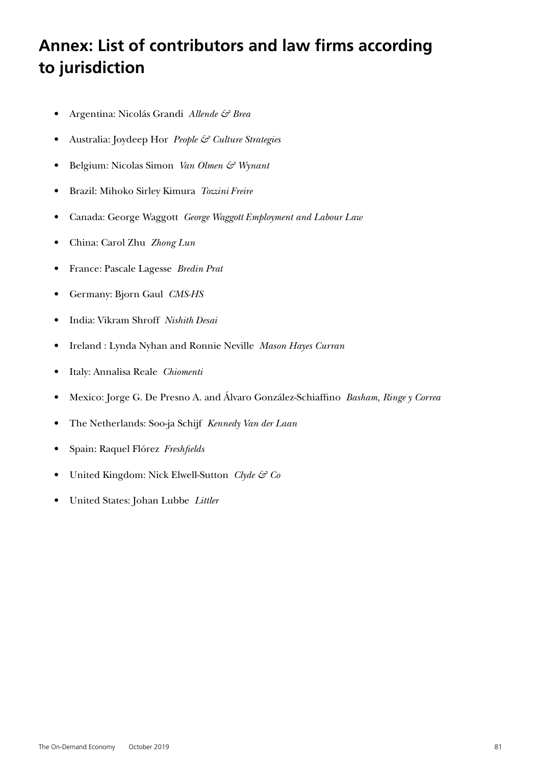# Annex: List of contributors and law firms according to jurisdiction

- Argentina: Nicolás Grandi *Allende & Brea*
- Australia: Joydeep Hor *People & Culture Strategies*
- Belgium: Nicolas Simon *Van Olmen & Wynant*
- Brazil: Mihoko Sirley Kimura *Tozzini Freire*
- Canada: George Waggott *George Waggott Employment and Labour Law*
- China: Carol Zhu *Zhong Lun*
- France: Pascale Lagesse *Bredin Prat*
- Germany: Bjorn Gaul *CMS-HS*
- India: Vikram Shroff *Nishith Desai*
- Ireland : Lynda Nyhan and Ronnie Neville *Mason Hayes Curran*
- Italy: Annalisa Reale *Chiomenti*
- Mexico: Jorge G. De Presno A. and Álvaro González-Schiaffino *Basham, Ringe y Correa*
- The Netherlands: Soo-ja Schijf *Kennedy Van der Laan*
- Spain: Raquel Flórez *Freshfields*
- United Kingdom: Nick Elwell-Sutton *Clyde & Co*
- United States: Johan Lubbe *Littler*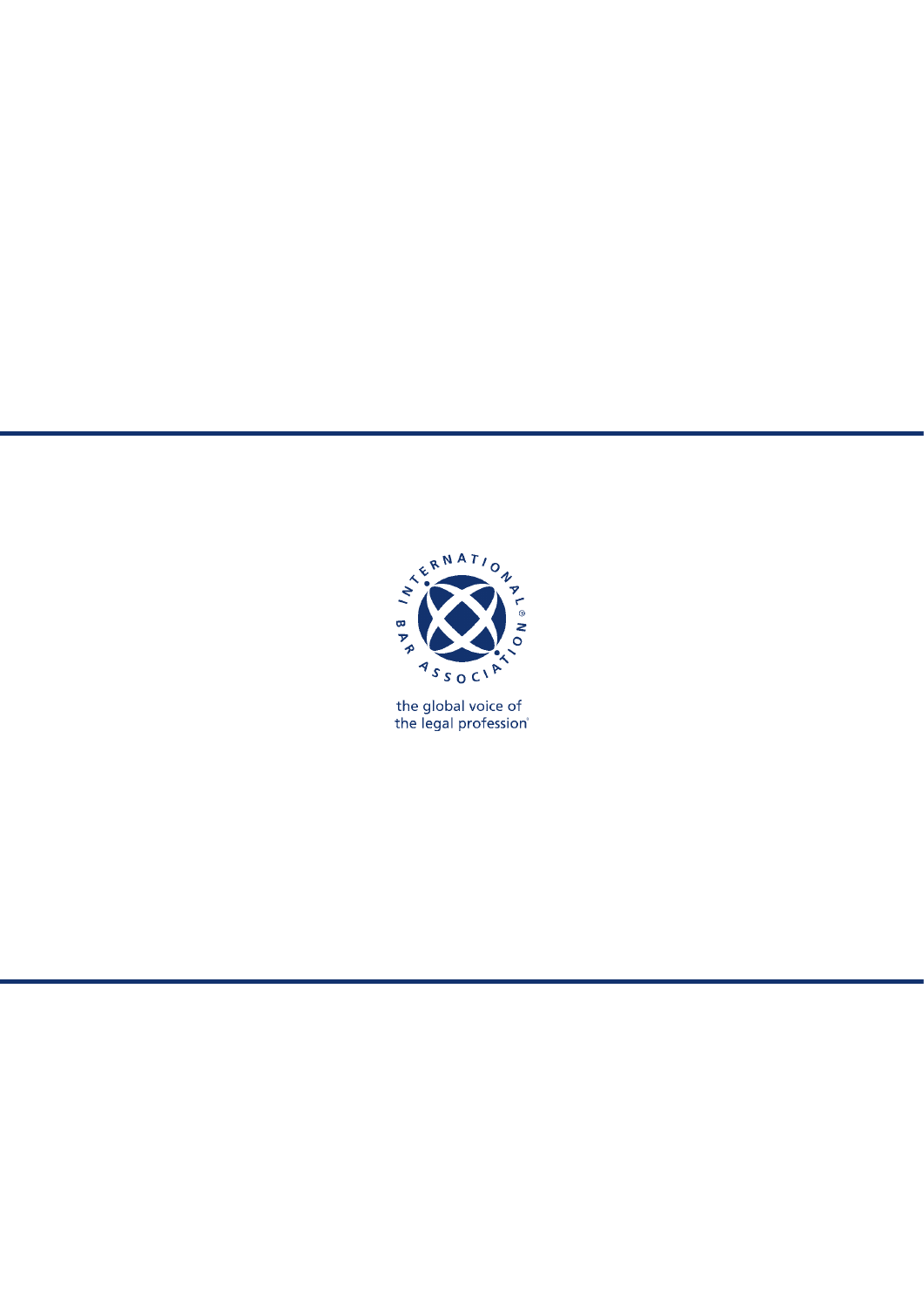INTERNATIONAL BAR ASSOCIATION®

the global voice of the legal profession®